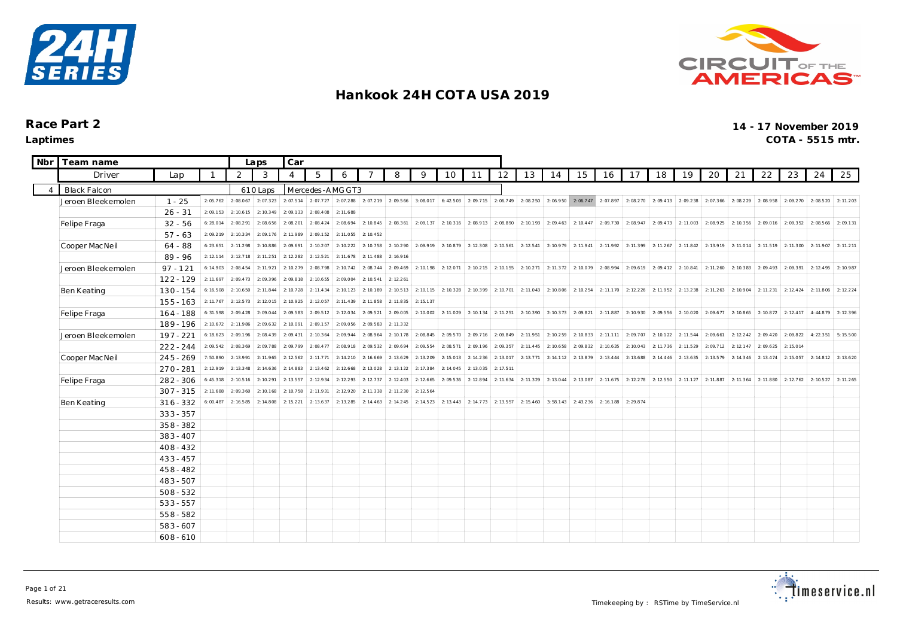# Hankook 24H COTA USA 2019

## Race Part 2

**Laptimes**

**14 - 17 November 2019**

**COTA - 5515 mtr.**

| Nbr | Team name | | Laps | Car | | | | | | | | | | | | | | | | | | | | | | | | |
|---|---|---|---|---|---|---|---|---|---|---|---|---|---|---|---|---|---|---|---|---|---|---|---|---|---|---|---|---|
| | Driver | Lap | 1 | 2 | 3 | 4 | 5 | 6 | 7 | 8 | 9 | 10 | 11 | 12 | 13 | 14 | 15 | 16 | 17 | 18 | 19 | 20 | 21 | 22 | 23 | 24 | 25 |
| 4 | Black Falcon | | | | 610 Laps | Mercedes-AMG GT3 | | | | | | | | | | | | | | | | | | | | | |
| | Jeroen Bleekemolen | 1 - 25 | 2:05.762 | 2:08.067 | 2:07.323 | 2:07.514 | 2:07.727 | 2:07.288 | 2:07.219 | 2:09.566 | 3:08.017 | 6:42.503 | 2:09.715 | 2:06.749 | 2:08.250 | 2:06.950 | 2:06.747 | 2:07.897 | 2:08.270 | 2:09.413 | 2:09.238 | 2:07.366 | 2:08.229 | 2:08.958 | 2:09.270 | 2:08.520 | 2:11.203 |
| | | 26 - 31 | 2:09.153 | 2:10.615 | 2:10.349 | 2:09.133 | 2:08.408 | 2:11.688 | | | | | | | | | | | | | | | | | | | |
| | Felipe Fraga | 32 - 56 | 6:28.014 | 2:08.291 | 2:08.656 | 2:08.201 | 2:08.424 | 2:08.694 | 2:10.845 | 2:08.361 | 2:09.137 | 2:10.316 | 2:08.913 | 2:08.890 | 2:10.193 | 2:09.463 | 2:10.447 | 2:09.730 | 2:08.947 | 2:09.473 | 2:11.003 | 2:08.925 | 2:10.356 | 2:09.016 | 2:09.352 | 2:08.566 | 2:09.131 |
| | | 57 - 63 | 2:09.219 | 2:10.334 | 2:09.176 | 2:11.989 | 2:09.152 | 2:11.055 | 2:10.452 | | | | | | | | | | | | | | | | | | |
| | Cooper MacNeil | 64 - 88 | 6:23.651 | 2:11.298 | 2:10.886 | 2:09.691 | 2:10.207 | 2:10.222 | 2:10.758 | 2:10.290 | 2:09.919 | 2:10.879 | 2:12.308 | 2:10.561 | 2:12.541 | 2:10.979 | 2:11.941 | 2:11.992 | 2:11.399 | 2:11.267 | 2:11.842 | 2:13.919 | 2:11.014 | 2:11.519 | 2:11.300 | 2:11.907 | 2:11.211 |
| | | 89 - 96 | 2:12.114 | 2:12.718 | 2:11.251 | 2:12.282 | 2:12.521 | 2:11.678 | 2:11.488 | 2:16.916 | | | | | | | | | | | | | | | | | |
| | Jeroen Bleekemolen | 97 - 121 | 6:14.903 | 2:08.454 | 2:11.921 | 2:10.279 | 2:08.798 | 2:10.742 | 2:08.744 | 2:09.469 | 2:10.198 | 2:12.071 | 2:10.215 | 2:10.155 | 2:10.271 | 2:11.372 | 2:10.079 | 2:08.994 | 2:09.619 | 2:09.412 | 2:10.841 | 2:11.260 | 2:10.383 | 2:09.493 | 2:09.391 | 2:12.495 | 2:10.987 |
| | | 122 - 129 | 2:11.697 | 2:09.473 | 2:09.396 | 2:09.818 | 2:10.655 | 2:09.004 | 2:10.541 | 2:12.261 | | | | | | | | | | | | | | | | | |
| | Ben Keating | 130 - 154 | 6:16.508 | 2:10.650 | 2:11.844 | 2:10.728 | 2:11.434 | 2:10.123 | 2:10.189 | 2:10.513 | 2:10.115 | 2:10.328 | 2:10.399 | 2:10.701 | 2:11.043 | 2:10.806 | 2:10.254 | 2:11.170 | 2:12.226 | 2:11.952 | 2:13.238 | 2:11.263 | 2:10.904 | 2:11.231 | 2:12.424 | 2:11.806 | 2:12.224 |
| | | 155 - 163 | 2:11.767 | 2:12.573 | 2:12.015 | 2:10.925 | 2:12.057 | 2:11.439 | 2:11.858 | 2:11.835 | 2:15.137 | | | | | | | | | | | | | | | | |
| | Felipe Fraga | 164 - 188 | 6:31.598 | 2:09.428 | 2:09.044 | 2:09.583 | 2:09.512 | 2:12.034 | 2:09.521 | 2:09.005 | 2:10.002 | 2:11.029 | 2:10.134 | 2:11.251 | 2:10.390 | 2:10.373 | 2:09.821 | 2:11.887 | 2:10.930 | 2:09.556 | 2:10.020 | 2:09.677 | 2:10.865 | 2:10.872 | 2:12.417 | 4:44.879 | 2:12.396 |
| | | 189 - 196 | 2:10.672 | 2:11.986 | 2:09.632 | 2:10.091 | 2:09.157 | 2:09.056 | 2:09.583 | 2:11.332 | | | | | | | | | | | | | | | | | |
| | Jeroen Bleekemolen | 197 - 221 | 6:18.623 | 2:09.196 | 2:08.439 | 2:09.431 | 2:10.364 | 2:09.944 | 2:08.964 | 2:10.178 | 2:08.845 | 2:09.570 | 2:09.716 | 2:09.849 | 2:11.951 | 2:10.259 | 2:10.833 | 2:11.111 | 2:09.707 | 2:10.122 | 2:11.544 | 2:09.661 | 2:12.242 | 2:09.420 | 2:09.822 | 4:22.351 | 5:15.500 |
| | | 222 - 244 | 2:09.542 | 2:08.369 | 2:09.788 | 2:09.799 | 2:08.477 | 2:08.918 | 2:09.532 | 2:09.694 | 2:09.554 | 2:08.571 | 2:09.196 | 2:09.357 | 2:11.445 | 2:10.658 | 2:09.832 | 2:10.635 | 2:10.043 | 2:11.736 | 2:11.529 | 2:09.712 | 2:12.147 | 2:09.625 | 2:15.014 | | |
| | Cooper MacNeil | 245 - 269 | 7:50.890 | 2:13.991 | 2:11.965 | 2:12.562 | 2:11.771 | 2:14.210 | 2:16.669 | 2:13.629 | 2:13.209 | 2:15.013 | 2:14.236 | 2:13.017 | 2:13.771 | 2:14.112 | 2:13.879 | 2:13.444 | 2:13.688 | 2:14.446 | 2:13.635 | 2:13.579 | 2:14.346 | 2:13.474 | 2:15.057 | 2:14.812 | 2:13.620 |
| | | 270 - 281 | 2:12.919 | 2:13.348 | 2:14.636 | 2:14.883 | 2:13.462 | 2:12.668 | 2:13.028 | 2:13.122 | 2:17.384 | 2:14.045 | 2:13.035 | 2:17.511 | | | | | | | | | | | | | |
| | Felipe Fraga | 282 - 306 | 6:45.318 | 2:10.516 | 2:10.291 | 2:13.557 | 2:12.934 | 2:12.293 | 2:12.737 | 2:12.403 | 2:12.665 | 2:09.536 | 2:12.894 | 2:11.634 | 2:11.329 | 2:13.044 | 2:13.087 | 2:11.675 | 2:12.278 | 2:12.550 | 2:11.127 | 2:11.887 | 2:11.364 | 2:11.880 | 2:12.762 | 2:10.527 | 2:11.265 |
| | | 307 - 315 | 2:11.688 | 2:09.360 | 2:10.168 | 2:10.758 | 2:11.931 | 2:12.920 | 2:11.338 | 2:11.230 | 2:12.564 | | | | | | | | | | | | | | | | |
| | Ben Keating | 316 - 332 | 6:00.487 | 2:16.585 | 2:14.808 | 2:15.221 | 2:13.637 | 2:13.285 | 2:14.463 | 2:14.245 | 2:14.523 | 2:13.443 | 2:14.773 | 2:13.557 | 2:15.460 | 3:58.143 | 2:43.236 | 2:16.188 | 2:29.874 | | | | | | | | |
| | | 333 - 357 | | | | | | | | | | | | | | | | | | | | | | | | | |
| | | 358 - 382 | | | | | | | | | | | | | | | | | | | | | | | | | |
| | | 383 - 407 | | | | | | | | | | | | | | | | | | | | | | | | | |
| | | 408 - 432 | | | | | | | | | | | | | | | | | | | | | | | | | |
| | | 433 - 457 | | | | | | | | | | | | | | | | | | | | | | | | | |
| | | 458 - 482 | | | | | | | | | | | | | | | | | | | | | | | | | |
| | | 483 - 507 | | | | | | | | | | | | | | | | | | | | | | | | | |
| | | 508 - 532 | | | | | | | | | | | | | | | | | | | | | | | | | |
| | | 533 - 557 | | | | | | | | | | | | | | | | | | | | | | | | | |
| | | 558 - 582 | | | | | | | | | | | | | | | | | | | | | | | | | |
| | | 583 - 607 | | | | | | | | | | | | | | | | | | | | | | | | | |
| | | 608 - 610 | | | | | | | | | | | | | | | | | | | | | | | | | |

Results: www.getraceresults.com

Timekeeping by : RSTime by TimeService.nl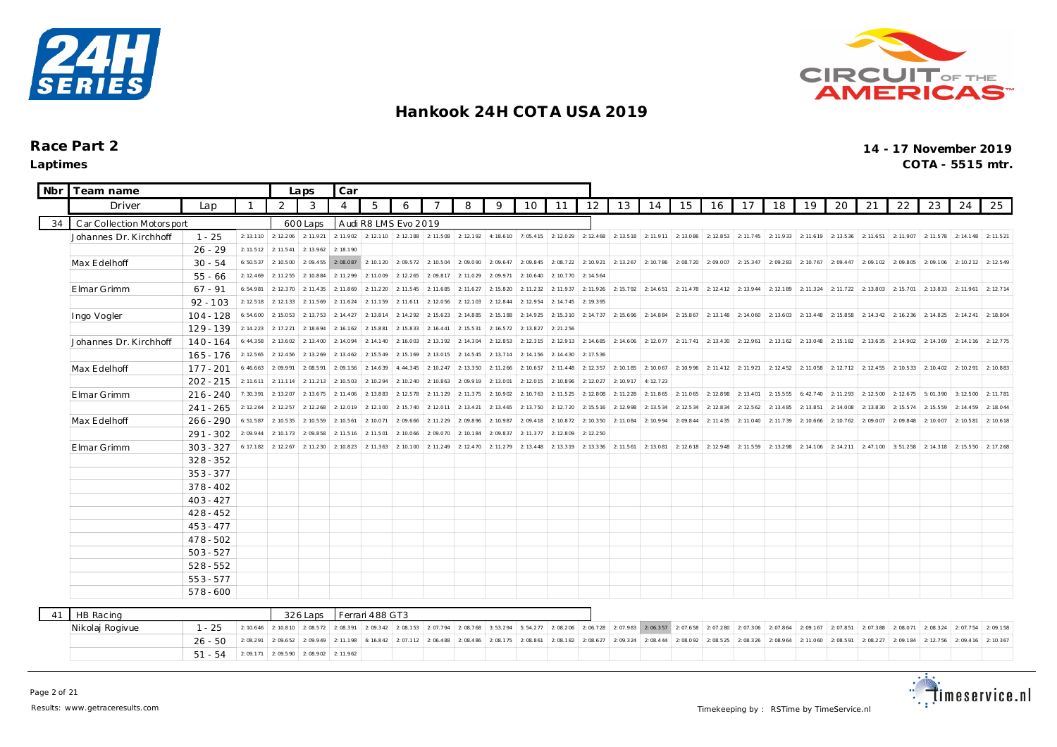# Hankook 24H COTA USA 2019

## Race Part 2

**Laptimes**

**14 - 17 November 2019**

**COTA - 5515 mtr.**

| Nbr | Team name | | Laps | Car | | | | | | | | | | | | | | | | | | | | | | | |
|---|---|---|---|---|---|---|---|---|---|---|---|---|---|---|---|---|---|---|---|---|---|---|---|---|---|---|---|
| | Driver | Lap | 1 | 2 | 3 | 4 | 5 | 6 | 7 | 8 | 9 | 10 | 11 | 12 | 13 | 14 | 15 | 16 | 17 | 18 | 19 | 20 | 21 | 22 | 23 | 24 | 25 |
| 34 | Car Collection Motorsport | | | 600 Laps | | Audi R8 LMS Evo 2019 | | | | | | | | | | | | | | | | | | | | | |
| | Johannes Dr. Kirchhoff | 1 - 25 | 2:13.110 | 2:12.206 | 2:11.921 | 2:11.902 | 2:12.110 | 2:12.188 | 2:11.508 | 2:12.192 | 4:18.610 | 7:05.415 | 2:12.029 | 2:12.468 | 2:13.518 | 2:11.911 | 2:13.086 | 2:12.853 | 2:11.745 | 2:11.933 | 2:11.619 | 2:13.536 | 2:11.651 | 2:11.907 | 2:11.578 | 2:14.148 | 2:11.521 |
| | | 26 - 29 | 2:11.512 | 2:11.541 | 2:13.962 | 2:18.190 | | | | | | | | | | | | | | | | | | | | | |
| | Max Edelhoff | 30 - 54 | 6:50.537 | 2:10.500 | 2:09.455 | 2:08.087 | 2:10.120 | 2:09.572 | 2:10.504 | 2:09.090 | 2:09.647 | 2:09.845 | 2:08.722 | 2:10.921 | 2:13.267 | 2:10.786 | 2:08.720 | 2:09.007 | 2:15.347 | 2:09.283 | 2:10.767 | 2:09.447 | 2:09.102 | 2:09.805 | 2:09.106 | 2:10.212 | 2:12.549 |
| | | 55 - 66 | 2:12.469 | 2:11.255 | 2:10.884 | 2:11.299 | 2:11.009 | 2:12.265 | 2:09.817 | 2:11.029 | 2:09.971 | 2:10.640 | 2:10.770 | 2:14.564 | | | | | | | | | | | | | |
| | Elmar Grimm | 67 - 91 | 6:54.981 | 2:12.370 | 2:11.435 | 2:11.869 | 2:11.220 | 2:11.545 | 2:11.685 | 2:11.627 | 2:15.820 | 2:11.232 | 2:11.937 | 2:11.926 | 2:15.792 | 2:14.651 | 2:11.478 | 2:12.412 | 2:13.944 | 2:12.189 | 2:11.324 | 2:11.722 | 2:13.803 | 2:15.701 | 2:13.833 | 2:11.961 | 2:12.714 |
| | | 92 - 103 | 2:12.518 | 2:12.133 | 2:11.569 | 2:11.624 | 2:11.159 | 2:11.611 | 2:12.056 | 2:12.103 | 2:12.844 | 2:12.954 | 2:14.745 | 2:19.395 | | | | | | | | | | | | | |
| | Ingo Vogler | 104 - 128 | 6:54.600 | 2:15.053 | 2:13.753 | 2:14.427 | 2:13.814 | 2:14.292 | 2:15.623 | 2:14.885 | 2:15.188 | 2:14.925 | 2:15.310 | 2:14.737 | 2:15.696 | 2:14.884 | 2:15.867 | 2:13.148 | 2:14.060 | 2:13.603 | 2:13.448 | 2:15.858 | 2:14.342 | 2:16.236 | 2:14.825 | 2:14.241 | 2:18.804 |
| | | 129 - 139 | 2:14.223 | 2:17.221 | 2:18.694 | 2:16.162 | 2:15.881 | 2:15.833 | 2:16.441 | 2:15.531 | 2:16.572 | 2:13.827 | 2:21.256 | | | | | | | | | | | | | | |
| | Johannes Dr. Kirchhoff | 140 - 164 | 6:44.358 | 2:13.602 | 2:13.400 | 2:14.094 | 2:14.140 | 2:16.003 | 2:13.192 | 2:14.304 | 2:12.853 | 2:12.315 | 2:12.913 | 2:14.685 | 2:14.606 | 2:12.077 | 2:11.741 | 2:13.430 | 2:12.961 | 2:13.162 | 2:13.048 | 2:15.182 | 2:13.635 | 2:14.902 | 2:14.369 | 2:14.116 | 2:12.775 |
| | | 165 - 176 | 2:12.565 | 2:12.456 | 2:13.269 | 2:13.462 | 2:15.549 | 2:15.169 | 2:13.015 | 2:14.545 | 2:13.714 | 2:14.156 | 2:14.430 | 2:17.536 | | | | | | | | | | | | | |
| | Max Edelhoff | 177 - 201 | 6:46.663 | 2:09.991 | 2:08.591 | 2:09.156 | 2:14.639 | 4:44.345 | 2:10.247 | 2:13.350 | 2:11.266 | 2:10.657 | 2:11.448 | 2:12.357 | 2:10.185 | 2:10.067 | 2:10.996 | 2:11.412 | 2:11.921 | 2:12.452 | 2:11.058 | 2:12.712 | 2:12.455 | 2:10.533 | 2:10.402 | 2:10.291 | 2:10.883 |
| | | 202 - 215 | 2:11.611 | 2:11.114 | 2:11.213 | 2:10.503 | 2:10.294 | 2:10.240 | 2:10.863 | 2:09.919 | 2:13.001 | 2:12.015 | 2:10.896 | 2:12.027 | 2:10.917 | 4:12.723 | | | | | | | | | | | |
| | Elmar Grimm | 216 - 240 | 7:30.391 | 2:13.207 | 2:13.675 | 2:11.406 | 2:13.883 | 2:12.578 | 2:11.129 | 2:11.375 | 2:10.902 | 2:10.763 | 2:11.525 | 2:12.808 | 2:11.228 | 2:11.865 | 2:11.065 | 2:12.898 | 2:13.401 | 2:15.555 | 6:42.740 | 2:11.293 | 2:12.500 | 2:12.675 | 5:01.390 | 3:12.500 | 2:11.781 |
| | | 241 - 265 | 2:12.264 | 2:12.257 | 2:12.268 | 2:12.019 | 2:12.100 | 2:15.740 | 2:12.011 | 2:13.421 | 2:13.465 | 2:13.750 | 2:12.720 | 2:15.516 | 2:12.998 | 2:13.534 | 2:12.534 | 2:12.834 | 2:12.562 | 2:13.485 | 2:13.851 | 2:14.008 | 2:13.830 | 2:15.574 | 2:15.559 | 2:14.459 | 2:18.044 |
| | Max Edelhoff | 266 - 290 | 6:51.587 | 2:10.535 | 2:10.559 | 2:10.561 | 2:10.071 | 2:09.666 | 2:11.229 | 2:09.896 | 2:10.987 | 2:09.418 | 2:10.872 | 2:10.350 | 2:11.084 | 2:10.994 | 2:09.844 | 2:11.435 | 2:11.040 | 2:11.739 | 2:10.666 | 2:10.762 | 2:09.007 | 2:09.848 | 2:10.007 | 2:10.581 | 2:10.618 |
| | | 291 - 302 | 2:09.944 | 2:10.173 | 2:09.858 | 2:11.516 | 2:11.501 | 2:10.066 | 2:09.070 | 2:10.184 | 2:09.837 | 2:11.377 | 2:12.809 | 2:12.250 | | | | | | | | | | | | | |
| | Elmar Grimm | 303 - 327 | 6:17.182 | 2:12.267 | 2:11.230 | 2:10.823 | 2:11.363 | 2:10.100 | 2:11.249 | 2:12.470 | 2:11.279 | 2:13.448 | 2:13.319 | 2:13.336 | 2:11.561 | 2:13.081 | 2:12.618 | 2:12.948 | 2:11.559 | 2:13.298 | 2:14.106 | 2:14.211 | 2:47.100 | 3:51.258 | 2:14.318 | 2:15.550 | 2:17.268 |
| | | 328 - 352 | | | | | | | | | | | | | | | | | | | | | | | | | |
| | | 353 - 377 | | | | | | | | | | | | | | | | | | | | | | | | | |
| | | 378 - 402 | | | | | | | | | | | | | | | | | | | | | | | | | |
| | | 403 - 427 | | | | | | | | | | | | | | | | | | | | | | | | | |
| | | 428 - 452 | | | | | | | | | | | | | | | | | | | | | | | | | |
| | | 453 - 477 | | | | | | | | | | | | | | | | | | | | | | | | | |
| | | 478 - 502 | | | | | | | | | | | | | | | | | | | | | | | | | |
| | | 503 - 527 | | | | | | | | | | | | | | | | | | | | | | | | | |
| | | 528 - 552 | | | | | | | | | | | | | | | | | | | | | | | | | |
| | | 553 - 577 | | | | | | | | | | | | | | | | | | | | | | | | | |
| | | 578 - 600 | | | | | | | | | | | | | | | | | | | | | | | | | |
| 41 | HB Racing | | | 326 Laps | | Ferrari 488 GT3 | | | | | | | | | | | | | | | | | | | | | |
| | Nikolaj Rogivue | 1 - 25 | 2:10.646 | 2:10.810 | 2:08.572 | 2:08.391 | 2:09.342 | 2:08.153 | 2:07.794 | 2:08.768 | 3:53.294 | 5:54.277 | 2:08.206 | 2:06.728 | 2:07.983 | 2:06.357 | 2:07.658 | 2:07.280 | 2:07.306 | 2:07.864 | 2:09.167 | 2:07.851 | 2:07.388 | 2:08.071 | 2:08.324 | 2:07.754 | 2:09.158 |
| | | 26 - 50 | 2:08.291 | 2:09.652 | 2:09.949 | 2:11.198 | 6:16.842 | 2:07.112 | 2:06.488 | 2:08.486 | 2:08.175 | 2:08.861 | 2:08.182 | 2:08.627 | 2:09.324 | 2:08.444 | 2:08.092 | 2:08.525 | 2:08.326 | 2:08.964 | 2:11.060 | 2:08.591 | 2:08.227 | 2:09.184 | 2:12.756 | 2:09.416 | 2:10.367 |
| | | 51 - 54 | 2:09.171 | 2:09.590 | 2:08.902 | 2:11.962 | | | | | | | | | | | | | | | | | | | | | |

Results: www.getraceresults.com

Timekeeping by : RSTime by TimeService.nl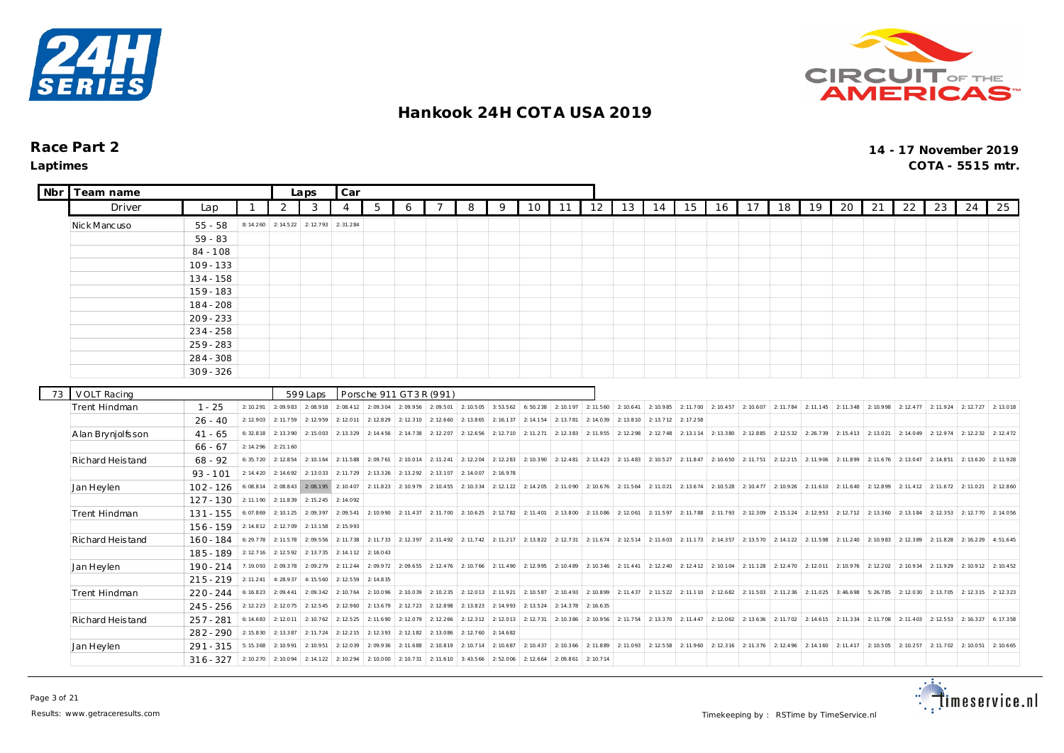# Hankook 24H COTA USA 2019

## Race Part 2

**Laptimes**

**14 - 17 November 2019**

**COTA - 5515 mtr.**

| Nbr | Team name | | Laps | | Car | | | | | | | | | | | | | | | | | | | | | | |
|---|---|---|---|---|---|---|---|---|---|---|---|---|---|---|---|---|---|---|---|---|---|---|---|---|---|---|---|
| | Driver | Lap | 1 | 2 | 3 | 4 | 5 | 6 | 7 | 8 | 9 | 10 | 11 | 12 | 13 | 14 | 15 | 16 | 17 | 18 | 19 | 20 | 21 | 22 | 23 | 24 | 25 |
| | Nick Mancuso | 55 - 58 | 8:14.260 | 2:14.522 | 2:12.793 | 2:31.284 | | | | | | | | | | | | | | | | | | | | | |
| | | 59 - 83 | | | | | | | | | | | | | | | | | | | | | | | | | |
| | | 84 - 108 | | | | | | | | | | | | | | | | | | | | | | | | | |
| | | 109 - 133 | | | | | | | | | | | | | | | | | | | | | | | | | |
| | | 134 - 158 | | | | | | | | | | | | | | | | | | | | | | | | | |
| | | 159 - 183 | | | | | | | | | | | | | | | | | | | | | | | | | |
| | | 184 - 208 | | | | | | | | | | | | | | | | | | | | | | | | | |
| | | 209 - 233 | | | | | | | | | | | | | | | | | | | | | | | | | |
| | | 234 - 258 | | | | | | | | | | | | | | | | | | | | | | | | | |
| | | 259 - 283 | | | | | | | | | | | | | | | | | | | | | | | | | |
| | | 284 - 308 | | | | | | | | | | | | | | | | | | | | | | | | | |
| | | 309 - 326 | | | | | | | | | | | | | | | | | | | | | | | | | |
| 73 | VOLT Racing | | | 599 Laps | | Porsche 911 GT3 R (991) | | | | | | | | | | | | | | | | | | | | | |
| | Trent Hindman | 1 - 25 | 2:10.291 | 2:09.983 | 2:08.918 | 2:08.412 | 2:09.304 | 2:09.956 | 2:09.501 | 2:10.505 | 3:53.562 | 6:50.238 | 2:10.197 | 2:11.560 | 2:10.641 | 2:10.985 | 2:11.700 | 2:10.457 | 2:10.607 | 2:11.784 | 2:11.145 | 2:11.348 | 2:10.998 | 2:12.477 | 2:11.924 | 2:12.727 | 2:13.018 |
| | | 26 - 40 | 2:12.903 | 2:11.759 | 2:12.959 | 2:12.011 | 2:12.829 | 2:12.310 | 2:12.660 | 2:13.865 | 2:16.137 | 2:14.154 | 2:13.781 | 2:14.039 | 2:13.810 | 2:13.712 | 2:17.258 | | | | | | | | | | |
| | Alan Brynjolfsson | 41 - 65 | 6:32.818 | 2:13.390 | 2:15.003 | 2:13.329 | 2:14.456 | 2:14.738 | 2:12.207 | 2:12.656 | 2:12.710 | 2:11.271 | 2:12.383 | 2:11.955 | 2:12.298 | 2:12.748 | 2:13.114 | 2:13.380 | 2:12.885 | 2:12.532 | 2:26.739 | 2:15.413 | 2:13.021 | 2:14.049 | 2:12.974 | 2:12.232 | 2:12.472 |
| | | 66 - 67 | 2:14.296 | 2:21.160 | | | | | | | | | | | | | | | | | | | | | | | |
| | Richard Heistand | 68 - 92 | 6:35.720 | 2:12.854 | 2:10.164 | 2:11.588 | 2:09.761 | 2:10.014 | 2:11.241 | 2:12.204 | 2:12.283 | 2:10.390 | 2:12.481 | 2:13.423 | 2:11.483 | 2:10.527 | 2:11.847 | 2:10.650 | 2:11.751 | 2:12.215 | 2:11.906 | 2:11.899 | 2:11.676 | 2:13.047 | 2:14.851 | 2:13.620 | 2:11.928 |
| | | 93 - 101 | 2:14.420 | 2:14.692 | 2:13.033 | 2:11.729 | 2:13.326 | 2:13.292 | 2:13.107 | 2:14.007 | 2:16.978 | | | | | | | | | | | | | | | | |
| | Jan Heylen | 102 - 126 | 6:08.814 | 2:08.843 | 2:08.195 | 2:10.407 | 2:11.823 | 2:10.979 | 2:10.455 | 2:10.334 | 2:12.122 | 2:14.205 | 2:11.090 | 2:10.676 | 2:11.564 | 2:11.021 | 2:13.674 | 2:10.528 | 2:10.477 | 2:10.926 | 2:11.610 | 2:11.640 | 2:12.899 | 2:11.412 | 2:11.672 | 2:11.021 | 2:12.860 |
| | | 127 - 130 | 2:11.190 | 2:11.839 | 2:15.245 | 2:14.092 | | | | | | | | | | | | | | | | | | | | | |
| | Trent Hindman | 131 - 155 | 6:07.869 | 2:10.125 | 2:09.397 | 2:09.541 | 2:10.990 | 2:11.437 | 2:11.700 | 2:10.625 | 2:12.782 | 2:11.401 | 2:13.800 | 2:13.086 | 2:12.061 | 2:11.597 | 2:11.788 | 2:11.793 | 2:12.309 | 2:15.124 | 2:12.953 | 2:12.712 | 2:13.360 | 2:13.184 | 2:12.353 | 2:12.770 | 2:14.056 |
| | | 156 - 159 | 2:14.812 | 2:12.709 | 2:13.158 | 2:15.993 | | | | | | | | | | | | | | | | | | | | | |
| | Richard Heistand | 160 - 184 | 6:29.778 | 2:11.578 | 2:09.556 | 2:11.738 | 2:11.733 | 2:12.397 | 2:11.492 | 2:11.742 | 2:11.217 | 2:13.822 | 2:12.731 | 2:11.674 | 2:12.514 | 2:11.603 | 2:11.173 | 2:14.357 | 2:13.570 | 2:14.122 | 2:11.598 | 2:11.240 | 2:10.983 | 2:12.389 | 2:11.828 | 2:16.229 | 4:51.645 |
| | | 185 - 189 | 2:12.716 | 2:12.592 | 2:13.735 | 2:14.112 | 2:16.043 | | | | | | | | | | | | | | | | | | | | |
| | Jan Heylen | 190 - 214 | 7:19.093 | 2:09.378 | 2:09.279 | 2:11.244 | 2:09.972 | 2:09.655 | 2:12.476 | 2:10.766 | 2:11.490 | 2:12.995 | 2:10.489 | 2:10.346 | 2:11.441 | 2:12.240 | 2:12.412 | 2:10.104 | 2:11.128 | 2:12.470 | 2:12.011 | 2:10.976 | 2:12.202 | 2:10.934 | 2:11.929 | 2:10.912 | 2:10.452 |
| | | 215 - 219 | 2:11.241 | 4:28.937 | 4:15.560 | 2:12.559 | 2:14.835 | | | | | | | | | | | | | | | | | | | | |
| | Trent Hindman | 220 - 244 | 6:16.823 | 2:09.441 | 2:09.342 | 2:10.764 | 2:10.096 | 2:10.039 | 2:10.235 | 2:12.013 | 2:11.921 | 2:10.587 | 2:10.493 | 2:10.899 | 2:11.437 | 2:11.522 | 2:11.110 | 2:12.682 | 2:11.503 | 2:11.236 | 2:11.025 | 3:46.698 | 5:26.785 | 2:12.030 | 2:13.705 | 2:12.315 | 2:12.323 |
| | | 245 - 256 | 2:12.223 | 2:12.075 | 2:12.545 | 2:12.960 | 2:13.679 | 2:12.723 | 2:12.898 | 2:13.823 | 2:14.993 | 2:13.524 | 2:14.378 | 2:16.635 | | | | | | | | | | | | | |
| | Richard Heistand | 257 - 281 | 6:14.683 | 2:12.011 | 2:10.762 | 2:12.525 | 2:11.690 | 2:12.079 | 2:12.266 | 2:12.312 | 2:12.013 | 2:12.731 | 2:10.386 | 2:10.956 | 2:11.754 | 2:13.370 | 2:11.447 | 2:12.062 | 2:13.636 | 2:11.702 | 2:14.615 | 2:11.334 | 2:11.708 | 2:11.403 | 2:12.553 | 2:16.327 | 6:17.358 |
| | | 282 - 290 | 2:15.830 | 2:13.387 | 2:11.724 | 2:12.215 | 2:12.393 | 2:12.182 | 2:13.086 | 2:12.760 | 2:14.682 | | | | | | | | | | | | | | | | |
| | Jan Heylen | 291 - 315 | 5:15.368 | 2:10.991 | 2:10.951 | 2:12.039 | 2:09.936 | 2:11.688 | 2:10.819 | 2:10.714 | 2:10.687 | 2:10.437 | 2:10.366 | 2:11.889 | 2:11.093 | 2:12.558 | 2:11.960 | 2:12.316 | 2:11.376 | 2:12.496 | 2:14.160 | 2:11.417 | 2:10.505 | 2:10.257 | 2:11.702 | 2:10.051 | 2:10.665 |
| | | 316 - 327 | 2:10.270 | 2:10.094 | 2:14.122 | 2:10.294 | 2:10.000 | 2:10.731 | 2:11.610 | 3:43.566 | 2:52.006 | 2:12.664 | 2:09.861 | 2:10.714 | | | | | | | | | | | | | |

Results: www.getraceresults.com

Timekeeping by : RSTime by TimeService.nl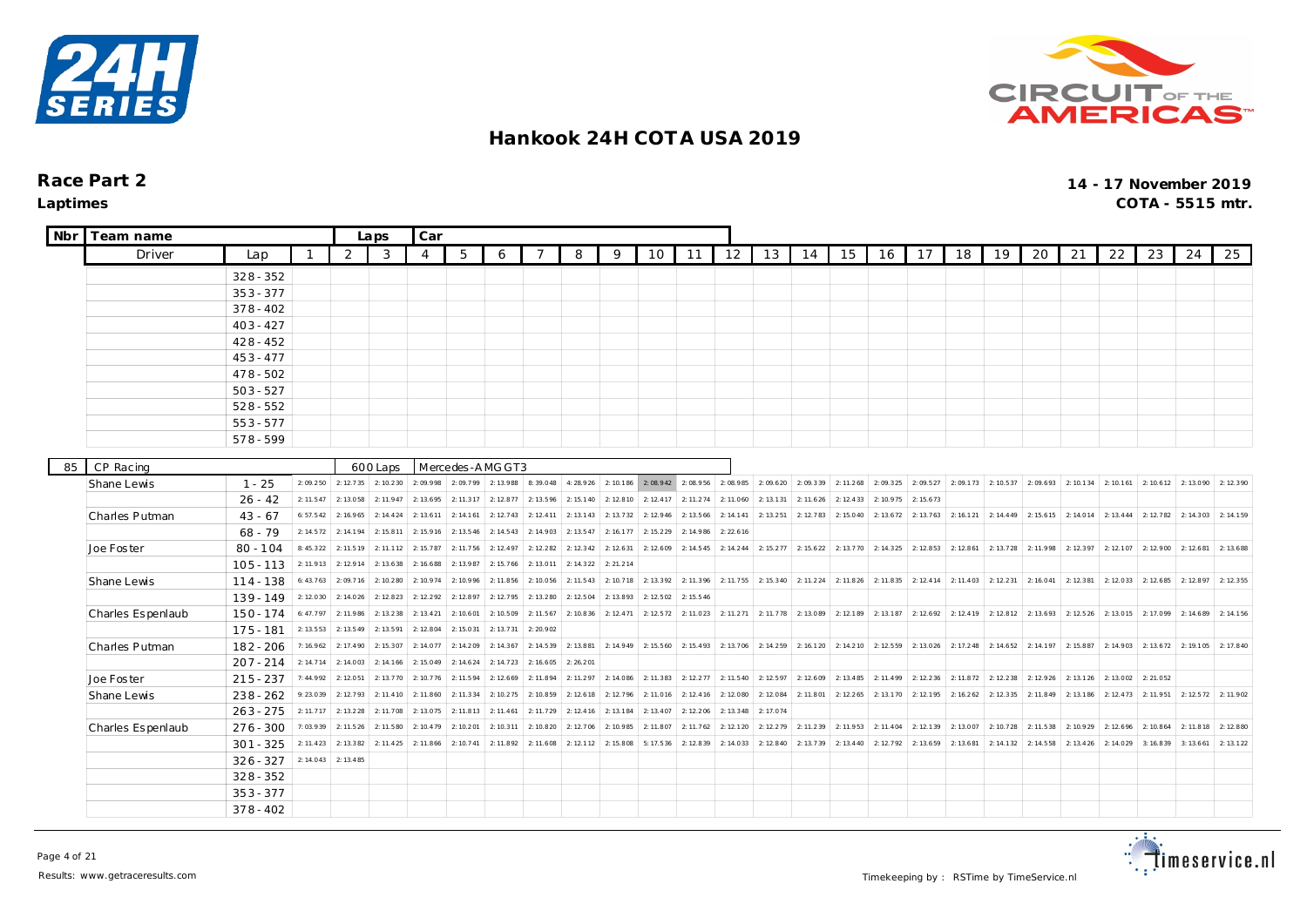# Hankook 24H COTA USA 2019

## Race Part 2

**Laptimes**

**14 - 17 November 2019**

**COTA - 5515 mtr.**

| Nbr | Team name / Driver | Lap | 1 | 2 | 3 | 4 | 5 | 6 | 7 | 8 | 9 | 10 | 11 | 12 | 13 | 14 | 15 | 16 | 17 | 18 | 19 | 20 | 21 | 22 | 23 | 24 | 25 |
|---|---|---|---|---|---|---|---|---|---|---|---|---|---|---|---|---|---|---|---|---|---|---|---|---|---|---|---|
| | | 328 - 352 | | | | | | | | | | | | | | | | | | | | | | | | | |
| | | 353 - 377 | | | | | | | | | | | | | | | | | | | | | | | | | |
| | | 378 - 402 | | | | | | | | | | | | | | | | | | | | | | | | | |
| | | 403 - 427 | | | | | | | | | | | | | | | | | | | | | | | | | |
| | | 428 - 452 | | | | | | | | | | | | | | | | | | | | | | | | | |
| | | 453 - 477 | | | | | | | | | | | | | | | | | | | | | | | | | |
| | | 478 - 502 | | | | | | | | | | | | | | | | | | | | | | | | | |
| | | 503 - 527 | | | | | | | | | | | | | | | | | | | | | | | | | |
| | | 528 - 552 | | | | | | | | | | | | | | | | | | | | | | | | | |
| | | 553 - 577 | | | | | | | | | | | | | | | | | | | | | | | | | |
| | | 578 - 599 | | | | | | | | | | | | | | | | | | | | | | | | | |

| Nbr | Team name / Driver | Lap | 1 | 2 | 3 | 4 | 5 | 6 | 7 | 8 | 9 | 10 | 11 | 12 | 13 | 14 | 15 | 16 | 17 | 18 | 19 | 20 | 21 | 22 | 23 | 24 | 25 |
|---|---|---|---|---|---|---|---|---|---|---|---|---|---|---|---|---|---|---|---|---|---|---|---|---|---|---|---|
| 85 | CP Racing | 600 Laps | Mercedes-AMG GT3 | | | | | | | | | | | | | | | | | | | | | | | | |
| | Shane Lewis | 1 - 25 | 2:09.250 | 2:12.735 | 2:10.230 | 2:09.998 | 2:09.799 | 2:13.988 | 8:39.048 | 4:28.926 | 2:10.186 | 2:08.942 | 2:08.956 | 2:08.985 | 2:09.620 | 2:09.339 | 2:11.268 | 2:09.325 | 2:09.527 | 2:09.173 | 2:10.537 | 2:09.693 | 2:10.134 | 2:10.161 | 2:10.612 | 2:13.090 | 2:12.390 |
| | | 26 - 42 | 2:11.547 | 2:13.058 | 2:11.947 | 2:13.695 | 2:11.317 | 2:12.877 | 2:13.596 | 2:15.140 | 2:12.810 | 2:12.417 | 2:11.274 | 2:11.060 | 2:13.131 | 2:11.626 | 2:12.433 | 2:10.975 | 2:15.673 | | | | | | | | |
| | Charles Putman | 43 - 67 | 6:57.542 | 2:16.965 | 2:14.424 | 2:13.611 | 2:14.161 | 2:12.743 | 2:12.411 | 2:13.143 | 2:13.732 | 2:12.946 | 2:13.566 | 2:14.141 | 2:13.251 | 2:12.783 | 2:15.040 | 2:13.672 | 2:13.763 | 2:16.121 | 2:14.449 | 2:15.615 | 2:14.014 | 2:13.444 | 2:12.782 | 2:14.303 | 2:14.159 |
| | | 68 - 79 | 2:14.572 | 2:14.194 | 2:15.811 | 2:15.916 | 2:13.546 | 2:14.543 | 2:14.903 | 2:13.547 | 2:16.177 | 2:15.229 | 2:14.986 | 2:22.616 | | | | | | | | | | | | | |
| | Joe Foster | 80 - 104 | 8:45.322 | 2:11.519 | 2:11.112 | 2:15.787 | 2:11.756 | 2:12.497 | 2:12.282 | 2:12.342 | 2:12.631 | 2:12.609 | 2:14.545 | 2:14.244 | 2:15.277 | 2:15.622 | 2:13.770 | 2:14.325 | 2:12.853 | 2:12.861 | 2:13.728 | 2:11.998 | 2:12.397 | 2:12.107 | 2:12.900 | 2:12.681 | 2:13.688 |
| | | 105 - 113 | 2:11.913 | 2:12.914 | 2:13.638 | 2:16.688 | 2:13.987 | 2:15.766 | 2:13.011 | 2:14.322 | 2:21.214 | | | | | | | | | | | | | | | | |
| | Shane Lewis | 114 - 138 | 6:43.763 | 2:09.716 | 2:10.280 | 2:10.974 | 2:10.996 | 2:11.856 | 2:10.056 | 2:11.543 | 2:10.718 | 2:13.392 | 2:11.396 | 2:11.755 | 2:15.340 | 2:11.224 | 2:11.826 | 2:11.835 | 2:12.414 | 2:11.403 | 2:12.231 | 2:16.041 | 2:12.381 | 2:12.033 | 2:12.685 | 2:12.897 | 2:12.355 |
| | | 139 - 149 | 2:12.030 | 2:14.026 | 2:12.823 | 2:12.292 | 2:12.897 | 2:12.795 | 2:13.280 | 2:12.504 | 2:13.893 | 2:12.502 | 2:15.546 | | | | | | | | | | | | | | |
| | Charles Espenlaub | 150 - 174 | 6:47.797 | 2:11.986 | 2:13.238 | 2:13.421 | 2:10.601 | 2:10.509 | 2:11.567 | 2:10.836 | 2:12.471 | 2:12.572 | 2:11.023 | 2:11.271 | 2:11.778 | 2:13.089 | 2:12.189 | 2:13.187 | 2:12.692 | 2:12.419 | 2:12.812 | 2:13.693 | 2:12.526 | 2:13.015 | 2:17.099 | 2:14.689 | 2:14.156 |
| | | 175 - 181 | 2:13.553 | 2:13.549 | 2:13.591 | 2:12.804 | 2:15.031 | 2:13.731 | 2:20.902 | | | | | | | | | | | | | | | | | | |
| | Charles Putman | 182 - 206 | 7:16.962 | 2:17.490 | 2:15.307 | 2:14.077 | 2:14.209 | 2:14.367 | 2:14.539 | 2:13.881 | 2:14.949 | 2:15.560 | 2:15.493 | 2:13.706 | 2:14.259 | 2:16.120 | 2:14.210 | 2:12.559 | 2:13.026 | 2:17.248 | 2:14.652 | 2:14.197 | 2:15.887 | 2:14.903 | 2:13.672 | 2:19.105 | 2:17.840 |
| | | 207 - 214 | 2:14.714 | 2:14.003 | 2:14.166 | 2:15.049 | 2:14.624 | 2:14.723 | 2:16.605 | 2:26.201 | | | | | | | | | | | | | | | | | |
| | Joe Foster | 215 - 237 | 7:44.992 | 2:12.051 | 2:13.770 | 2:10.776 | 2:11.594 | 2:12.669 | 2:11.894 | 2:11.297 | 2:14.086 | 2:11.383 | 2:12.277 | 2:11.540 | 2:12.597 | 2:12.609 | 2:13.485 | 2:11.499 | 2:12.236 | 2:11.872 | 2:12.238 | 2:12.926 | 2:13.126 | 2:13.002 | 2:21.052 | | |
| | Shane Lewis | 238 - 262 | 9:23.039 | 2:12.793 | 2:11.410 | 2:11.860 | 2:11.334 | 2:10.275 | 2:10.859 | 2:12.618 | 2:12.796 | 2:11.016 | 2:12.416 | 2:12.080 | 2:12.084 | 2:11.801 | 2:12.265 | 2:13.170 | 2:12.195 | 2:16.262 | 2:12.335 | 2:11.849 | 2:13.186 | 2:12.473 | 2:11.951 | 2:12.572 | 2:11.902 |
| | | 263 - 275 | 2:11.717 | 2:13.228 | 2:11.708 | 2:13.075 | 2:11.813 | 2:11.461 | 2:11.729 | 2:12.416 | 2:13.184 | 2:13.407 | 2:12.206 | 2:13.348 | 2:17.074 | | | | | | | | | | | | |
| | Charles Espenlaub | 276 - 300 | 7:03.939 | 2:11.526 | 2:11.580 | 2:10.479 | 2:10.201 | 2:10.311 | 2:10.820 | 2:12.706 | 2:10.985 | 2:11.807 | 2:11.762 | 2:12.120 | 2:12.279 | 2:11.239 | 2:11.953 | 2:11.404 | 2:12.139 | 2:13.007 | 2:10.728 | 2:11.538 | 2:10.929 | 2:12.696 | 2:10.864 | 2:11.818 | 2:12.880 |
| | | 301 - 325 | 2:11.423 | 2:13.382 | 2:11.425 | 2:11.866 | 2:10.741 | 2:11.892 | 2:11.608 | 2:12.112 | 2:15.808 | 5:17.536 | 2:12.839 | 2:14.033 | 2:12.840 | 2:13.739 | 2:13.440 | 2:12.792 | 2:13.659 | 2:13.681 | 2:14.132 | 2:14.558 | 2:13.426 | 2:14.029 | 3:16.839 | 3:13.661 | 2:13.122 |
| | | 326 - 327 | 2:14.043 | 2:13.485 | | | | | | | | | | | | | | | | | | | | | | | |
| | | 328 - 352 | | | | | | | | | | | | | | | | | | | | | | | | | |
| | | 353 - 377 | | | | | | | | | | | | | | | | | | | | | | | | | |
| | | 378 - 402 | | | | | | | | | | | | | | | | | | | | | | | | | |

Results: www.getraceresults.com

Timekeeping by : RSTime by TimeService.nl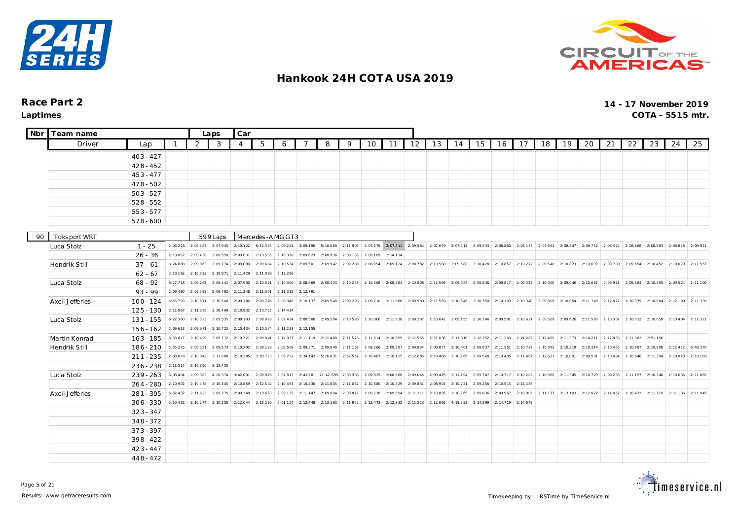# Hankook 24H COTA USA 2019

## Race Part 2

**Laptimes**

**14 - 17 November 2019**

**COTA - 5515 mtr.**

| Nbr | Team name | | Laps | Car | | | | | | | | | | | | | | | | | | | | | | | |
|---|---|---|---|---|---|---|---|---|---|---|---|---|---|---|---|---|---|---|---|---|---|---|---|---|---|---|---|
| | Driver | Lap | 1 | 2 | 3 | 4 | 5 | 6 | 7 | 8 | 9 | 10 | 11 | 12 | 13 | 14 | 15 | 16 | 17 | 18 | 19 | 20 | 21 | 22 | 23 | 24 | 25 |
| | | 403 - 427 | | | | | | | | | | | | | | | | | | | | | | | | | |
| | | 428 - 452 | | | | | | | | | | | | | | | | | | | | | | | | | |
| | | 453 - 477 | | | | | | | | | | | | | | | | | | | | | | | | | |
| | | 478 - 502 | | | | | | | | | | | | | | | | | | | | | | | | | |
| | | 503 - 527 | | | | | | | | | | | | | | | | | | | | | | | | | |
| | | 528 - 552 | | | | | | | | | | | | | | | | | | | | | | | | | |
| | | 553 - 577 | | | | | | | | | | | | | | | | | | | | | | | | | |
| | | 578 - 600 | | | | | | | | | | | | | | | | | | | | | | | | | |

| Nbr | Team name | | Laps | Car | | | | | | | | | | | | | | | | | | | | | | | |
|---|---|---|---|---|---|---|---|---|---|---|---|---|---|---|---|---|---|---|---|---|---|---|---|---|---|---|---|
| 90 | Toksport WRT | | 599 Laps | Mercedes-AMG GT3 | | | | | | | | | | | | | | | | | | | | | | | |
| | Luca Stolz | 1 - 25 | 2:06.218 | 2:08.547 | 2:07.945 | 2:10.122 | 6:12.595 | 2:09.241 | 3:09.196 | 5:18.060 | 2:11.905 | 2:07.579 | 2:07.311 | 2:09.564 | 2:07.679 | 2:07.414 | 2:09.233 | 2:08.860 | 2:08.173 | 2:07.942 | 2:08.447 | 2:09.752 | 2:08.425 | 2:08.668 | 2:08.983 | 2:08.818 | 2:09.921 |
| | | 26 - 36 | 2:10.052 | 2:09.438 | 2:08.550 | 2:09.031 | 2:10.535 | 2:10.338 | 2:09.623 | 2:08.936 | 2:09.135 | 2:09.109 | 2:14.114 | | | | | | | | | | | | | | |
| | Hendrik Still | 37 - 61 | 6:24.888 | 2:09.863 | 2:09.774 | 2:09.090 | 2:09.684 | 2:10.534 | 2:09.501 | 2:09.947 | 2:09.288 | 2:08.954 | 2:09.124 | 2:08.782 | 2:10.560 | 2:09.588 | 2:10.428 | 2:10.857 | 2:10.272 | 2:09.540 | 2:10.823 | 2:10.639 | 2:09.700 | 2:09.694 | 2:10.452 | 2:10.079 | 2:11.557 |
| | | 62 - 67 | 2:10.162 | 2:10.722 | 2:10.971 | 2:11.429 | 2:11.089 | 2:12.286 | | | | | | | | | | | | | | | | | | | |
| | Luca Stolz | 68 - 92 | 6:27.718 | 2:09.263 | 2:08.441 | 2:07.900 | 2:10.021 | 2:10.300 | 2:08.669 | 2:08.423 | 2:10.253 | 2:10.368 | 2:08.584 | 2:10.808 | 2:11.569 | 2:09.355 | 2:08.836 | 2:09.817 | 2:09.322 | 2:10.000 | 2:09.040 | 2:10.662 | 2:09.981 | 2:09.583 | 2:10.555 | 2:09.524 | 2:11.100 |
| | | 93 - 99 | 2:09.480 | 2:09.598 | 2:09.792 | 2:11.248 | 2:11.001 | 2:11.312 | 2:12.791 | | | | | | | | | | | | | | | | | | |
| | Axcil Jefferies | 100 - 124 | 6:55.793 | 2:10.571 | 2:10.560 | 2:09.186 | 2:09.746 | 2:08.940 | 2:10.137 | 2:09.548 | 2:09.293 | 2:09.710 | 2:11.066 | 2:09.980 | 2:11.559 | 2:10.546 | 2:10.350 | 2:10.103 | 2:10.348 | 2:09.809 | 2:10.054 | 2:11.748 | 2:12.827 | 2:10.379 | 2:10.984 | 2:12.190 | 2:11.339 |
| | | 125 - 130 | 2:11.967 | 2:11.356 | 2:10.499 | 2:10.832 | 2:10.705 | 2:14.434 | | | | | | | | | | | | | | | | | | | |
| | Luca Stolz | 131 - 155 | 6:22.360 | 2:10.523 | 2:09.535 | 2:08.193 | 2:08.028 | 2:09.424 | 2:08.906 | 2:09.504 | 2:10.590 | 2:10.060 | 2:11.938 | 2:09.207 | 2:10.641 | 2:09.155 | 2:10.146 | 2:09.501 | 2:10.621 | 2:09.589 | 2:09.626 | 2:11.500 | 2:10.307 | 2:10.332 | 2:10.658 | 2:10.404 | 2:12.321 |
| | | 156 - 162 | 2:09.613 | 2:09.971 | 2:10.722 | 2:10.434 | 2:10.574 | 2:11.233 | 2:12.155 | | | | | | | | | | | | | | | | | | |
| | Martin Konrad | 163 - 185 | 6:33.817 | 2:10.429 | 2:09.712 | 2:10.321 | 2:09.941 | 2:12.937 | 2:11.119 | 2:11.480 | 2:11.526 | 2:11.614 | 2:10.699 | 2:11.565 | 2:11.036 | 2:11.618 | 2:12.752 | 2:11.269 | 2:11.282 | 2:12.495 | 2:11.373 | 2:14.211 | 2:12.833 | 2:11.362 | 2:51.196 | | |
| | Hendrik Still | 186 - 210 | 5:35.215 | 2:09.531 | 2:09.573 | 2:10.292 | 2:09.128 | 2:09.509 | 2:09.371 | 2:09.940 | 2:11.167 | 2:09.266 | 2:09.397 | 2:09.934 | 2:09.877 | 2:10.401 | 2:09.937 | 2:11.551 | 2:10.787 | 2:10.092 | 2:10.318 | 2:10.114 | 2:10.455 | 2:10.687 | 2:10.808 | 2:12.412 | 6:48.370 |
| | | 211 - 235 | 2:08.818 | 2:10.042 | 2:11.688 | 2:10.285 | 2:09.723 | 2:09.222 | 2:34.142 | 5:26.831 | 2:57.551 | 2:10.487 | 2:10.125 | 2:12.085 | 2:10.468 | 2:10.766 | 2:09.568 | 2:10.435 | 2:11.467 | 2:12.627 | 2:10.091 | 2:09.591 | 2:10.494 | 2:10.646 | 2:11.394 | 2:10.020 | 2:10.169 |
| | | 236 - 238 | 2:11.514 | 2:10.396 | 2:13.450 | | | | | | | | | | | | | | | | | | | | | | |
| | Luca Stolz | 239 - 263 | 6:08.494 | 2:09.363 | 4:26.374 | 3:42.001 | 2:09.076 | 2:07.813 | 2:43.781 | 21:42.695 | 2:08.988 | 2:09.825 | 2:08.986 | 2:09.045 | 2:09.425 | 2:11.194 | 2:09.747 | 2:10.717 | 2:10.282 | 2:10.065 | 2:11.345 | 2:10.729 | 2:09.238 | 2:11.197 | 2:10.346 | 2:10.636 | 2:11.665 |
| | | 264 - 280 | 2:10.902 | 2:10.478 | 2:10.445 | 2:10.859 | 2:12.542 | 2:10.493 | 2:10.436 | 2:11.805 | 2:11.032 | 2:10.880 | 2:10.329 | 2:09.831 | 2:08.901 | 2:10.721 | 2:09.256 | 2:10.515 | 2:14.485 | | | | | | | | |
| | Axcil Jefferies | 281 - 305 | 6:32.432 | 2:11.623 | 2:09.275 | 2:09.248 | 2:10.663 | 2:09.135 | 2:11.147 | 2:09.994 | 2:08.812 | 2:09.228 | 2:09.594 | 2:11.211 | 2:10.895 | 2:10.769 | 2:09.836 | 2:09.967 | 2:10.005 | 2:11.177 | 2:13.193 | 2:12.027 | 2:11.452 | 2:10.472 | 2:11.719 | 2:11.136 | 2:11.945 |
| | | 306 - 330 | 2:10.432 | 2:10.274 | 2:10.256 | 2:12.044 | 2:13.220 | 5:01.124 | 2:12.448 | 2:12.160 | 2:11.952 | 2:12.473 | 2:12.232 | 2:11.513 | 2:12.865 | 4:19.582 | 2:14.399 | 2:14.719 | 2:14.649 | | | | | | | | |
| | | 323 - 347 | | | | | | | | | | | | | | | | | | | | | | | | | |
| | | 348 - 372 | | | | | | | | | | | | | | | | | | | | | | | | | |
| | | 373 - 397 | | | | | | | | | | | | | | | | | | | | | | | | | |
| | | 398 - 422 | | | | | | | | | | | | | | | | | | | | | | | | | |
| | | 423 - 447 | | | | | | | | | | | | | | | | | | | | | | | | | |
| | | 448 - 472 | | | | | | | | | | | | | | | | | | | | | | | | | |

Results: www.getraceresults.com

Timekeeping by : RSTime by TimeService.nl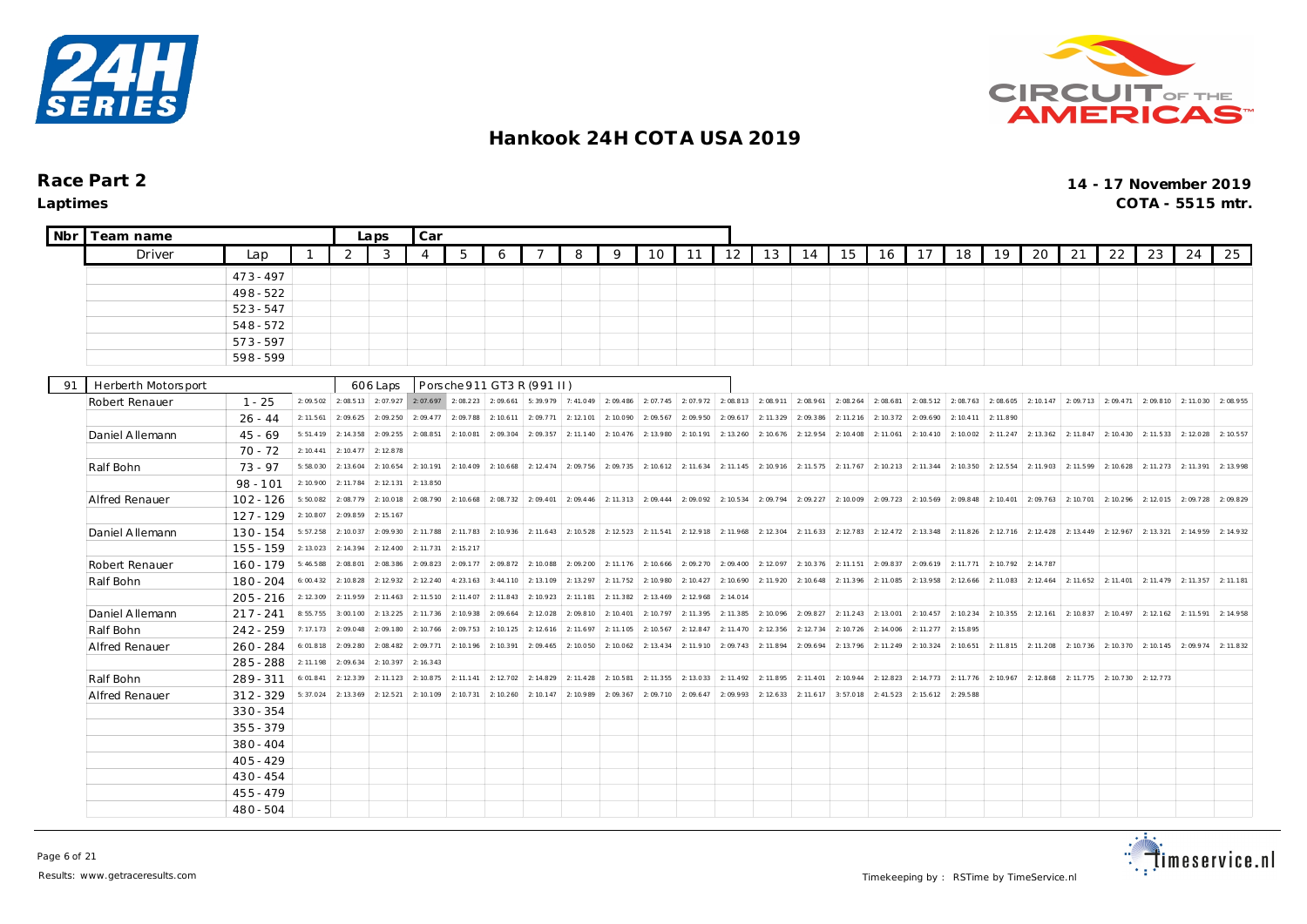# Hankook 24H COTA USA 2019

## Race Part 2

**Laptimes**

**14 - 17 November 2019**

**COTA - 5515 mtr.**

| Nbr | Team name | | Laps | Car | | | | | | | | | | | | | | | | | | | | | | | |
|---|---|---|---|---|---|---|---|---|---|---|---|---|---|---|---|---|---|---|---|---|---|---|---|---|---|---|---|
| | Driver | Lap | 1 | 2 | 3 | 4 | 5 | 6 | 7 | 8 | 9 | 10 | 11 | 12 | 13 | 14 | 15 | 16 | 17 | 18 | 19 | 20 | 21 | 22 | 23 | 24 | 25 |
| | | 473 - 497 | | | | | | | | | | | | | | | | | | | | | | | | | |
| | | 498 - 522 | | | | | | | | | | | | | | | | | | | | | | | | | |
| | | 523 - 547 | | | | | | | | | | | | | | | | | | | | | | | | | |
| | | 548 - 572 | | | | | | | | | | | | | | | | | | | | | | | | | |
| | | 573 - 597 | | | | | | | | | | | | | | | | | | | | | | | | | |
| | | 598 - 599 | | | | | | | | | | | | | | | | | | | | | | | | | |

| Nbr | Team name | | Laps | Car | | | | | | | | | | | | | | | | | | | | | | | |
|---|---|---|---|---|---|---|---|---|---|---|---|---|---|---|---|---|---|---|---|---|---|---|---|---|---|---|---|
| 91 | Herberth Motorsport | | 606 Laps | Porsche 911 GT3 R (991 II) | | | | | | | | | | | | | | | | | | | | | | | |
| | Driver | Lap | 1 | 2 | 3 | 4 | 5 | 6 | 7 | 8 | 9 | 10 | 11 | 12 | 13 | 14 | 15 | 16 | 17 | 18 | 19 | 20 | 21 | 22 | 23 | 24 | 25 |
| | Robert Renauer | 1 - 25 | 2:09.502 | 2:08.513 | 2:07.927 | 2:07.697 | 2:08.223 | 2:09.661 | 5:39.979 | 7:41.049 | 2:09.486 | 2:07.745 | 2:07.972 | 2:08.813 | 2:08.911 | 2:08.961 | 2:08.264 | 2:08.681 | 2:08.512 | 2:08.763 | 2:08.605 | 2:10.147 | 2:09.713 | 2:09.471 | 2:09.810 | 2:11.030 | 2:08.955 |
| | | 26 - 44 | 2:11.561 | 2:09.625 | 2:09.250 | 2:09.477 | 2:09.788 | 2:10.611 | 2:09.771 | 2:12.101 | 2:10.090 | 2:09.567 | 2:09.950 | 2:09.617 | 2:11.329 | 2:09.386 | 2:11.216 | 2:10.372 | 2:09.690 | 2:10.411 | 2:11.890 | | | | | | |
| | Daniel Allemann | 45 - 69 | 5:51.419 | 2:14.358 | 2:09.255 | 2:08.851 | 2:10.081 | 2:09.304 | 2:09.357 | 2:11.140 | 2:10.476 | 2:13.980 | 2:10.191 | 2:13.260 | 2:10.676 | 2:12.954 | 2:10.408 | 2:11.061 | 2:10.410 | 2:10.002 | 2:11.247 | 2:13.362 | 2:11.847 | 2:10.430 | 2:11.533 | 2:12.028 | 2:10.557 |
| | | 70 - 72 | 2:10.441 | 2:10.477 | 2:12.878 | | | | | | | | | | | | | | | | | | | | | | |
| | Ralf Bohn | 73 - 97 | 5:58.030 | 2:13.604 | 2:10.654 | 2:10.191 | 2:10.409 | 2:10.668 | 2:12.474 | 2:09.756 | 2:09.735 | 2:10.612 | 2:11.634 | 2:11.145 | 2:10.916 | 2:11.575 | 2:11.767 | 2:10.213 | 2:11.344 | 2:10.350 | 2:12.554 | 2:11.903 | 2:11.599 | 2:10.628 | 2:11.273 | 2:11.391 | 2:13.998 |
| | | 98 - 101 | 2:10.900 | 2:11.784 | 2:12.131 | 2:13.850 | | | | | | | | | | | | | | | | | | | | | |
| | Alfred Renauer | 102 - 126 | 5:50.082 | 2:08.779 | 2:10.018 | 2:08.790 | 2:10.668 | 2:08.732 | 2:09.401 | 2:09.446 | 2:11.313 | 2:09.444 | 2:09.092 | 2:10.534 | 2:09.794 | 2:09.227 | 2:10.009 | 2:09.723 | 2:10.569 | 2:09.848 | 2:10.401 | 2:09.763 | 2:10.701 | 2:10.296 | 2:12.015 | 2:09.728 | 2:09.829 |
| | | 127 - 129 | 2:10.807 | 2:09.859 | 2:15.167 | | | | | | | | | | | | | | | | | | | | | | |
| | Daniel Allemann | 130 - 154 | 5:57.258 | 2:10.037 | 2:09.930 | 2:11.788 | 2:11.783 | 2:10.936 | 2:11.643 | 2:10.528 | 2:12.523 | 2:11.541 | 2:12.918 | 2:11.968 | 2:12.304 | 2:11.633 | 2:12.783 | 2:12.472 | 2:13.348 | 2:11.826 | 2:12.716 | 2:12.428 | 2:13.449 | 2:12.967 | 2:13.321 | 2:14.959 | 2:14.932 |
| | | 155 - 159 | 2:13.023 | 2:14.394 | 2:12.400 | 2:11.731 | 2:15.217 | | | | | | | | | | | | | | | | | | | | |
| | Robert Renauer | 160 - 179 | 5:46.588 | 2:08.801 | 2:08.386 | 2:09.823 | 2:09.177 | 2:09.872 | 2:10.088 | 2:09.200 | 2:11.176 | 2:10.666 | 2:09.270 | 2:09.400 | 2:12.097 | 2:10.376 | 2:11.151 | 2:09.837 | 2:09.619 | 2:11.771 | 2:10.792 | 2:14.787 | | | | | |
| | Ralf Bohn | 180 - 204 | 6:00.432 | 2:10.828 | 2:12.932 | 2:12.240 | 4:23.163 | 3:44.110 | 2:13.109 | 2:13.297 | 2:11.752 | 2:10.980 | 2:10.427 | 2:10.690 | 2:11.920 | 2:10.648 | 2:11.396 | 2:11.085 | 2:13.958 | 2:12.666 | 2:11.083 | 2:12.464 | 2:11.652 | 2:11.401 | 2:11.479 | 2:11.357 | 2:11.181 |
| | | 205 - 216 | 2:12.309 | 2:11.959 | 2:11.463 | 2:11.510 | 2:11.407 | 2:11.843 | 2:10.923 | 2:11.181 | 2:11.382 | 2:13.469 | 2:12.968 | 2:14.014 | | | | | | | | | | | | | |
| | Daniel Allemann | 217 - 241 | 8:55.755 | 3:00.100 | 2:13.225 | 2:11.736 | 2:10.938 | 2:09.664 | 2:12.028 | 2:09.810 | 2:10.401 | 2:10.797 | 2:11.395 | 2:11.385 | 2:10.096 | 2:09.827 | 2:11.243 | 2:13.001 | 2:10.457 | 2:10.234 | 2:10.355 | 2:12.161 | 2:10.837 | 2:10.497 | 2:12.162 | 2:11.591 | 2:14.958 |
| | Ralf Bohn | 242 - 259 | 7:17.173 | 2:09.048 | 2:09.180 | 2:10.766 | 2:09.753 | 2:10.125 | 2:12.616 | 2:11.697 | 2:11.105 | 2:10.567 | 2:12.847 | 2:11.470 | 2:12.356 | 2:12.734 | 2:10.726 | 2:14.006 | 2:11.277 | 2:15.895 | | | | | | | |
| | Alfred Renauer | 260 - 284 | 6:01.818 | 2:09.280 | 2:08.482 | 2:09.771 | 2:10.196 | 2:10.391 | 2:09.465 | 2:10.050 | 2:10.062 | 2:13.434 | 2:11.910 | 2:09.743 | 2:11.894 | 2:09.694 | 2:13.796 | 2:11.249 | 2:10.324 | 2:10.651 | 2:11.815 | 2:11.208 | 2:10.736 | 2:10.370 | 2:10.145 | 2:09.974 | 2:11.832 |
| | | 285 - 288 | 2:11.198 | 2:09.634 | 2:10.397 | 2:16.343 | | | | | | | | | | | | | | | | | | | | | |
| | Ralf Bohn | 289 - 311 | 6:01.841 | 2:12.339 | 2:11.123 | 2:10.875 | 2:11.141 | 2:12.702 | 2:14.829 | 2:11.428 | 2:10.581 | 2:11.355 | 2:13.033 | 2:11.492 | 2:11.895 | 2:11.401 | 2:10.944 | 2:12.823 | 2:14.773 | 2:11.776 | 2:10.967 | 2:12.868 | 2:11.775 | 2:10.730 | 2:12.773 | | |
| | Alfred Renauer | 312 - 329 | 5:37.024 | 2:13.369 | 2:12.521 | 2:10.109 | 2:10.731 | 2:10.260 | 2:10.147 | 2:10.989 | 2:09.367 | 2:09.710 | 2:09.647 | 2:09.993 | 2:12.633 | 2:11.617 | 3:57.018 | 2:41.523 | 2:15.612 | 2:29.588 | | | | | | | |
| | | 330 - 354 | | | | | | | | | | | | | | | | | | | | | | | | | |
| | | 355 - 379 | | | | | | | | | | | | | | | | | | | | | | | | | |
| | | 380 - 404 | | | | | | | | | | | | | | | | | | | | | | | | | |
| | | 405 - 429 | | | | | | | | | | | | | | | | | | | | | | | | | |
| | | 430 - 454 | | | | | | | | | | | | | | | | | | | | | | | | | |
| | | 455 - 479 | | | | | | | | | | | | | | | | | | | | | | | | | |
| | | 480 - 504 | | | | | | | | | | | | | | | | | | | | | | | | | |

Results: www.getraceresults.com

Timekeeping by : RSTime by TimeService.nl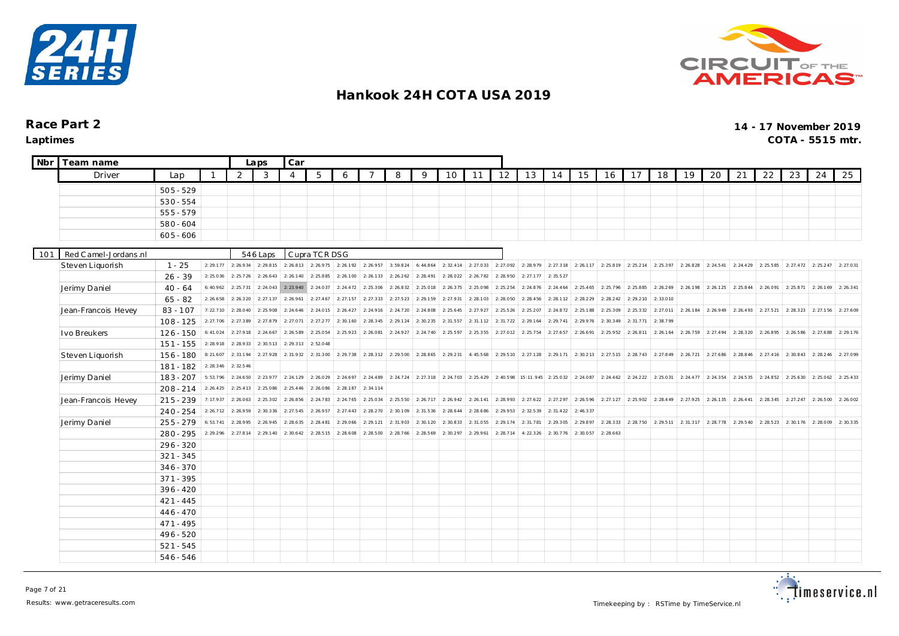# Hankook 24H COTA USA 2019

**Race Part 2** — 14 - 17 November 2019

**Laptimes** — COTA - 5515 mtr.

| Nbr | Team name | | Laps | Car | | | | | | | | | | | | | | | | | | | | | | | | |
|---|---|---|---|---|---|---|---|---|---|---|---|---|---|---|---|---|---|---|---|---|---|---|---|---|---|---|---|---|
| | Driver | Lap | 1 | 2 | 3 | 4 | 5 | 6 | 7 | 8 | 9 | 10 | 11 | 12 | 13 | 14 | 15 | 16 | 17 | 18 | 19 | 20 | 21 | 22 | 23 | 24 | 25 |
| | | 505 - 529 | | | | | | | | | | | | | | | | | | | | | | | | | |
| | | 530 - 554 | | | | | | | | | | | | | | | | | | | | | | | | | |
| | | 555 - 579 | | | | | | | | | | | | | | | | | | | | | | | | | |
| | | 580 - 604 | | | | | | | | | | | | | | | | | | | | | | | | | |
| | | 605 - 606 | | | | | | | | | | | | | | | | | | | | | | | | | |

| Nbr | Team name | | Laps | Car | | | | | | | | | | | | | | | | | | | | | | | | |
|---|---|---|---|---|---|---|---|---|---|---|---|---|---|---|---|---|---|---|---|---|---|---|---|---|---|---|---|---|
| 101 | Red Camel-Jordans.nl | | 546 Laps | Cupra TCR DSG | | | | | | | | | | | | | | | | | | | | | | | | |
| | Driver | Lap | 1 | 2 | 3 | 4 | 5 | 6 | 7 | 8 | 9 | 10 | 11 | 12 | 13 | 14 | 15 | 16 | 17 | 18 | 19 | 20 | 21 | 22 | 23 | 24 | 25 |
| | Steven Liquorish | 1 - 25 | 2:29.177 | 2:26.934 | 2:29.815 | 2:26.813 | 2:26.975 | 2:26.192 | 2:26.957 | 3:59.824 | 6:44.864 | 2:32.414 | 2:27.033 | 2:27.092 | 2:28.979 | 2:27.318 | 2:26.117 | 2:25.819 | 2:25.214 | 2:25.397 | 2:26.828 | 2:24.541 | 2:24.429 | 2:25.585 | 2:27.472 | 2:25.247 | 2:27.031 |
| | | 26 - 39 | 2:25.036 | 2:25.726 | 2:26.643 | 2:26.140 | 2:25.885 | 2:26.100 | 2:26.133 | 2:26.262 | 2:28.491 | 2:28.022 | 2:26.782 | 2:28.950 | 2:27.177 | 2:35.527 | | | | | | | | | | | |
| | Jerimy Daniel | 40 - 64 | 6:40.962 | 2:25.731 | 2:24.043 | 2:23.940 | 2:24.037 | 2:24.472 | 2:25.306 | 2:26.832 | 2:25.018 | 2:26.375 | 2:25.098 | 2:25.254 | 2:24.876 | 2:24.464 | 2:25.465 | 2:25.796 | 2:25.885 | 2:26.269 | 2:26.198 | 2:26.125 | 2:25.844 | 2:26.091 | 2:25.871 | 2:26.169 | 2:26.341 |
| | | 65 - 82 | 2:26.658 | 2:26.320 | 2:27.137 | 2:26.961 | 2:27.467 | 2:27.157 | 2:27.333 | 2:27.523 | 2:29.159 | 2:27.931 | 2:28.103 | 2:28.050 | 2:28.456 | 2:28.112 | 2:28.229 | 2:28.242 | 2:29.210 | 2:33.010 | | | | | | | |
| | Jean-Francois Hevey | 83 - 107 | 7:22.710 | 2:28.040 | 2:25.908 | 2:24.646 | 2:24.015 | 2:26.427 | 2:24.916 | 2:24.720 | 2:24.808 | 2:25.645 | 2:27.927 | 2:25.526 | 2:25.207 | 2:24.872 | 2:25.188 | 2:25.309 | 2:25.332 | 2:27.011 | 2:26.184 | 2:26.949 | 2:26.493 | 2:27.521 | 2:28.323 | 2:27.156 | 2:27.609 |
| | | 108 - 125 | 2:27.706 | 2:27.389 | 2:27.879 | 2:27.071 | 2:27.277 | 2:30.160 | 2:28.345 | 2:29.124 | 2:30.235 | 2:31.557 | 2:31.112 | 2:31.722 | 2:29.164 | 2:29.741 | 2:29.976 | 2:30.349 | 2:31.771 | 2:38.799 | | | | | | | |
| | Ivo Breukers | 126 - 150 | 6:41.024 | 2:27.918 | 2:24.667 | 2:26.589 | 2:25.054 | 2:25.923 | 2:26.081 | 2:24.927 | 2:24.740 | 2:25.597 | 2:25.355 | 2:27.012 | 2:25.754 | 2:27.657 | 2:26.691 | 2:25.952 | 2:26.811 | 2:26.164 | 2:26.759 | 2:27.494 | 2:28.320 | 2:26.895 | 2:26.586 | 2:27.688 | 2:29.176 |
| | | 151 - 155 | 2:28.918 | 2:28.933 | 2:30.513 | 2:29.313 | 2:52.048 | | | | | | | | | | | | | | | | | | | | |
| | Steven Liquorish | 156 - 180 | 8:21.607 | 2:33.194 | 2:27.928 | 2:31.932 | 2:31.300 | 2:29.738 | 2:28.312 | 2:29.500 | 2:28.865 | 2:29.231 | 4:45.568 | 2:29.510 | 2:27.128 | 2:29.171 | 2:30.213 | 2:27.515 | 2:28.743 | 2:27.849 | 2:26.721 | 2:27.686 | 2:28.846 | 2:27.416 | 2:30.843 | 2:28.246 | 2:27.099 |
| | | 181 - 182 | 2:28.346 | 2:32.546 | | | | | | | | | | | | | | | | | | | | | | | |
| | Jerimy Daniel | 183 - 207 | 5:53.796 | 2:24.650 | 2:23.977 | 2:24.129 | 2:26.029 | 2:24.697 | 2:24.489 | 2:24.724 | 2:27.318 | 2:24.703 | 2:25.429 | 2:40.598 | 15:11.945 | 2:25.032 | 2:24.087 | 2:24.462 | 2:24.222 | 2:25.031 | 2:24.477 | 2:24.354 | 2:24.535 | 2:24.852 | 2:25.630 | 2:25.062 | 2:25.433 |
| | | 208 - 214 | 2:26.425 | 2:25.413 | 2:25.086 | 2:25.446 | 2:26.086 | 2:28.187 | 2:34.114 | | | | | | | | | | | | | | | | | | |
| | Jean-Francois Hevey | 215 - 239 | 7:17.937 | 2:26.063 | 2:25.302 | 2:26.856 | 2:24.783 | 2:24.765 | 2:25.034 | 2:25.550 | 2:26.717 | 2:26.942 | 2:26.141 | 2:28.993 | 2:27.622 | 2:27.297 | 2:26.596 | 2:27.127 | 2:25.902 | 2:28.449 | 2:27.925 | 2:26.135 | 2:26.441 | 2:28.345 | 2:27.247 | 2:26.500 | 2:26.002 |
| | | 240 - 254 | 2:26.712 | 2:26.959 | 2:30.336 | 2:27.545 | 2:26.957 | 2:27.443 | 2:28.270 | 2:30.109 | 2:31.536 | 2:28.644 | 2:28.686 | 2:29.953 | 2:32.539 | 2:31.422 | 2:46.337 | | | | | | | | | | |
| | Jerimy Daniel | 255 - 279 | 6:53.741 | 2:28.995 | 2:26.945 | 2:28.635 | 2:28.481 | 2:29.066 | 2:29.121 | 2:31.903 | 2:30.120 | 2:30.833 | 2:31.055 | 2:29.174 | 2:31.781 | 2:29.305 | 2:29.897 | 2:28.333 | 2:28.750 | 2:29.511 | 2:31.317 | 2:28.778 | 2:29.540 | 2:28.523 | 2:30.176 | 2:28.009 | 2:30.335 |
| | | 280 - 295 | 2:29.296 | 2:27.814 | 2:29.140 | 2:30.642 | 2:28.515 | 2:28.608 | 2:28.500 | 2:28.766 | 2:28.569 | 2:30.297 | 2:29.961 | 2:28.714 | 4:22.326 | 2:30.776 | 2:30.057 | 2:28.663 | | | | | | | | | |
| | | 296 - 320 | | | | | | | | | | | | | | | | | | | | | | | | | |
| | | 321 - 345 | | | | | | | | | | | | | | | | | | | | | | | | | |
| | | 346 - 370 | | | | | | | | | | | | | | | | | | | | | | | | | |
| | | 371 - 395 | | | | | | | | | | | | | | | | | | | | | | | | | |
| | | 396 - 420 | | | | | | | | | | | | | | | | | | | | | | | | | |
| | | 421 - 445 | | | | | | | | | | | | | | | | | | | | | | | | | |
| | | 446 - 470 | | | | | | | | | | | | | | | | | | | | | | | | | |
| | | 471 - 495 | | | | | | | | | | | | | | | | | | | | | | | | | |
| | | 496 - 520 | | | | | | | | | | | | | | | | | | | | | | | | | |
| | | 521 - 545 | | | | | | | | | | | | | | | | | | | | | | | | | |
| | | 546 - 546 | | | | | | | | | | | | | | | | | | | | | | | | | |

Results: www.getraceresults.com

Timekeeping by : RSTime by TimeService.nl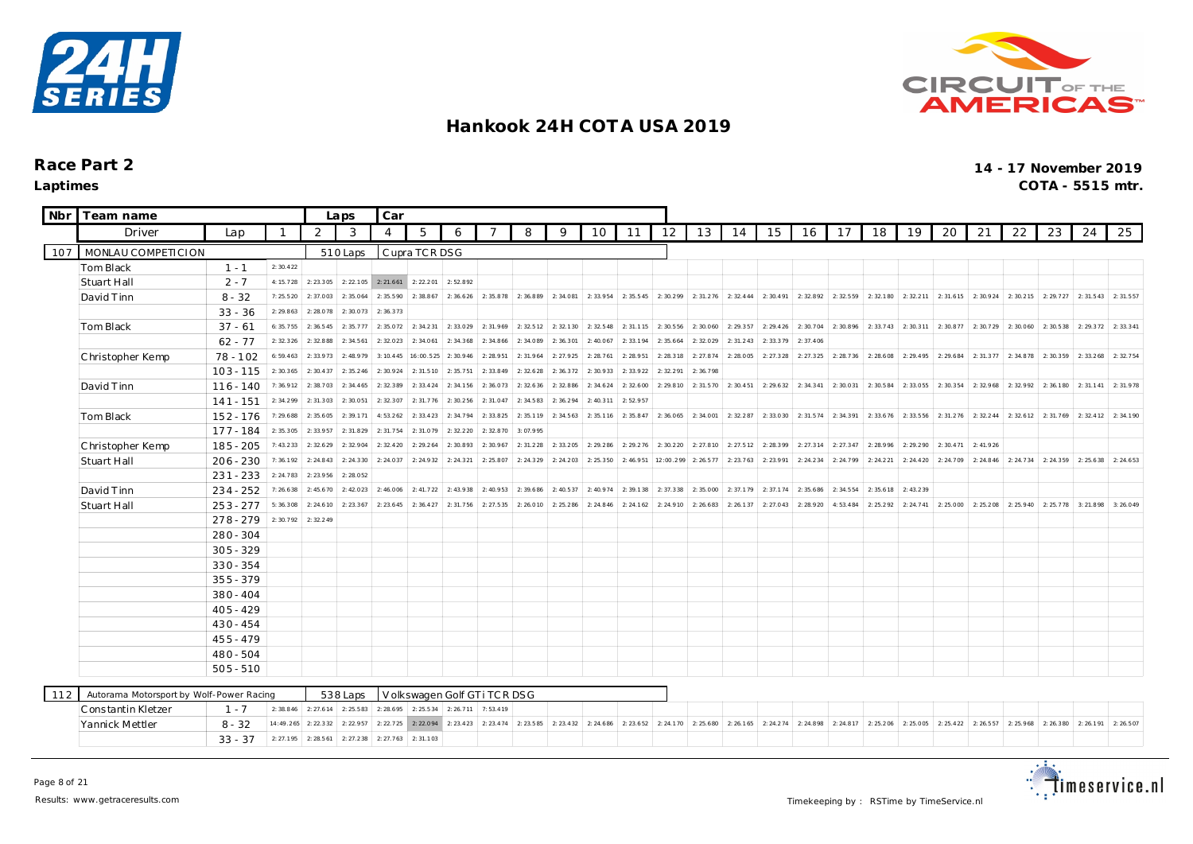# Hankook 24H COTA USA 2019

**Race Part 2**
**Laptimes**

**14 - 17 November 2019**
**COTA - 5515 mtr.**

| Nbr | Team name | | Laps | | Car | | | | | | | | | | | | | | | | | | | | | | | | |
|---|---|---|---|---|---|---|---|---|---|---|---|---|---|---|---|---|---|---|---|---|---|---|---|---|---|---|---|---|---|
| | Driver | Lap | 1 | 2 | 3 | 4 | 5 | 6 | 7 | 8 | 9 | 10 | 11 | 12 | 13 | 14 | 15 | 16 | 17 | 18 | 19 | 20 | 21 | 22 | 23 | 24 | 25 |
| 107 | MONLAU COMPETICION | | | 510 Laps | | Cupra TCR DSG | | | | | | | | | | | | | | | | | | | | | |
| | Tom Black | 1 - 1 | 2:30.422 | | | | | | | | | | | | | | | | | | | | | | | | |
| | Stuart Hall | 2 - 7 | 4:15.728 | 2:23.305 | 2:22.105 | 2:21.661 | 2:22.201 | 2:52.892 | | | | | | | | | | | | | | | | | | | |
| | David Tinn | 8 - 32 | 7:25.520 | 2:37.003 | 2:35.064 | 2:35.590 | 2:38.867 | 2:36.626 | 2:35.878 | 2:36.889 | 2:34.081 | 2:33.954 | 2:35.545 | 2:30.299 | 2:31.276 | 2:32.444 | 2:30.491 | 2:32.892 | 2:32.559 | 2:32.180 | 2:32.211 | 2:31.615 | 2:30.924 | 2:30.215 | 2:29.727 | 2:31.543 | 2:31.557 |
| | | 33 - 36 | 2:29.863 | 2:28.078 | 2:30.073 | 2:36.373 | | | | | | | | | | | | | | | | | | | | | |
| | Tom Black | 37 - 61 | 6:35.755 | 2:36.545 | 2:35.777 | 2:35.072 | 2:34.231 | 2:33.029 | 2:31.969 | 2:32.512 | 2:32.130 | 2:32.548 | 2:31.115 | 2:30.556 | 2:30.060 | 2:29.357 | 2:29.426 | 2:30.704 | 2:30.896 | 2:33.743 | 2:30.311 | 2:30.877 | 2:30.729 | 2:30.060 | 2:30.538 | 2:29.372 | 2:33.341 |
| | | 62 - 77 | 2:32.326 | 2:32.888 | 2:34.561 | 2:32.023 | 2:34.061 | 2:34.368 | 2:34.866 | 2:34.089 | 2:36.301 | 2:40.067 | 2:33.194 | 2:35.664 | 2:32.029 | 2:31.243 | 2:33.379 | 2:37.406 | | | | | | | | | |
| | Christopher Kemp | 78 - 102 | 6:59.463 | 2:33.973 | 2:48.979 | 3:10.445 | 16:00.525 | 2:30.946 | 2:28.951 | 2:31.964 | 2:27.925 | 2:28.761 | 2:28.951 | 2:28.318 | 2:27.874 | 2:28.005 | 2:27.328 | 2:27.325 | 2:28.736 | 2:28.608 | 2:29.495 | 2:29.684 | 2:31.377 | 2:34.878 | 2:30.359 | 2:33.268 | 2:32.754 |
| | | 103 - 115 | 2:30.365 | 2:30.437 | 2:35.246 | 2:30.924 | 2:31.510 | 2:35.751 | 2:33.849 | 2:32.628 | 2:36.372 | 2:30.933 | 2:33.922 | 2:32.291 | 2:36.798 | | | | | | | | | | | | |
| | David Tinn | 116 - 140 | 7:36.912 | 2:38.703 | 2:34.465 | 2:32.389 | 2:33.424 | 2:34.156 | 2:36.073 | 2:32.636 | 2:32.886 | 2:34.624 | 2:32.600 | 2:29.810 | 2:31.570 | 2:30.451 | 2:29.632 | 2:34.341 | 2:30.031 | 2:30.584 | 2:33.055 | 2:30.354 | 2:32.968 | 2:32.992 | 2:36.180 | 2:31.141 | 2:31.978 |
| | | 141 - 151 | 2:34.299 | 2:31.303 | 2:30.051 | 2:32.307 | 2:31.776 | 2:30.256 | 2:31.047 | 2:34.583 | 2:36.294 | 2:40.311 | 2:52.957 | | | | | | | | | | | | | | |
| | Tom Black | 152 - 176 | 7:29.688 | 2:35.605 | 2:39.171 | 4:53.262 | 2:33.423 | 2:34.794 | 2:33.825 | 2:35.119 | 2:34.563 | 2:35.116 | 2:35.847 | 2:36.065 | 2:34.001 | 2:32.287 | 2:33.030 | 2:31.574 | 2:34.391 | 2:33.676 | 2:33.556 | 2:31.276 | 2:32.244 | 2:32.612 | 2:31.769 | 2:32.412 | 2:34.190 |
| | | 177 - 184 | 2:35.305 | 2:33.957 | 2:31.829 | 2:31.754 | 2:31.079 | 2:32.220 | 2:32.870 | 3:07.995 | | | | | | | | | | | | | | | | | |
| | Christopher Kemp | 185 - 205 | 7:43.233 | 2:32.629 | 2:32.904 | 2:32.420 | 2:29.264 | 2:30.893 | 2:30.967 | 2:31.228 | 2:33.205 | 2:29.286 | 2:29.276 | 2:30.220 | 2:27.810 | 2:27.512 | 2:28.399 | 2:27.314 | 2:27.347 | 2:28.996 | 2:29.290 | 2:30.471 | 2:41.926 | | | | |
| | Stuart Hall | 206 - 230 | 7:36.192 | 2:24.843 | 2:24.330 | 2:24.037 | 2:24.932 | 2:24.321 | 2:25.807 | 2:24.329 | 2:24.203 | 2:25.350 | 2:46.951 | 12:00.299 | 2:26.577 | 2:23.763 | 2:23.991 | 2:24.234 | 2:24.799 | 2:24.221 | 2:24.420 | 2:24.709 | 2:24.846 | 2:24.734 | 2:24.359 | 2:25.638 | 2:24.653 |
| | | 231 - 233 | 2:24.783 | 2:23.956 | 2:28.052 | | | | | | | | | | | | | | | | | | | | | | |
| | David Tinn | 234 - 252 | 7:26.638 | 2:45.670 | 2:42.023 | 2:46.006 | 2:41.722 | 2:43.938 | 2:40.953 | 2:39.686 | 2:40.537 | 2:40.974 | 2:39.138 | 2:37.338 | 2:35.000 | 2:37.179 | 2:37.174 | 2:35.686 | 2:34.554 | 2:35.618 | 2:43.239 | | | | | | |
| | Stuart Hall | 253 - 277 | 5:36.308 | 2:24.610 | 2:23.367 | 2:23.645 | 2:36.427 | 2:31.756 | 2:27.535 | 2:26.010 | 2:25.286 | 2:24.846 | 2:24.162 | 2:24.910 | 2:26.683 | 2:26.137 | 2:27.043 | 2:28.920 | 4:53.484 | 2:25.292 | 2:24.741 | 2:25.000 | 2:25.208 | 2:25.940 | 2:25.778 | 3:21.898 | 3:26.049 |
| | | 278 - 279 | 2:30.792 | 2:32.249 | | | | | | | | | | | | | | | | | | | | | | | |
| | | 280 - 304 | | | | | | | | | | | | | | | | | | | | | | | | | |
| | | 305 - 329 | | | | | | | | | | | | | | | | | | | | | | | | | |
| | | 330 - 354 | | | | | | | | | | | | | | | | | | | | | | | | | |
| | | 355 - 379 | | | | | | | | | | | | | | | | | | | | | | | | | |
| | | 380 - 404 | | | | | | | | | | | | | | | | | | | | | | | | | |
| | | 405 - 429 | | | | | | | | | | | | | | | | | | | | | | | | | |
| | | 430 - 454 | | | | | | | | | | | | | | | | | | | | | | | | | |
| | | 455 - 479 | | | | | | | | | | | | | | | | | | | | | | | | | |
| | | 480 - 504 | | | | | | | | | | | | | | | | | | | | | | | | | |
| | | 505 - 510 | | | | | | | | | | | | | | | | | | | | | | | | | |
| 112 | Autorama Motorsport by Wolf-Power Racing | | | 538 Laps | | Volkswagen Golf GTi TCR DSG | | | | | | | | | | | | | | | | | | | | | |
| | Constantin Kletzer | 1 - 7 | 2:38.846 | 2:27.614 | 2:25.583 | 2:28.695 | 2:25.534 | 2:26.711 | 7:53.419 | | | | | | | | | | | | | | | | | | |
| | Yannick Mettler | 8 - 32 | 14:49.265 | 2:22.332 | 2:22.957 | 2:22.725 | 2:22.094 | 2:23.423 | 2:23.474 | 2:23.585 | 2:23.432 | 2:24.686 | 2:23.652 | 2:24.170 | 2:25.680 | 2:26.165 | 2:24.274 | 2:24.898 | 2:24.817 | 2:25.206 | 2:25.005 | 2:25.422 | 2:26.557 | 2:25.968 | 2:26.380 | 2:26.191 | 2:26.507 |
| | | 33 - 37 | 2:27.195 | 2:28.561 | 2:27.238 | 2:27.763 | 2:31.103 | | | | | | | | | | | | | | | | | | | | |

Results: www.getraceresults.com

Timekeeping by : RSTime by TimeService.nl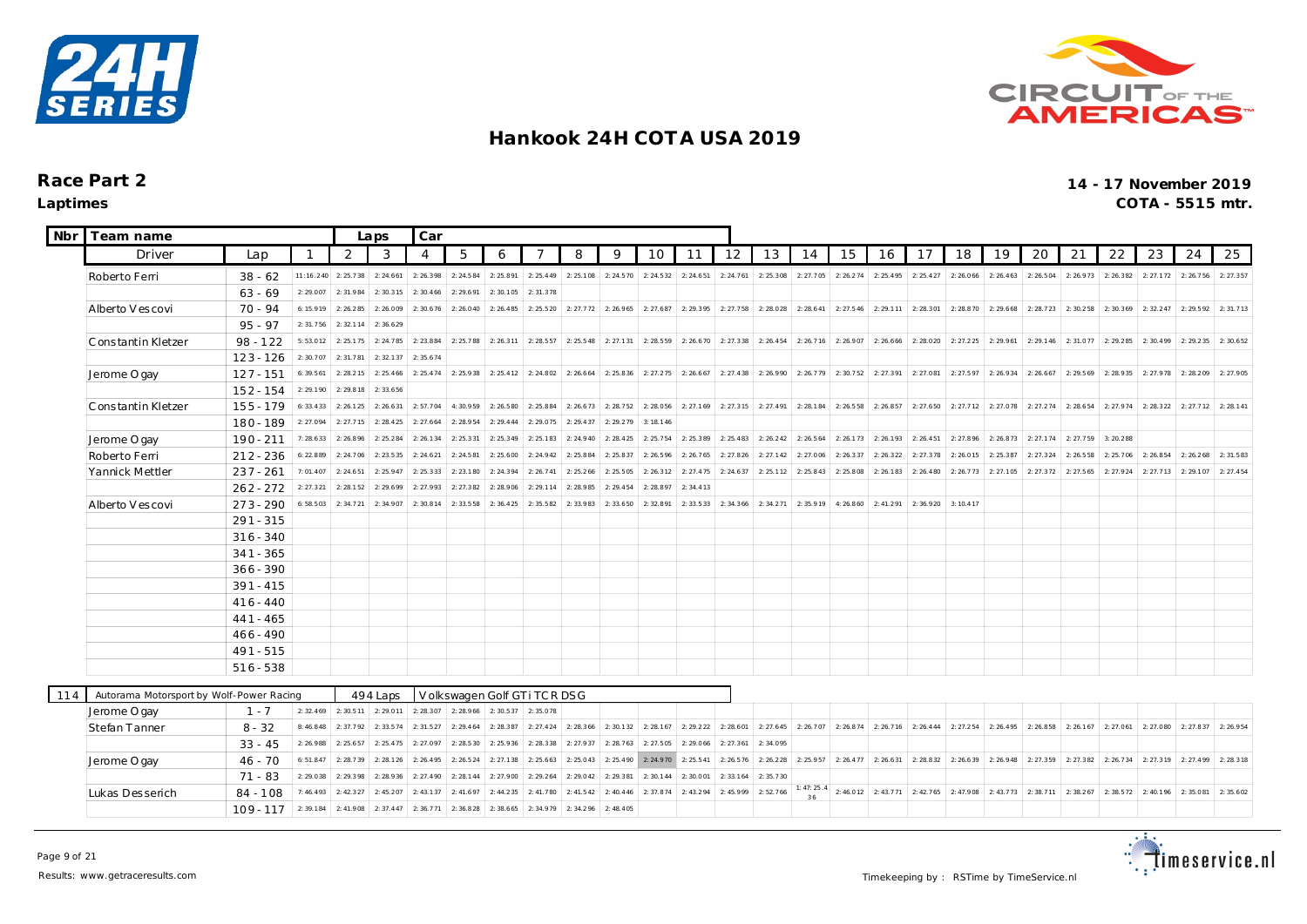# Hankook 24H COTA USA 2019

## Race Part 2

**Laptimes**

**14 - 17 November 2019**

**COTA - 5515 mtr.**

| Nbr | Team name | | Laps | Car | | | | | | | | | | | | | | | | | | | | | | | |
|---|---|---|---|---|---|---|---|---|---|---|---|---|---|---|---|---|---|---|---|---|---|---|---|---|---|---|---|
| | Driver | Lap | 1 | 2 | 3 | 4 | 5 | 6 | 7 | 8 | 9 | 10 | 11 | 12 | 13 | 14 | 15 | 16 | 17 | 18 | 19 | 20 | 21 | 22 | 23 | 24 | 25 |
| | Roberto Ferri | 38 - 62 | 11:16.240 | 2:25.738 | 2:24.661 | 2:26.398 | 2:24.584 | 2:25.891 | 2:25.449 | 2:25.108 | 2:24.570 | 2:24.532 | 2:24.651 | 2:24.761 | 2:25.308 | 2:27.705 | 2:26.274 | 2:25.495 | 2:25.427 | 2:26.066 | 2:26.463 | 2:26.504 | 2:26.973 | 2:26.382 | 2:27.172 | 2:26.756 | 2:27.357 |
| | | 63 - 69 | 2:29.007 | 2:31.984 | 2:30.315 | 2:30.466 | 2:29.691 | 2:30.105 | 2:31.378 | | | | | | | | | | | | | | | | | | |
| | Alberto Vescovi | 70 - 94 | 6:15.919 | 2:26.285 | 2:26.009 | 2:30.676 | 2:26.040 | 2:26.485 | 2:25.520 | 2:27.772 | 2:26.965 | 2:27.687 | 2:29.395 | 2:27.758 | 2:28.028 | 2:28.641 | 2:27.546 | 2:29.111 | 2:28.301 | 2:28.870 | 2:29.668 | 2:28.723 | 2:30.258 | 2:30.369 | 2:32.247 | 2:29.592 | 2:31.713 |
| | | 95 - 97 | 2:31.756 | 2:32.114 | 2:36.629 | | | | | | | | | | | | | | | | | | | | | | |
| | Constantin Kletzer | 98 - 122 | 5:53.012 | 2:25.175 | 2:24.785 | 2:23.884 | 2:25.788 | 2:26.311 | 2:28.557 | 2:25.548 | 2:27.131 | 2:28.559 | 2:26.670 | 2:27.338 | 2:26.454 | 2:26.716 | 2:26.907 | 2:26.666 | 2:28.020 | 2:27.225 | 2:29.961 | 2:29.146 | 2:31.077 | 2:29.285 | 2:30.499 | 2:29.235 | 2:30.652 |
| | | 123 - 126 | 2:30.707 | 2:31.781 | 2:32.137 | 2:35.674 | | | | | | | | | | | | | | | | | | | | | |
| | Jerome Ogay | 127 - 151 | 6:39.561 | 2:28.215 | 2:25.466 | 2:25.474 | 2:25.938 | 2:25.412 | 2:24.802 | 2:26.664 | 2:25.836 | 2:27.275 | 2:26.667 | 2:27.438 | 2:26.990 | 2:26.779 | 2:30.752 | 2:27.391 | 2:27.081 | 2:27.597 | 2:26.934 | 2:26.667 | 2:29.569 | 2:28.935 | 2:27.978 | 2:28.209 | 2:27.905 |
| | | 152 - 154 | 2:29.190 | 2:29.818 | 2:33.656 | | | | | | | | | | | | | | | | | | | | | | |
| | Constantin Kletzer | 155 - 179 | 6:33.433 | 2:26.125 | 2:26.631 | 2:57.704 | 4:30.959 | 2:26.580 | 2:25.884 | 2:26.673 | 2:28.752 | 2:28.056 | 2:27.169 | 2:27.315 | 2:27.491 | 2:28.184 | 2:26.558 | 2:26.857 | 2:27.650 | 2:27.712 | 2:27.078 | 2:27.274 | 2:28.654 | 2:27.974 | 2:28.322 | 2:27.712 | 2:28.141 |
| | | 180 - 189 | 2:27.094 | 2:27.715 | 2:28.425 | 2:27.664 | 2:28.954 | 2:29.444 | 2:29.075 | 2:29.437 | 2:29.279 | 3:18.146 | | | | | | | | | | | | | | | |
| | Jerome Ogay | 190 - 211 | 7:28.633 | 2:26.896 | 2:25.284 | 2:26.134 | 2:25.331 | 2:25.349 | 2:25.183 | 2:24.940 | 2:28.425 | 2:25.754 | 2:25.389 | 2:25.483 | 2:26.242 | 2:26.564 | 2:26.173 | 2:26.193 | 2:26.451 | 2:27.896 | 2:26.873 | 2:27.174 | 2:27.759 | 3:20.288 | | | |
| | Roberto Ferri | 212 - 236 | 6:22.889 | 2:24.706 | 2:23.535 | 2:24.621 | 2:24.581 | 2:25.600 | 2:24.942 | 2:25.884 | 2:25.837 | 2:26.596 | 2:26.765 | 2:27.826 | 2:27.142 | 2:27.006 | 2:26.337 | 2:26.322 | 2:27.378 | 2:26.015 | 2:25.387 | 2:27.324 | 2:26.558 | 2:25.706 | 2:26.854 | 2:26.268 | 2:31.583 |
| | Yannick Mettler | 237 - 261 | 7:01.407 | 2:24.651 | 2:25.947 | 2:25.333 | 2:23.180 | 2:24.394 | 2:26.741 | 2:25.266 | 2:25.505 | 2:26.312 | 2:27.475 | 2:24.637 | 2:25.112 | 2:25.843 | 2:25.808 | 2:26.183 | 2:26.480 | 2:26.773 | 2:27.105 | 2:27.372 | 2:27.565 | 2:27.924 | 2:27.713 | 2:29.107 | 2:27.454 |
| | | 262 - 272 | 2:27.321 | 2:28.152 | 2:29.699 | 2:27.993 | 2:27.382 | 2:28.906 | 2:29.114 | 2:28.985 | 2:29.454 | 2:28.897 | 2:34.413 | | | | | | | | | | | | | | |
| | Alberto Vescovi | 273 - 290 | 6:58.503 | 2:34.721 | 2:34.907 | 2:30.814 | 2:33.558 | 2:36.425 | 2:35.582 | 2:33.983 | 2:33.650 | 2:32.891 | 2:33.533 | 2:34.366 | 2:34.271 | 2:35.919 | 4:26.860 | 2:41.291 | 2:36.920 | 3:10.417 | | | | | | | |
| | | 291 - 315 | | | | | | | | | | | | | | | | | | | | | | | | | |
| | | 316 - 340 | | | | | | | | | | | | | | | | | | | | | | | | | |
| | | 341 - 365 | | | | | | | | | | | | | | | | | | | | | | | | | |
| | | 366 - 390 | | | | | | | | | | | | | | | | | | | | | | | | | |
| | | 391 - 415 | | | | | | | | | | | | | | | | | | | | | | | | | |
| | | 416 - 440 | | | | | | | | | | | | | | | | | | | | | | | | | |
| | | 441 - 465 | | | | | | | | | | | | | | | | | | | | | | | | | |
| | | 466 - 490 | | | | | | | | | | | | | | | | | | | | | | | | | |
| | | 491 - 515 | | | | | | | | | | | | | | | | | | | | | | | | | |
| | | 516 - 538 | | | | | | | | | | | | | | | | | | | | | | | | | |
| 114 | Autorama Motorsport by Wolf-Power Racing | | 494 Laps | Volkswagen Golf GTi TCR DSG | | | | | | | | | | | | | | | | | | | | | | | |
| | Jerome Ogay | 1 - 7 | 2:32.469 | 2:30.511 | 2:29.011 | 2:28.307 | 2:28.966 | 2:30.537 | 2:35.078 | | | | | | | | | | | | | | | | | | |
| | Stefan Tanner | 8 - 32 | 8:46.848 | 2:37.792 | 2:33.574 | 2:31.527 | 2:29.464 | 2:28.387 | 2:27.424 | 2:28.366 | 2:30.132 | 2:28.167 | 2:29.222 | 2:28.601 | 2:27.645 | 2:26.707 | 2:26.874 | 2:26.716 | 2:26.444 | 2:27.254 | 2:26.495 | 2:26.858 | 2:26.167 | 2:27.061 | 2:27.080 | 2:27.837 | 2:26.954 |
| | | 33 - 45 | 2:26.988 | 2:25.657 | 2:25.475 | 2:27.097 | 2:28.530 | 2:25.936 | 2:28.338 | 2:27.937 | 2:28.763 | 2:27.505 | 2:29.066 | 2:27.361 | 2:34.095 | | | | | | | | | | | | |
| | Jerome Ogay | 46 - 70 | 6:51.847 | 2:28.739 | 2:28.126 | 2:26.495 | 2:26.524 | 2:27.138 | 2:25.663 | 2:25.043 | 2:25.490 | 2:24.970 | 2:25.541 | 2:26.576 | 2:26.228 | 2:25.957 | 2:26.477 | 2:26.631 | 2:28.832 | 2:26.639 | 2:26.948 | 2:27.359 | 2:27.382 | 2:26.734 | 2:27.319 | 2:27.499 | 2:28.318 |
| | | 71 - 83 | 2:29.038 | 2:29.398 | 2:28.936 | 2:27.490 | 2:28.144 | 2:27.900 | 2:29.264 | 2:29.042 | 2:29.381 | 2:30.144 | 2:30.001 | 2:33.164 | 2:35.730 | | | | | | | | | | | | |
| | Lukas Desserich | 84 - 108 | 7:46.493 | 2:42.327 | 2:45.207 | 2:43.137 | 2:41.697 | 2:44.235 | 2:41.780 | 2:41.542 | 2:40.446 | 2:37.874 | 2:43.294 | 2:45.999 | 2:52.766 | 1:47:25.436 | 2:46.012 | 2:43.771 | 2:42.765 | 2:47.908 | 2:43.773 | 2:38.711 | 2:38.267 | 2:38.572 | 2:40.196 | 2:35.081 | 2:35.602 |
| | | 109 - 117 | 2:39.184 | 2:41.908 | 2:37.447 | 2:36.771 | 2:36.828 | 2:38.665 | 2:34.979 | 2:34.296 | 2:48.405 | | | | | | | | | | | | | | | | |

Results: www.getraceresults.com

Timekeeping by : RSTime by TimeService.nl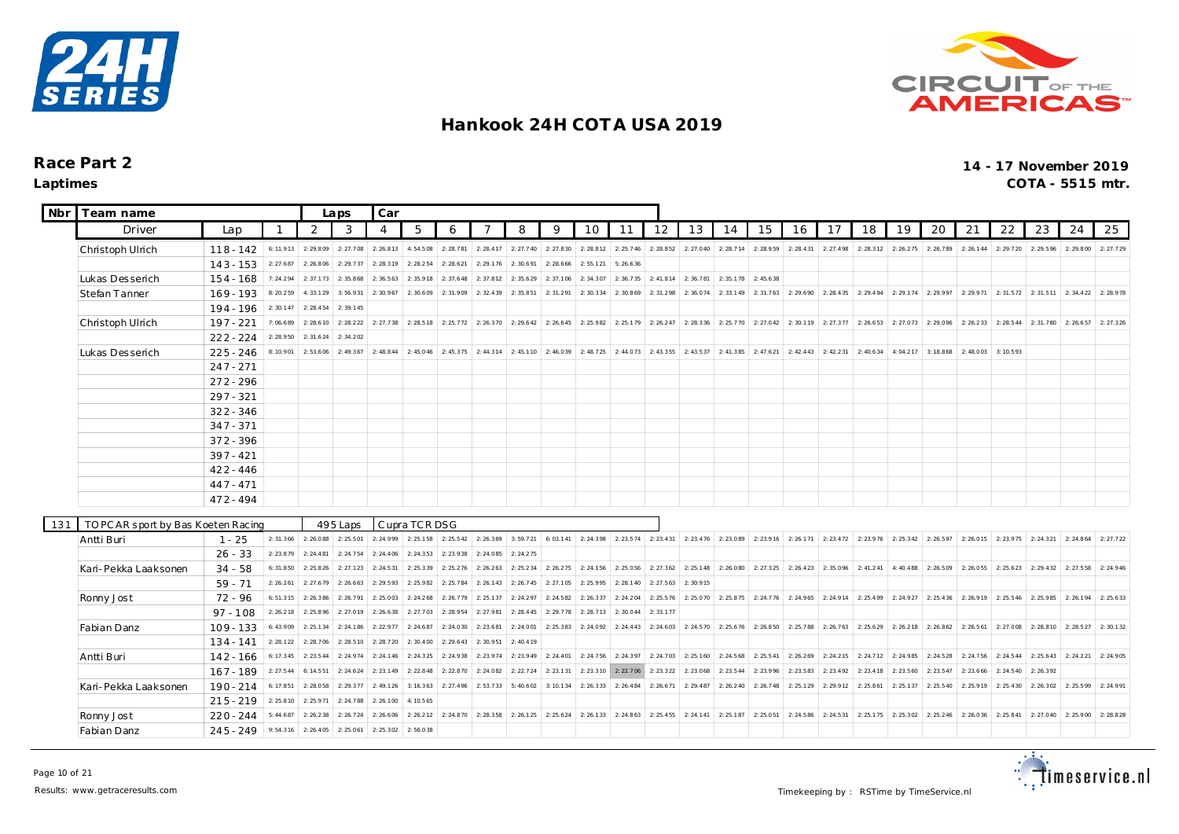# Hankook 24H COTA USA 2019

## Race Part 2

**Laptimes**

**14 - 17 November 2019**

**COTA - 5515 mtr.**

| Nbr | Team name | | Laps | Car | | | | | | | | | | | | | | | | | | | | | | | |
|---|---|---|---|---|---|---|---|---|---|---|---|---|---|---|---|---|---|---|---|---|---|---|---|---|---|---|---|
| | Driver | Lap | 1 | 2 | 3 | 4 | 5 | 6 | 7 | 8 | 9 | 10 | 11 | 12 | 13 | 14 | 15 | 16 | 17 | 18 | 19 | 20 | 21 | 22 | 23 | 24 | 25 |
| | Christoph Ulrich | 118 - 142 | 6:11.913 | 2:29.809 | 2:27.708 | 2:26.813 | 4:54.508 | 2:28.781 | 2:28.417 | 2:27.740 | 2:27.830 | 2:28.812 | 2:25.746 | 2:28.852 | 2:27.040 | 2:28.714 | 2:28.959 | 2:28.431 | 2:27.498 | 2:28.312 | 2:26.275 | 2:26.789 | 2:26.144 | 2:29.720 | 2:29.596 | 2:29.800 | 2:27.729 |
| | | 143 - 153 | 2:27.687 | 2:26.806 | 2:29.737 | 2:28.319 | 2:28.254 | 2:28.621 | 2:29.176 | 2:30.691 | 2:28.666 | 2:55.121 | 5:26.636 | | | | | | | | | | | | | | |
| | Lukas Desserich | 154 - 168 | 7:24.294 | 2:37.173 | 2:35.868 | 2:36.563 | 2:35.918 | 2:37.648 | 2:37.812 | 2:35.629 | 2:37.106 | 2:34.307 | 2:36.735 | 2:41.814 | 2:36.781 | 2:35.178 | 2:45.638 | | | | | | | | | | |
| | Stefan Tanner | 169 - 193 | 8:20.259 | 4:33.129 | 3:56.931 | 2:30.967 | 2:30.609 | 2:31.909 | 2:32.439 | 2:35.851 | 2:31.291 | 2:30.334 | 2:30.869 | 2:31.298 | 2:36.074 | 2:33.149 | 2:31.763 | 2:29.690 | 2:28.435 | 2:29.494 | 2:29.174 | 2:29.997 | 2:29.971 | 2:31.572 | 2:31.511 | 2:34.422 | 2:28.978 |
| | | 194 - 196 | 2:30.147 | 2:28.454 | 2:39.145 | | | | | | | | | | | | | | | | | | | | | | |
| | Christoph Ulrich | 197 - 221 | 7:06.689 | 2:28.610 | 2:28.222 | 2:27.738 | 2:28.518 | 2:25.772 | 2:26.370 | 2:29.642 | 2:26.645 | 2:25.982 | 2:25.179 | 2:26.247 | 2:28.336 | 2:25.770 | 2:27.042 | 2:30.119 | 2:27.377 | 2:26.653 | 2:27.073 | 2:29.096 | 2:26.233 | 2:28.544 | 2:31.780 | 2:26.657 | 2:27.326 |
| | | 222 - 224 | 2:28.950 | 2:31.624 | 2:34.202 | | | | | | | | | | | | | | | | | | | | | | |
| | Lukas Desserich | 225 - 246 | 8:10.901 | 2:53.606 | 2:49.367 | 2:48.844 | 2:45.046 | 2:45.375 | 2:44.314 | 2:45.110 | 2:46.039 | 2:48.725 | 2:44.073 | 2:43.355 | 2:43.537 | 2:41.385 | 2:47.621 | 2:42.443 | 2:42.231 | 2:40.634 | 4:04.217 | 3:18.868 | 2:48.003 | 3:10.593 | | | |
| | | 247 - 271 | | | | | | | | | | | | | | | | | | | | | | | | | |
| | | 272 - 296 | | | | | | | | | | | | | | | | | | | | | | | | | |
| | | 297 - 321 | | | | | | | | | | | | | | | | | | | | | | | | | |
| | | 322 - 346 | | | | | | | | | | | | | | | | | | | | | | | | | |
| | | 347 - 371 | | | | | | | | | | | | | | | | | | | | | | | | | |
| | | 372 - 396 | | | | | | | | | | | | | | | | | | | | | | | | | |
| | | 397 - 421 | | | | | | | | | | | | | | | | | | | | | | | | | |
| | | 422 - 446 | | | | | | | | | | | | | | | | | | | | | | | | | |
| | | 447 - 471 | | | | | | | | | | | | | | | | | | | | | | | | | |
| | | 472 - 494 | | | | | | | | | | | | | | | | | | | | | | | | | |
| 131 | TOPCAR sport by Bas Koeten Racing | | 495 Laps | Cupra TCR DSG | | | | | | | | | | | | | | | | | | | | | | | |
| | Antti Buri | 1 - 25 | 2:31.366 | 2:26.088 | 2:25.501 | 2:24.999 | 2:25.158 | 2:25.542 | 2:26.369 | 3:59.721 | 6:03.141 | 2:24.398 | 2:23.574 | 2:23.431 | 2:23.476 | 2:23.089 | 2:23.916 | 2:26.171 | 2:23.472 | 2:23.976 | 2:25.342 | 2:26.597 | 2:26.015 | 2:23.975 | 2:24.321 | 2:24.864 | 2:27.722 |
| | | 26 - 33 | 2:23.879 | 2:24.481 | 2:24.754 | 2:24.406 | 2:24.353 | 2:23.938 | 2:24.085 | 2:24.275 | | | | | | | | | | | | | | | | | |
| | Kari-Pekka Laaksonen | 34 - 58 | 6:31.850 | 2:25.826 | 2:27.123 | 2:24.531 | 2:25.339 | 2:25.276 | 2:26.263 | 2:25.234 | 2:26.275 | 2:24.156 | 2:25.056 | 2:27.362 | 2:25.148 | 2:26.080 | 2:27.325 | 2:26.423 | 2:35.096 | 2:41.241 | 4:40.488 | 2:26.509 | 2:26.055 | 2:25.623 | 2:29.432 | 2:27.558 | 2:24.946 |
| | | 59 - 71 | 2:26.261 | 2:27.679 | 2:26.663 | 2:29.593 | 2:25.982 | 2:25.784 | 2:26.143 | 2:26.745 | 2:27.105 | 2:25.995 | 2:28.140 | 2:27.563 | 2:30.915 | | | | | | | | | | | | |
| | Ronny Jost | 72 - 96 | 6:51.315 | 2:26.386 | 2:26.791 | 2:25.003 | 2:24.268 | 2:26.779 | 2:25.137 | 2:24.297 | 2:24.582 | 2:26.337 | 2:24.204 | 2:25.576 | 2:25.070 | 2:25.875 | 2:24.776 | 2:24.965 | 2:24.914 | 2:25.499 | 2:24.927 | 2:25.436 | 2:26.919 | 2:25.546 | 2:25.985 | 2:26.194 | 2:25.633 |
| | | 97 - 108 | 2:26.218 | 2:25.896 | 2:27.019 | 2:26.638 | 2:27.703 | 2:28.954 | 2:27.981 | 2:28.445 | 2:29.778 | 2:28.713 | 2:30.044 | 2:33.177 | | | | | | | | | | | | | |
| | Fabian Danz | 109 - 133 | 6:43.909 | 2:25.134 | 2:24.186 | 2:22.977 | 2:24.687 | 2:24.030 | 2:23.681 | 2:24.001 | 2:25.383 | 2:24.092 | 2:24.443 | 2:24.603 | 2:24.570 | 2:25.676 | 2:26.850 | 2:25.788 | 2:26.763 | 2:25.629 | 2:26.218 | 2:26.862 | 2:26.561 | 2:27.008 | 2:28.810 | 2:28.527 | 2:30.132 |
| | | 134 - 141 | 2:28.122 | 2:28.706 | 2:28.510 | 2:28.720 | 2:30.400 | 2:29.643 | 2:30.951 | 2:40.419 | | | | | | | | | | | | | | | | | |
| | Antti Buri | 142 - 166 | 6:17.345 | 2:23.544 | 2:24.974 | 2:24.146 | 2:24.325 | 2:24.938 | 2:23.974 | 2:23.949 | 2:24.401 | 2:24.756 | 2:24.397 | 2:24.703 | 2:25.160 | 2:24.568 | 2:25.541 | 2:26.269 | 2:24.215 | 2:24.712 | 2:24.985 | 2:24.528 | 2:24.756 | 2:24.544 | 2:25.643 | 2:24.221 | 2:24.905 |
| | | 167 - 189 | 2:27.544 | 6:14.551 | 2:24.624 | 2:23.149 | 2:22.848 | 2:22.870 | 2:24.082 | 2:22.724 | 2:23.131 | 2:23.310 | 2:22.706 | 2:23.322 | 2:23.068 | 2:23.544 | 2:23.996 | 2:23.583 | 2:23.492 | 2:23.418 | 2:23.560 | 2:23.547 | 2:23.666 | 2:24.540 | 2:26.392 | | |
| | Kari-Pekka Laaksonen | 190 - 214 | 6:17.851 | 2:28.058 | 2:29.377 | 2:49.126 | 3:16.363 | 2:27.496 | 2:53.733 | 5:40.602 | 3:10.134 | 2:26.333 | 2:26.484 | 2:26.671 | 2:29.487 | 2:26.240 | 2:26.748 | 2:25.129 | 2:29.912 | 2:25.861 | 2:25.137 | 2:25.540 | 2:25.919 | 2:25.430 | 2:26.302 | 2:25.599 | 2:24.991 |
| | | 215 - 219 | 2:25.810 | 2:25.971 | 2:24.788 | 2:26.100 | 4:10.565 | | | | | | | | | | | | | | | | | | | | |
| | Ronny Jost | 220 - 244 | 5:44.687 | 2:26.238 | 2:26.724 | 2:26.606 | 2:26.212 | 2:24.870 | 2:28.358 | 2:26.125 | 2:25.624 | 2:26.133 | 2:24.863 | 2:25.455 | 2:24.141 | 2:25.187 | 2:25.051 | 2:24.586 | 2:24.531 | 2:25.175 | 2:25.302 | 2:25.246 | 2:26.036 | 2:25.841 | 2:27.040 | 2:25.900 | 2:28.828 |
| | Fabian Danz | 245 - 249 | 9:54.316 | 2:26.405 | 2:25.061 | 2:25.302 | 2:56.038 | | | | | | | | | | | | | | | | | | | | |

Results: www.getraceresults.com

Timekeeping by : RSTime by TimeService.nl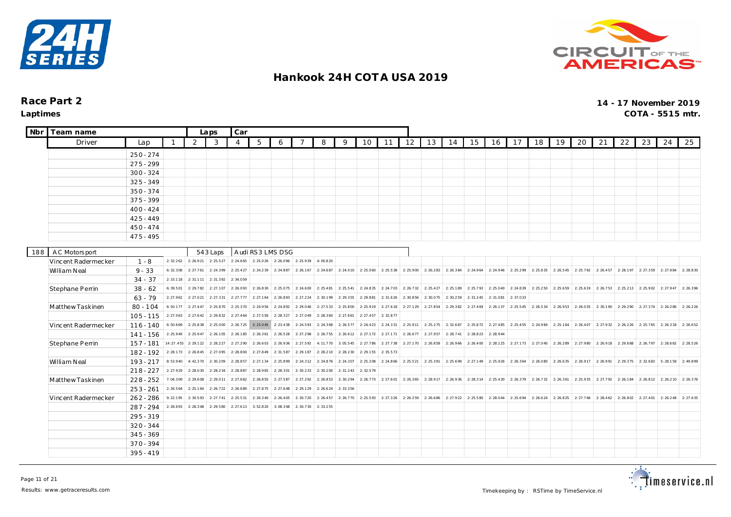# Hankook 24H COTA USA 2019

## Race Part 2

**Laptimes**

**14 - 17 November 2019**

**COTA - 5515 mtr.**

| Nbr | Team name | | Laps | Car | | | | | | | | | | | | | | | | | | | | | | | |
|---|---|---|---|---|---|---|---|---|---|---|---|---|---|---|---|---|---|---|---|---|---|---|---|---|---|---|---|
| | Driver | Lap | 1 | 2 | 3 | 4 | 5 | 6 | 7 | 8 | 9 | 10 | 11 | 12 | 13 | 14 | 15 | 16 | 17 | 18 | 19 | 20 | 21 | 22 | 23 | 24 | 25 |
| | | 250 - 274 | | | | | | | | | | | | | | | | | | | | | | | | | |
| | | 275 - 299 | | | | | | | | | | | | | | | | | | | | | | | | | |
| | | 300 - 324 | | | | | | | | | | | | | | | | | | | | | | | | | |
| | | 325 - 349 | | | | | | | | | | | | | | | | | | | | | | | | | |
| | | 350 - 374 | | | | | | | | | | | | | | | | | | | | | | | | | |
| | | 375 - 399 | | | | | | | | | | | | | | | | | | | | | | | | | |
| | | 400 - 424 | | | | | | | | | | | | | | | | | | | | | | | | | |
| | | 425 - 449 | | | | | | | | | | | | | | | | | | | | | | | | | |
| | | 450 - 474 | | | | | | | | | | | | | | | | | | | | | | | | | |
| | | 475 - 495 | | | | | | | | | | | | | | | | | | | | | | | | | |

| Nbr | Team name | | Laps | Car | | | | | | | | | | | | | | | | | | | | | | | |
|---|---|---|---|---|---|---|---|---|---|---|---|---|---|---|---|---|---|---|---|---|---|---|---|---|---|---|---|
| 188 | AC Motorsport | | 543 Laps | Audi RS3 LMS DSG | | | | | | | | | | | | | | | | | | | | | | | |
| | Vincent Radermecker | 1 - 8 | 2:32.262 | 2:26.921 | 2:25.527 | 2:24.665 | 2:25.026 | 2:26.096 | 2:25.939 | 4:00.820 | | | | | | | | | | | | | | | | | |
| | William Neal | 9 - 33 | 6:32.308 | 2:27.761 | 2:24.399 | 2:25.427 | 2:24.239 | 2:24.887 | 2:26.167 | 2:24.687 | 2:24.010 | 2:25.060 | 2:25.538 | 2:25.900 | 2:26.283 | 2:26.384 | 2:24.964 | 2:24.946 | 2:25.299 | 2:25.835 | 2:26.545 | 2:25.792 | 2:26.457 | 2:28.197 | 2:27.359 | 2:27.984 | 2:28.830 |
| | | 34 - 37 | 2:33.118 | 2:31.111 | 2:31.392 | 2:34.059 | | | | | | | | | | | | | | | | | | | | | |
| | Stephane Perrin | 38 - 62 | 6:39.501 | 2:29.782 | 2:27.107 | 2:26.093 | 2:26.830 | 2:25.075 | 2:24.600 | 2:25.481 | 2:25.541 | 2:24.835 | 2:24.703 | 2:26.732 | 2:25.427 | 2:25.189 | 2:25.793 | 2:25.040 | 2:24.839 | 2:25.250 | 2:25.659 | 2:25.619 | 2:26.753 | 2:25.213 | 2:25.902 | 2:27.947 | 2:26.396 |
| | | 63 - 79 | 2:27.962 | 2:27.021 | 2:27.331 | 2:27.777 | 2:27.164 | 2:26.893 | 2:27.224 | 2:30.199 | 2:29.355 | 2:29.881 | 2:31.626 | 2:30.856 | 2:30.075 | 2:30.259 | 2:31.245 | 2:31.081 | 2:37.033 | | | | | | | | |
| | Matthew Taskinen | 80 - 104 | 6:50.177 | 2:27.447 | 2:25.870 | 2:25.370 | 2:24.956 | 2:24.892 | 2:29.046 | 2:27.533 | 2:25.800 | 2:25.919 | 2:27.618 | 2:27.129 | 2:27.854 | 2:29.382 | 2:27.469 | 2:26.137 | 2:25.545 | 2:26.534 | 2:26.953 | 2:26.035 | 2:30.190 | 2:29.290 | 2:27.374 | 2:26.286 | 2:26.226 |
| | | 105 - 115 | 2:27.063 | 2:27.642 | 2:29.832 | 2:27.464 | 2:27.556 | 2:28.327 | 2:27.049 | 2:28.360 | 2:27.661 | 2:27.457 | 2:32.877 | | | | | | | | | | | | | | |
| | Vincent Radermecker | 116 - 140 | 6:50.669 | 2:25.838 | 2:25.000 | 2:26.725 | 2:23.045 | 2:23.438 | 2:24.593 | 2:24.368 | 2:26.577 | 2:24.423 | 2:24.331 | 2:25.911 | 2:25.275 | 2:32.687 | 2:25.872 | 2:27.485 | 2:25.455 | 2:24.984 | 2:25.164 | 2:26.407 | 2:27.932 | 2:26.226 | 2:25.765 | 2:26.318 | 2:26.652 |
| | | 141 - 156 | 2:25.949 | 2:25.947 | 2:26.105 | 2:26.185 | 2:26.361 | 2:26.528 | 2:27.298 | 2:26.755 | 2:26.612 | 2:27.172 | 2:27.171 | 2:26.677 | 2:27.957 | 2:28.741 | 2:28.823 | 2:28.944 | | | | | | | | | |
| | Stephane Perrin | 157 - 181 | 14:27.455 | 2:29.122 | 2:28.227 | 2:27.290 | 2:26.603 | 2:26.936 | 2:27.592 | 4:11.770 | 3:05.545 | 2:27.786 | 2:27.738 | 2:27.170 | 2:26.858 | 2:26.966 | 2:26.400 | 2:28.125 | 2:27.173 | 2:27.040 | 2:26.289 | 2:27.980 | 2:26.918 | 2:29.688 | 2:26.797 | 2:28.682 | 2:28.526 |
| | | 182 - 192 | 2:28.173 | 2:26.845 | 2:27.095 | 2:28.800 | 2:27.849 | 2:31.587 | 2:29.187 | 2:28.210 | 2:28.230 | 2:29.155 | 2:35.573 | | | | | | | | | | | | | | |
| | William Neal | 193 - 217 | 8:53.940 | 4:42.370 | 2:30.209 | 2:28.857 | 2:27.134 | 2:25.899 | 2:24.312 | 2:24.876 | 2:24.307 | 2:25.208 | 2:24.866 | 2:25.521 | 2:25.391 | 2:25.699 | 2:27.149 | 2:25.926 | 2:26.364 | 2:26.080 | 2:26.635 | 2:26.917 | 2:26.991 | 2:29.375 | 2:32.683 | 5:28.158 | 2:49.899 |
| | | 218 - 227 | 2:27.929 | 2:28.030 | 2:28.234 | 2:28.887 | 2:28.965 | 2:28.301 | 2:30.233 | 2:30.200 | 2:31.243 | 2:32.579 | | | | | | | | | | | | | | | |
| | Matthew Taskinen | 228 - 252 | 7:04.309 | 2:29.608 | 2:29.011 | 2:27.662 | 2:26.850 | 2:27.587 | 2:27.292 | 2:26.853 | 2:30.294 | 2:26.773 | 2:27.601 | 2:26.365 | 2:28.917 | 2:26.936 | 2:28.314 | 2:25.430 | 2:26.379 | 2:26.732 | 2:26.361 | 2:25.935 | 2:27.792 | 2:26.184 | 2:26.812 | 2:26.210 | 2:26.376 |
| | | 253 - 261 | 2:26.564 | 2:25.164 | 2:26.722 | 2:26.689 | 2:27.875 | 2:27.648 | 2:29.129 | 2:26.624 | 2:33.356 | | | | | | | | | | | | | | | | |
| | Vincent Radermecker | 262 - 286 | 9:22.195 | 2:30.593 | 2:27.741 | 2:25.531 | 2:26.340 | 2:26.405 | 2:30.720 | 2:26.457 | 2:26.770 | 2:25.593 | 2:27.326 | 2:26.259 | 2:26.686 | 2:27.922 | 2:25.580 | 2:28.044 | 2:25.694 | 2:26.624 | 2:26.825 | 2:27.746 | 2:28.462 | 2:26.802 | 2:27.401 | 2:26.248 | 2:27.635 |
| | | 287 - 294 | 2:28.693 | 2:28.348 | 2:29.580 | 2:27.613 | 3:52.820 | 3:08.348 | 2:30.730 | 2:33.255 | | | | | | | | | | | | | | | | | |
| | | 295 - 319 | | | | | | | | | | | | | | | | | | | | | | | | | |
| | | 320 - 344 | | | | | | | | | | | | | | | | | | | | | | | | | |
| | | 345 - 369 | | | | | | | | | | | | | | | | | | | | | | | | | |
| | | 370 - 394 | | | | | | | | | | | | | | | | | | | | | | | | | |
| | | 395 - 419 | | | | | | | | | | | | | | | | | | | | | | | | | |

Results: www.getraceresults.com

Timekeeping by : RSTime by TimeService.nl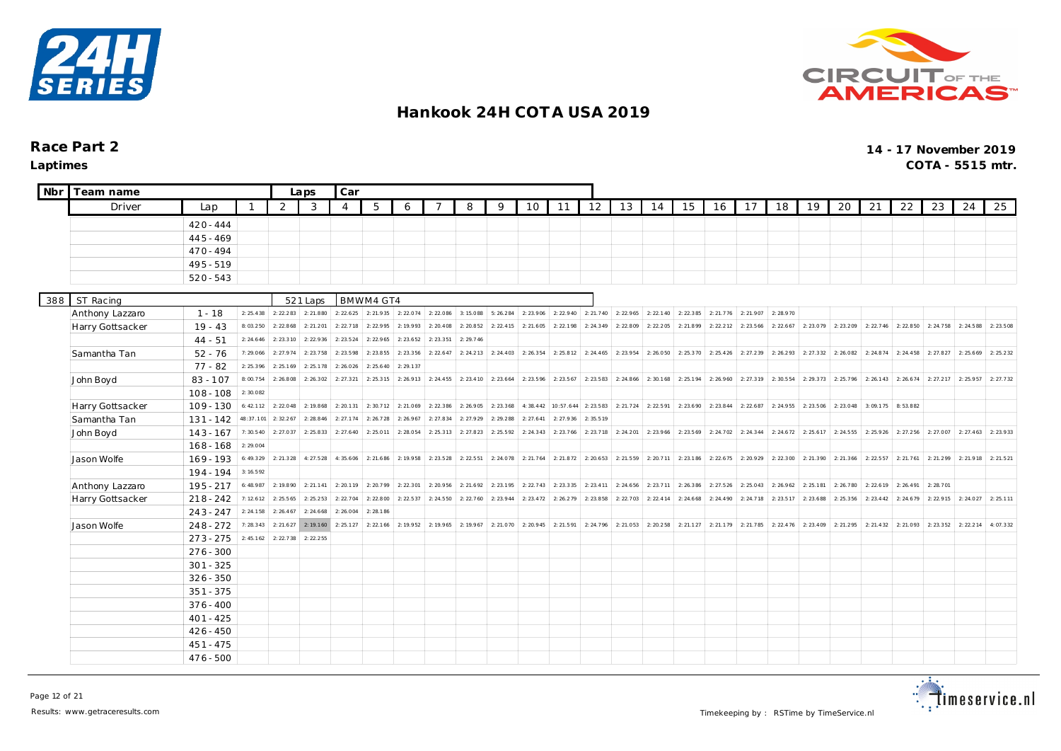# Hankook 24H COTA USA 2019

## Race Part 2

**Laptimes**

**14 - 17 November 2019**

**COTA - 5515 mtr.**

| Nbr | Team name | | Laps | | Car | | | | | | | | | | | | | | | | | | | | | | |
|---|---|---|---|---|---|---|---|---|---|---|---|---|---|---|---|---|---|---|---|---|---|---|---|---|---|---|---|
| | Driver | Lap | 1 | 2 | 3 | 4 | 5 | 6 | 7 | 8 | 9 | 10 | 11 | 12 | 13 | 14 | 15 | 16 | 17 | 18 | 19 | 20 | 21 | 22 | 23 | 24 | 25 |
| | | 420 - 444 | | | | | | | | | | | | | | | | | | | | | | | | | |
| | | 445 - 469 | | | | | | | | | | | | | | | | | | | | | | | | | |
| | | 470 - 494 | | | | | | | | | | | | | | | | | | | | | | | | | |
| | | 495 - 519 | | | | | | | | | | | | | | | | | | | | | | | | | |
| | | 520 - 543 | | | | | | | | | | | | | | | | | | | | | | | | | |

| Nbr | Team name | | | | Laps | Car | | | | | | | | | | | | | | | | | | | | | |
|---|---|---|---|---|---|---|---|---|---|---|---|---|---|---|---|---|---|---|---|---|---|---|---|---|---|---|---|
| 388 | ST Racing | | | | 521 Laps | BMW M4 GT4 | | | | | | | | | | | | | | | | | | | | | |
| | Driver | Lap | 1 | 2 | 3 | 4 | 5 | 6 | 7 | 8 | 9 | 10 | 11 | 12 | 13 | 14 | 15 | 16 | 17 | 18 | 19 | 20 | 21 | 22 | 23 | 24 | 25 |
| | Anthony Lazzaro | 1 - 18 | 2:25.438 | 2:22.283 | 2:21.880 | 2:22.625 | 2:21.935 | 2:22.074 | 2:22.086 | 3:15.088 | 5:26.284 | 2:23.906 | 2:22.940 | 2:21.740 | 2:22.965 | 2:22.140 | 2:22.385 | 2:21.776 | 2:21.907 | 2:28.970 | | | | | | | |
| | Harry Gottsacker | 19 - 43 | 8:03.250 | 2:22.868 | 2:21.201 | 2:22.718 | 2:22.995 | 2:19.993 | 2:20.408 | 2:20.852 | 2:22.415 | 2:21.605 | 2:22.198 | 2:24.349 | 2:22.809 | 2:22.205 | 2:21.899 | 2:22.212 | 2:23.566 | 2:22.667 | 2:23.079 | 2:23.209 | 2:22.746 | 2:22.850 | 2:24.758 | 2:24.588 | 2:23.508 |
| | | 44 - 51 | 2:24.646 | 2:23.310 | 2:22.936 | 2:23.524 | 2:22.965 | 2:23.652 | 2:23.351 | 2:29.746 | | | | | | | | | | | | | | | | | |
| | Samantha Tan | 52 - 76 | 7:29.066 | 2:27.974 | 2:23.758 | 2:23.598 | 2:23.855 | 2:23.356 | 2:22.647 | 2:24.213 | 2:24.403 | 2:26.354 | 2:25.812 | 2:24.465 | 2:23.954 | 2:26.050 | 2:25.370 | 2:25.426 | 2:27.239 | 2:26.293 | 2:27.332 | 2:26.082 | 2:24.874 | 2:24.458 | 2:27.827 | 2:25.669 | 2:25.232 |
| | | 77 - 82 | 2:25.396 | 2:25.169 | 2:25.178 | 2:26.026 | 2:25.640 | 2:29.137 | | | | | | | | | | | | | | | | | | | |
| | John Boyd | 83 - 107 | 8:00.754 | 2:26.808 | 2:26.302 | 2:27.321 | 2:25.315 | 2:26.913 | 2:24.455 | 2:23.410 | 2:23.664 | 2:23.596 | 2:23.567 | 2:23.583 | 2:24.866 | 2:30.168 | 2:25.194 | 2:26.960 | 2:27.319 | 2:30.554 | 2:29.373 | 2:25.796 | 2:26.143 | 2:26.674 | 2:27.217 | 2:25.957 | 2:27.732 |
| | | 108 - 108 | 2:30.082 | | | | | | | | | | | | | | | | | | | | | | | | |
| | Harry Gottsacker | 109 - 130 | 6:42.112 | 2:22.048 | 2:19.868 | 2:20.131 | 2:30.712 | 2:21.069 | 2:22.386 | 2:26.905 | 2:23.368 | 4:38.442 | 10:57.644 | 2:23.583 | 2:21.724 | 2:22.591 | 2:23.690 | 2:23.844 | 2:22.687 | 2:24.955 | 2:23.506 | 2:23.048 | 3:09.175 | 8:53.882 | | | |
| | Samantha Tan | 131 - 142 | 48:37.101 | 2:32.267 | 2:28.846 | 2:27.174 | 2:26.728 | 2:26.967 | 2:27.834 | 2:27.929 | 2:29.288 | 2:27.641 | 2:27.936 | 2:35.519 | | | | | | | | | | | | | |
| | John Boyd | 143 - 167 | 7:30.540 | 2:27.037 | 2:25.833 | 2:27.640 | 2:25.011 | 2:28.054 | 2:25.313 | 2:27.823 | 2:25.592 | 2:24.343 | 2:23.766 | 2:23.718 | 2:24.201 | 2:23.966 | 2:23.569 | 2:24.702 | 2:24.344 | 2:24.672 | 2:25.617 | 2:24.555 | 2:25.926 | 2:27.256 | 2:27.007 | 2:27.463 | 2:23.933 |
| | | 168 - 168 | 2:29.004 | | | | | | | | | | | | | | | | | | | | | | | | |
| | Jason Wolfe | 169 - 193 | 6:49.329 | 2:21.328 | 4:27.528 | 4:35.606 | 2:21.686 | 2:19.958 | 2:23.528 | 2:22.551 | 2:24.078 | 2:21.764 | 2:21.872 | 2:20.653 | 2:21.559 | 2:20.711 | 2:23.186 | 2:22.675 | 2:20.929 | 2:22.300 | 2:21.390 | 2:21.366 | 2:22.557 | 2:21.761 | 2:21.299 | 2:21.918 | 2:21.521 |
| | | 194 - 194 | 3:16.592 | | | | | | | | | | | | | | | | | | | | | | | | |
| | Anthony Lazzaro | 195 - 217 | 6:48.987 | 2:19.890 | 2:21.141 | 2:20.119 | 2:20.799 | 2:22.301 | 2:20.956 | 2:21.692 | 2:23.195 | 2:22.743 | 2:23.335 | 2:23.411 | 2:24.656 | 2:23.711 | 2:26.386 | 2:27.526 | 2:25.043 | 2:26.962 | 2:25.181 | 2:26.780 | 2:22.619 | 2:26.491 | 2:28.701 | | |
| | Harry Gottsacker | 218 - 242 | 7:12.612 | 2:25.565 | 2:25.253 | 2:22.704 | 2:22.800 | 2:22.537 | 2:24.550 | 2:22.760 | 2:23.944 | 2:23.472 | 2:26.279 | 2:23.858 | 2:22.703 | 2:22.414 | 2:24.668 | 2:24.490 | 2:24.718 | 2:23.517 | 2:23.688 | 2:25.356 | 2:23.442 | 2:24.679 | 2:22.915 | 2:24.027 | 2:25.111 |
| | | 243 - 247 | 2:24.158 | 2:26.467 | 2:24.668 | 2:26.004 | 2:28.186 | | | | | | | | | | | | | | | | | | | | |
| | Jason Wolfe | 248 - 272 | 7:28.343 | 2:21.627 | 2:19.160 | 2:25.127 | 2:22.166 | 2:19.952 | 2:19.965 | 2:19.967 | 2:21.070 | 2:20.945 | 2:21.591 | 2:24.796 | 2:21.053 | 2:20.258 | 2:21.127 | 2:21.179 | 2:21.785 | 2:22.476 | 2:23.409 | 2:21.295 | 2:21.432 | 2:21.093 | 2:23.352 | 2:22.214 | 4:07.332 |
| | | 273 - 275 | 2:45.162 | 2:22.738 | 2:22.255 | | | | | | | | | | | | | | | | | | | | | | |
| | | 276 - 300 | | | | | | | | | | | | | | | | | | | | | | | | | |
| | | 301 - 325 | | | | | | | | | | | | | | | | | | | | | | | | | |
| | | 326 - 350 | | | | | | | | | | | | | | | | | | | | | | | | | |
| | | 351 - 375 | | | | | | | | | | | | | | | | | | | | | | | | | |
| | | 376 - 400 | | | | | | | | | | | | | | | | | | | | | | | | | |
| | | 401 - 425 | | | | | | | | | | | | | | | | | | | | | | | | | |
| | | 426 - 450 | | | | | | | | | | | | | | | | | | | | | | | | | |
| | | 451 - 475 | | | | | | | | | | | | | | | | | | | | | | | | | |
| | | 476 - 500 | | | | | | | | | | | | | | | | | | | | | | | | | |

Results: www.getraceresults.com

Timekeeping by : RSTime by TimeService.nl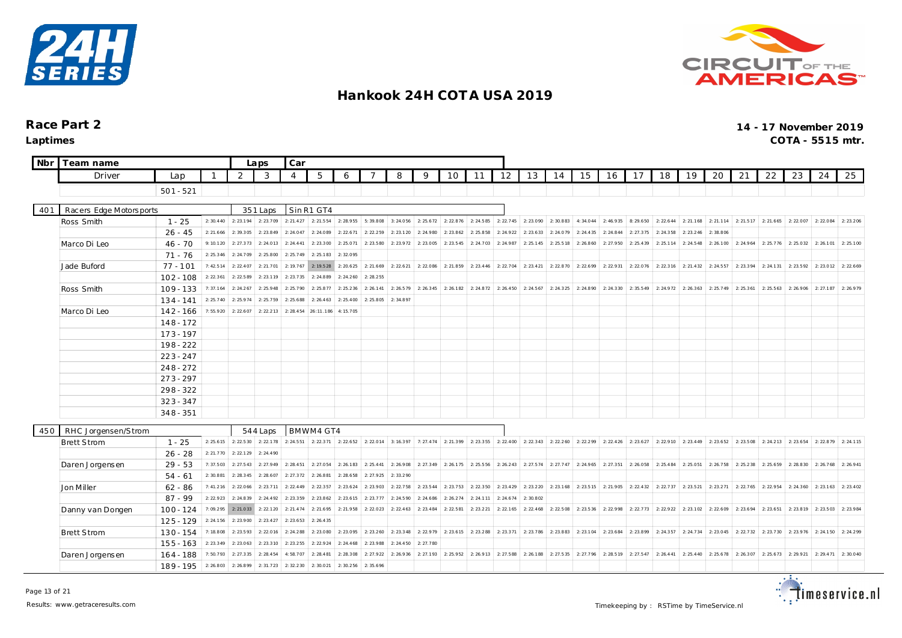# Hankook 24H COTA USA 2019

## Race Part 2

**Laptimes**

**14 - 17 November 2019**

**COTA - 5515 mtr.**

| Nbr | Team name / Driver | Lap | 1 | 2 | 3 | 4 | 5 | 6 | 7 | 8 | 9 | 10 | 11 | 12 | 13 | 14 | 15 | 16 | 17 | 18 | 19 | 20 | 21 | 22 | 23 | 24 | 25 |
|---|---|---|---|---|---|---|---|---|---|---|---|---|---|---|---|---|---|---|---|---|---|---|---|---|---|---|---|
| | | 501 - 521 | | | | | | | | | | | | | | | | | | | | | | | | | |
| 401 | Racers Edge Motorsports | | | 351 Laps | | SinR1 GT4 | | | | | | | | | | | | | | | | | | | | | |
| | Ross Smith | 1 - 25 | 2:30.440 | 2:23.194 | 2:23.709 | 2:21.427 | 2:21.554 | 2:28.955 | 5:39.808 | 3:24.056 | 2:25.672 | 2:22.876 | 2:24.585 | 2:22.745 | 2:23.090 | 2:30.883 | 4:34.044 | 2:46.935 | 8:29.650 | 2:22.644 | 2:21.168 | 2:21.114 | 2:21.517 | 2:21.665 | 2:22.007 | 2:22.084 | 2:23.206 |
| | | 26 - 45 | 2:21.666 | 2:39.305 | 2:23.849 | 2:24.047 | 2:24.089 | 2:22.671 | 2:22.259 | 2:23.120 | 2:24.980 | 2:23.862 | 2:25.858 | 2:24.922 | 2:23.633 | 2:24.079 | 2:24.435 | 2:24.844 | 2:27.375 | 2:24.358 | 2:23.246 | 2:38.806 | | | | | |
| | Marco Di Leo | 46 - 70 | 9:10.120 | 2:27.373 | 2:24.013 | 2:24.441 | 2:23.300 | 2:25.071 | 2:23.580 | 2:23.972 | 2:23.005 | 2:23.545 | 2:24.703 | 2:24.987 | 2:25.145 | 2:25.518 | 2:26.860 | 2:27.950 | 2:25.439 | 2:25.114 | 2:24.548 | 2:26.100 | 2:24.964 | 2:25.776 | 2:25.032 | 2:26.101 | 2:25.100 |
| | | 71 - 76 | 2:25.346 | 2:24.709 | 2:25.800 | 2:25.749 | 2:25.183 | 2:32.095 | | | | | | | | | | | | | | | | | | | |
| | Jade Buford | 77 - 101 | 7:42.514 | 2:22.407 | 2:21.701 | 2:19.767 | 2:19.528 | 2:20.625 | 2:21.669 | 2:22.621 | 2:22.086 | 2:21.859 | 2:23.446 | 2:22.704 | 2:23.421 | 2:22.870 | 2:22.699 | 2:22.931 | 2:22.076 | 2:22.316 | 2:21.432 | 2:24.557 | 2:23.394 | 2:24.131 | 2:23.592 | 2:23.012 | 2:22.669 |
| | | 102 - 108 | 2:22.361 | 2:22.589 | 2:23.119 | 2:23.735 | 2:24.889 | 2:24.260 | 2:28.255 | | | | | | | | | | | | | | | | | | |
| | Ross Smith | 109 - 133 | 7:37.164 | 2:24.267 | 2:25.948 | 2:25.790 | 2:25.877 | 2:25.236 | 2:26.141 | 2:26.579 | 2:26.345 | 2:26.182 | 2:24.872 | 2:26.450 | 2:24.567 | 2:24.325 | 2:24.890 | 2:24.330 | 2:35.549 | 2:24.972 | 2:26.363 | 2:25.749 | 2:25.361 | 2:25.563 | 2:26.906 | 2:27.187 | 2:26.979 |
| | | 134 - 141 | 2:25.740 | 2:25.974 | 2:25.759 | 2:25.688 | 2:26.463 | 2:25.400 | 2:25.805 | 2:34.897 | | | | | | | | | | | | | | | | | |
| | Marco Di Leo | 142 - 166 | 7:55.920 | 2:22.607 | 2:22.213 | 2:28.454 | 26:11.186 | 4:15.705 | | | | | | | | | | | | | | | | | | | |
| | | 148 - 172 | | | | | | | | | | | | | | | | | | | | | | | | | |
| | | 173 - 197 | | | | | | | | | | | | | | | | | | | | | | | | | |
| | | 198 - 222 | | | | | | | | | | | | | | | | | | | | | | | | | |
| | | 223 - 247 | | | | | | | | | | | | | | | | | | | | | | | | | |
| | | 248 - 272 | | | | | | | | | | | | | | | | | | | | | | | | | |
| | | 273 - 297 | | | | | | | | | | | | | | | | | | | | | | | | | |
| | | 298 - 322 | | | | | | | | | | | | | | | | | | | | | | | | | |
| | | 323 - 347 | | | | | | | | | | | | | | | | | | | | | | | | | |
| | | 348 - 351 | | | | | | | | | | | | | | | | | | | | | | | | | |
| 450 | RHC Jorgensen/Strom | | | 544 Laps | | BMWM4 GT4 | | | | | | | | | | | | | | | | | | | | | |
| | Brett Strom | 1 - 25 | 2:25.615 | 2:22.530 | 2:22.178 | 2:24.551 | 2:22.371 | 2:22.652 | 2:22.014 | 3:16.397 | 7:27.474 | 2:21.399 | 2:23.355 | 2:22.400 | 2:22.343 | 2:22.260 | 2:22.299 | 2:22.426 | 2:23.627 | 2:22.910 | 2:23.449 | 2:23.652 | 2:23.508 | 2:24.213 | 2:23.654 | 2:22.879 | 2:24.115 |
| | | 26 - 28 | 2:21.770 | 2:22.129 | 2:24.490 | | | | | | | | | | | | | | | | | | | | | | |
| | Daren Jorgensen | 29 - 53 | 7:37.503 | 2:27.543 | 2:27.949 | 2:28.451 | 2:27.054 | 2:26.183 | 2:25.441 | 2:26.908 | 2:27.349 | 2:26.175 | 2:25.556 | 2:26.243 | 2:27.574 | 2:27.747 | 2:24.965 | 2:27.351 | 2:26.058 | 2:25.484 | 2:25.051 | 2:26.758 | 2:25.238 | 2:25.659 | 2:28.830 | 2:26.768 | 2:26.941 |
| | | 54 - 61 | 2:30.881 | 2:28.345 | 2:28.607 | 2:27.372 | 2:26.881 | 2:28.658 | 2:27.925 | 2:33.290 | | | | | | | | | | | | | | | | | |
| | Jon Miller | 62 - 86 | 7:41.216 | 2:22.066 | 2:23.711 | 2:22.449 | 2:22.357 | 2:23.624 | 2:23.903 | 2:22.758 | 2:23.544 | 2:23.753 | 2:22.350 | 2:23.429 | 2:23.220 | 2:23.168 | 2:23.515 | 2:21.905 | 2:22.432 | 2:22.737 | 2:23.521 | 2:23.271 | 2:22.765 | 2:22.954 | 2:24.360 | 2:23.163 | 2:23.402 |
| | | 87 - 99 | 2:22.923 | 2:24.839 | 2:24.492 | 2:23.359 | 2:23.862 | 2:23.615 | 2:23.777 | 2:24.590 | 2:24.686 | 2:26.274 | 2:24.111 | 2:24.674 | 2:30.802 | | | | | | | | | | | | |
| | Danny van Dongen | 100 - 124 | 7:09.295 | 2:21.033 | 2:22.120 | 2:21.474 | 2:21.695 | 2:21.958 | 2:22.023 | 2:22.463 | 2:23.484 | 2:22.581 | 2:23.221 | 2:22.165 | 2:22.468 | 2:22.508 | 2:23.536 | 2:22.998 | 2:22.773 | 2:22.922 | 2:23.102 | 2:22.609 | 2:23.694 | 2:23.651 | 2:23.819 | 2:23.503 | 2:23.984 |
| | | 125 - 129 | 2:24.156 | 2:23.900 | 2:23.427 | 2:23.653 | 2:26.435 | | | | | | | | | | | | | | | | | | | | |
| | Brett Strom | 130 - 154 | 7:18.808 | 2:23.593 | 2:22.016 | 2:24.288 | 2:23.080 | 2:23.095 | 2:23.260 | 2:23.348 | 2:22.979 | 2:23.615 | 2:23.288 | 2:23.371 | 2:23.786 | 2:23.883 | 2:23.104 | 2:23.684 | 2:23.899 | 2:24.357 | 2:24.734 | 2:23.045 | 2:22.732 | 2:23.730 | 2:23.976 | 2:24.150 | 2:24.299 |
| | | 155 - 163 | 2:23.349 | 2:23.063 | 2:23.310 | 2:23.255 | 2:22.924 | 2:24.468 | 2:23.988 | 2:24.450 | 2:27.780 | | | | | | | | | | | | | | | | |
| | Daren Jorgensen | 164 - 188 | 7:50.793 | 2:27.335 | 2:28.454 | 4:58.707 | 2:28.481 | 2:28.308 | 2:27.922 | 2:26.936 | 2:27.193 | 2:25.952 | 2:26.913 | 2:27.588 | 2:26.188 | 2:27.535 | 2:27.796 | 2:28.519 | 2:27.547 | 2:26.441 | 2:25.440 | 2:25.678 | 2:26.307 | 2:25.673 | 2:29.921 | 2:29.471 | 2:30.040 |
| | | 189 - 195 | 2:26.803 | 2:26.899 | 2:31.723 | 2:32.230 | 2:30.021 | 2:30.256 | 2:35.696 | | | | | | | | | | | | | | | | | | |

Results: www.getraceresults.com

Timekeeping by : RSTime by TimeService.nl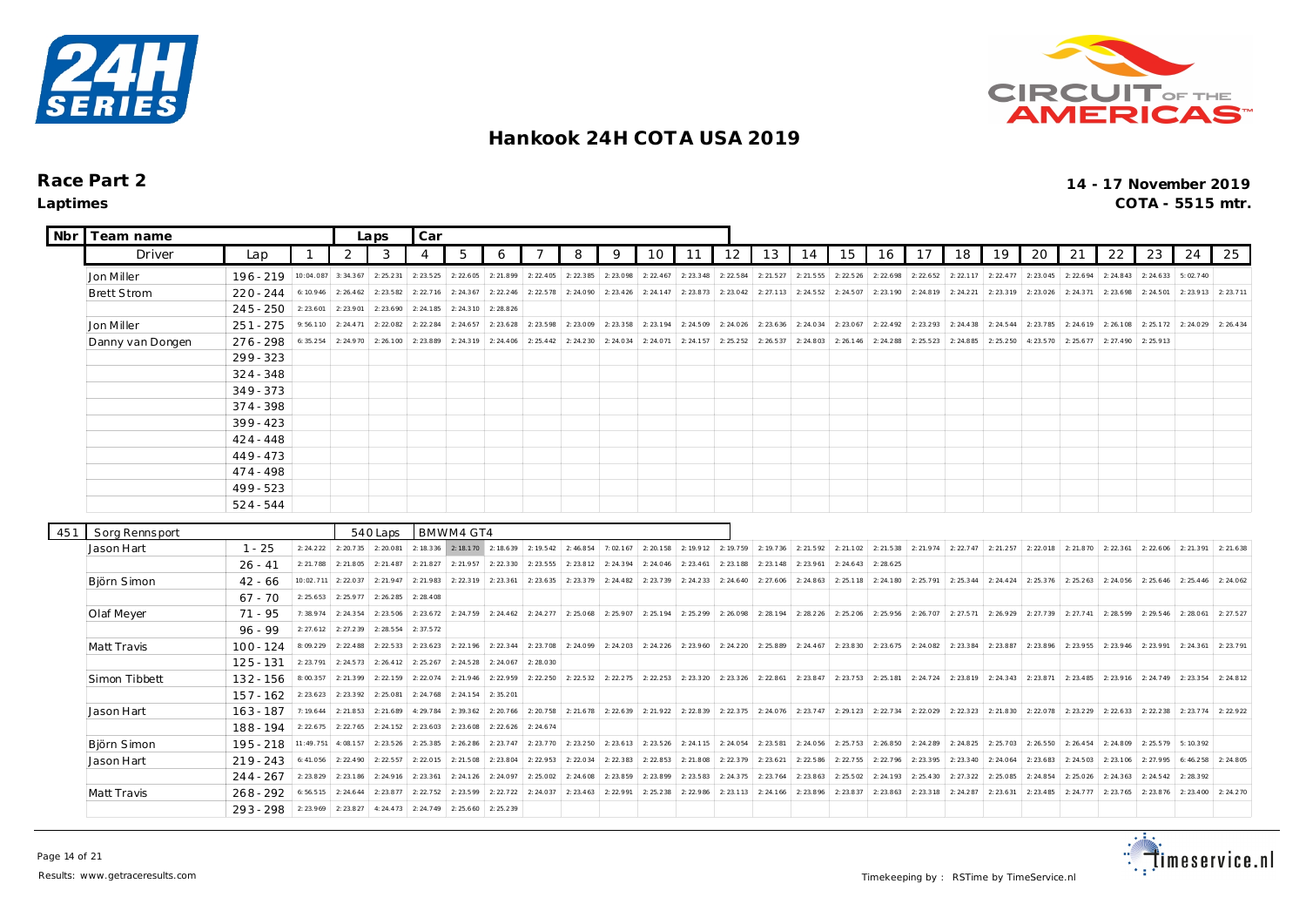# Hankook 24H COTA USA 2019

## Race Part 2

**Laptimes**

14 - 17 November 2019

COTA - 5515 mtr.

| Nbr | Team name | | Laps | Car | | | | | | | | | | | | | | | | | | | | | | | | |
|---|---|---|---|---|---|---|---|---|---|---|---|---|---|---|---|---|---|---|---|---|---|---|---|---|---|---|---|---|
| | Driver | Lap | 1 | 2 | 3 | 4 | 5 | 6 | 7 | 8 | 9 | 10 | 11 | 12 | 13 | 14 | 15 | 16 | 17 | 18 | 19 | 20 | 21 | 22 | 23 | 24 | 25 |
| | Jon Miller | 196 - 219 | 10:04.087 | 3:34.367 | 2:25.231 | 2:23.525 | 2:22.605 | 2:21.899 | 2:22.405 | 2:22.385 | 2:23.098 | 2:22.467 | 2:23.348 | 2:22.584 | 2:21.527 | 2:21.555 | 2:22.526 | 2:22.698 | 2:22.652 | 2:22.117 | 2:22.477 | 2:23.045 | 2:22.694 | 2:24.843 | 2:24.633 | 5:02.740 | |
| | Brett Strom | 220 - 244 | 6:10.946 | 2:26.462 | 2:23.582 | 2:22.716 | 2:24.367 | 2:22.246 | 2:22.578 | 2:24.090 | 2:23.426 | 2:24.147 | 2:23.873 | 2:23.042 | 2:27.113 | 2:24.552 | 2:24.507 | 2:23.190 | 2:24.819 | 2:24.221 | 2:23.319 | 2:23.026 | 2:24.371 | 2:23.698 | 2:24.501 | 2:23.913 | 2:23.711 |
| | | 245 - 250 | 2:23.601 | 2:23.901 | 2:23.690 | 2:24.185 | 2:24.310 | 2:28.826 | | | | | | | | | | | | | | | | | | | |
| | Jon Miller | 251 - 275 | 9:56.110 | 2:24.471 | 2:22.082 | 2:22.284 | 2:24.657 | 2:23.628 | 2:23.598 | 2:23.009 | 2:23.358 | 2:23.194 | 2:24.509 | 2:24.026 | 2:23.636 | 2:24.034 | 2:23.067 | 2:22.492 | 2:23.293 | 2:24.438 | 2:24.544 | 2:23.785 | 2:24.619 | 2:26.108 | 2:25.172 | 2:24.029 | 2:26.434 |
| | Danny van Dongen | 276 - 298 | 6:35.254 | 2:24.970 | 2:26.100 | 2:23.889 | 2:24.319 | 2:24.406 | 2:25.442 | 2:24.230 | 2:24.034 | 2:24.071 | 2:24.157 | 2:25.252 | 2:26.537 | 2:24.803 | 2:26.146 | 2:24.288 | 2:25.523 | 2:24.885 | 2:25.250 | 4:23.570 | 2:25.677 | 2:27.490 | 2:25.913 | | |
| | | 299 - 323 | | | | | | | | | | | | | | | | | | | | | | | | | |
| | | 324 - 348 | | | | | | | | | | | | | | | | | | | | | | | | | |
| | | 349 - 373 | | | | | | | | | | | | | | | | | | | | | | | | | |
| | | 374 - 398 | | | | | | | | | | | | | | | | | | | | | | | | | |
| | | 399 - 423 | | | | | | | | | | | | | | | | | | | | | | | | | |
| | | 424 - 448 | | | | | | | | | | | | | | | | | | | | | | | | | |
| | | 449 - 473 | | | | | | | | | | | | | | | | | | | | | | | | | |
| | | 474 - 498 | | | | | | | | | | | | | | | | | | | | | | | | | |
| | | 499 - 523 | | | | | | | | | | | | | | | | | | | | | | | | | |
| | | 524 - 544 | | | | | | | | | | | | | | | | | | | | | | | | | |
| 451 | Sorg Rennsport | | | 540 Laps | | BMWM4 GT4 | | | | | | | | | | | | | | | | | | | | | |
| | Jason Hart | 1 - 25 | 2:24.222 | 2:20.735 | 2:20.081 | 2:18.336 | 2:18.170 | 2:18.639 | 2:19.542 | 2:46.854 | 7:02.167 | 2:20.158 | 2:19.912 | 2:19.759 | 2:19.736 | 2:21.592 | 2:21.102 | 2:21.538 | 2:21.974 | 2:22.747 | 2:21.257 | 2:22.018 | 2:21.870 | 2:22.361 | 2:22.606 | 2:21.391 | 2:21.638 |
| | | 26 - 41 | 2:21.788 | 2:21.805 | 2:21.487 | 2:21.827 | 2:21.957 | 2:22.330 | 2:23.555 | 2:23.812 | 2:24.394 | 2:24.046 | 2:23.461 | 2:23.188 | 2:23.148 | 2:23.961 | 2:24.643 | 2:28.625 | | | | | | | | | |
| | Björn Simon | 42 - 66 | 10:02.711 | 2:22.037 | 2:21.947 | 2:21.983 | 2:22.319 | 2:23.361 | 2:23.635 | 2:23.379 | 2:24.482 | 2:23.739 | 2:24.233 | 2:24.640 | 2:27.606 | 2:24.863 | 2:25.118 | 2:24.180 | 2:25.791 | 2:25.344 | 2:24.424 | 2:25.376 | 2:25.263 | 2:24.056 | 2:25.646 | 2:25.446 | 2:24.062 |
| | | 67 - 70 | 2:25.653 | 2:25.977 | 2:26.285 | 2:28.408 | | | | | | | | | | | | | | | | | | | | | |
| | Olaf Meyer | 71 - 95 | 7:38.974 | 2:24.354 | 2:23.506 | 2:23.672 | 2:24.759 | 2:24.462 | 2:24.277 | 2:25.068 | 2:25.907 | 2:25.194 | 2:25.299 | 2:26.098 | 2:28.194 | 2:28.226 | 2:25.206 | 2:25.956 | 2:26.707 | 2:27.571 | 2:26.929 | 2:27.739 | 2:27.741 | 2:28.599 | 2:29.546 | 2:28.061 | 2:27.527 |
| | | 96 - 99 | 2:27.612 | 2:27.239 | 2:28.554 | 2:37.572 | | | | | | | | | | | | | | | | | | | | | |
| | Matt Travis | 100 - 124 | 8:09.229 | 2:22.488 | 2:22.533 | 2:23.623 | 2:22.196 | 2:22.344 | 2:23.708 | 2:24.099 | 2:24.203 | 2:24.226 | 2:23.960 | 2:24.220 | 2:25.889 | 2:24.467 | 2:23.830 | 2:23.675 | 2:24.082 | 2:23.384 | 2:23.887 | 2:23.896 | 2:23.955 | 2:23.946 | 2:23.991 | 2:24.361 | 2:23.791 |
| | | 125 - 131 | 2:23.791 | 2:24.573 | 2:26.412 | 2:25.267 | 2:24.528 | 2:24.067 | 2:28.030 | | | | | | | | | | | | | | | | | | |
| | Simon Tibbett | 132 - 156 | 8:00.357 | 2:21.399 | 2:22.159 | 2:22.074 | 2:21.946 | 2:22.959 | 2:22.250 | 2:22.532 | 2:22.275 | 2:22.253 | 2:23.320 | 2:23.326 | 2:22.861 | 2:23.847 | 2:23.753 | 2:25.181 | 2:24.724 | 2:23.819 | 2:24.343 | 2:23.871 | 2:23.485 | 2:23.916 | 2:24.749 | 2:23.354 | 2:24.812 |
| | | 157 - 162 | 2:23.623 | 2:23.392 | 2:25.081 | 2:24.768 | 2:24.154 | 2:35.201 | | | | | | | | | | | | | | | | | | | |
| | Jason Hart | 163 - 187 | 7:19.644 | 2:21.853 | 2:21.689 | 4:29.784 | 2:39.362 | 2:20.766 | 2:20.758 | 2:21.678 | 2:22.639 | 2:21.922 | 2:22.839 | 2:22.375 | 2:24.076 | 2:23.747 | 2:29.123 | 2:22.734 | 2:22.029 | 2:22.323 | 2:21.830 | 2:22.078 | 2:23.229 | 2:22.633 | 2:22.238 | 2:23.774 | 2:22.922 |
| | | 188 - 194 | 2:22.675 | 2:22.765 | 2:24.152 | 2:23.603 | 2:23.608 | 2:22.626 | 2:24.674 | | | | | | | | | | | | | | | | | | |
| | Björn Simon | 195 - 218 | 11:49.751 | 4:08.157 | 2:23.526 | 2:25.385 | 2:26.286 | 2:23.747 | 2:23.770 | 2:23.250 | 2:23.613 | 2:23.526 | 2:24.115 | 2:24.054 | 2:23.581 | 2:24.056 | 2:25.753 | 2:26.850 | 2:24.289 | 2:24.825 | 2:25.703 | 2:26.550 | 2:26.454 | 2:24.809 | 2:25.579 | 5:10.392 | |
| | Jason Hart | 219 - 243 | 6:41.056 | 2:22.490 | 2:22.557 | 2:22.015 | 2:21.508 | 2:23.804 | 2:22.953 | 2:22.034 | 2:22.383 | 2:22.853 | 2:21.808 | 2:22.379 | 2:23.621 | 2:22.586 | 2:22.755 | 2:22.796 | 2:23.395 | 2:23.340 | 2:24.064 | 2:23.683 | 2:24.503 | 2:23.106 | 2:27.995 | 6:46.258 | 2:24.805 |
| | | 244 - 267 | 2:23.829 | 2:23.186 | 2:24.916 | 2:23.361 | 2:24.126 | 2:24.097 | 2:25.002 | 2:24.608 | 2:23.859 | 2:23.899 | 2:23.583 | 2:24.375 | 2:23.764 | 2:23.863 | 2:25.502 | 2:24.193 | 2:25.430 | 2:27.322 | 2:25.085 | 2:24.854 | 2:25.026 | 2:24.363 | 2:24.542 | 2:28.392 | |
| | Matt Travis | 268 - 292 | 6:56.515 | 2:24.644 | 2:23.877 | 2:22.752 | 2:23.599 | 2:22.722 | 2:24.037 | 2:23.463 | 2:22.991 | 2:25.238 | 2:22.986 | 2:23.113 | 2:24.166 | 2:23.896 | 2:23.837 | 2:23.863 | 2:23.318 | 2:24.287 | 2:23.631 | 2:23.485 | 2:24.777 | 2:23.765 | 2:23.876 | 2:23.400 | 2:24.270 |
| | | 293 - 298 | 2:23.969 | 2:23.827 | 4:24.473 | 2:24.749 | 2:25.660 | 2:25.239 | | | | | | | | | | | | | | | | | | | |

Results: www.getraceresults.com

Timekeeping by : RSTime by TimeService.nl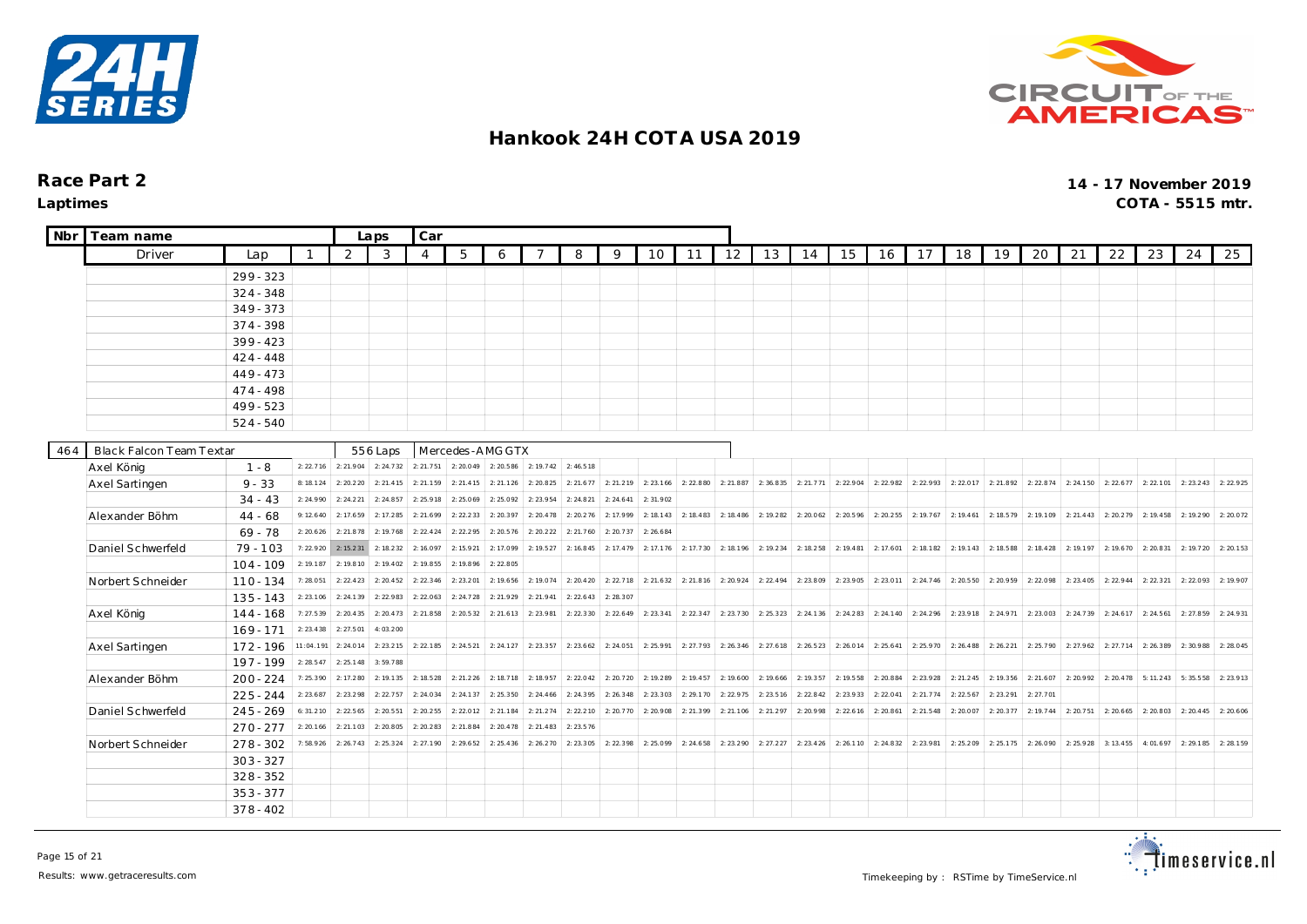# Hankook 24H COTA USA 2019

**Race Part 2**
**Laptimes**

**14 - 17 November 2019**
**COTA - 5515 mtr.**

| Nbr | Team name | | | Laps | Car | | | | | | | | | | | | | | | | | | | | | | | |
|---|---|---|---|---|---|---|---|---|---|---|---|---|---|---|---|---|---|---|---|---|---|---|---|---|---|---|
| | Driver | Lap | 1 | 2 | 3 | 4 | 5 | 6 | 7 | 8 | 9 | 10 | 11 | 12 | 13 | 14 | 15 | 16 | 17 | 18 | 19 | 20 | 21 | 22 | 23 | 24 | 25 |
| | | 299 - 323 | | | | | | | | | | | | | | | | | | | | | | | | | |
| | | 324 - 348 | | | | | | | | | | | | | | | | | | | | | | | | | |
| | | 349 - 373 | | | | | | | | | | | | | | | | | | | | | | | | | |
| | | 374 - 398 | | | | | | | | | | | | | | | | | | | | | | | | | |
| | | 399 - 423 | | | | | | | | | | | | | | | | | | | | | | | | | |
| | | 424 - 448 | | | | | | | | | | | | | | | | | | | | | | | | | |
| | | 449 - 473 | | | | | | | | | | | | | | | | | | | | | | | | | |
| | | 474 - 498 | | | | | | | | | | | | | | | | | | | | | | | | | |
| | | 499 - 523 | | | | | | | | | | | | | | | | | | | | | | | | | |
| | | 524 - 540 | | | | | | | | | | | | | | | | | | | | | | | | | |

| Nbr | Team name | | | Laps | Car | | | | | | | | | | | | | | | | | | | | | | | |
|---|---|---|---|---|---|---|---|---|---|---|---|---|---|---|---|---|---|---|---|---|---|---|---|---|---|---|
| 464 | Black Falcon Team Textar | | | 556 Laps | Mercedes-AMG GTX | | | | | | | | | | | | | | | | | | | | | | |
| | Driver | Lap | 1 | 2 | 3 | 4 | 5 | 6 | 7 | 8 | 9 | 10 | 11 | 12 | 13 | 14 | 15 | 16 | 17 | 18 | 19 | 20 | 21 | 22 | 23 | 24 | 25 |
| | Axel König | 1 - 8 | 2:22.716 | 2:21.904 | 2:24.732 | 2:21.751 | 2:20.049 | 2:20.586 | 2:19.742 | 2:46.518 | | | | | | | | | | | | | | | | | |
| | Axel Sartingen | 9 - 33 | 8:18.124 | 2:20.220 | 2:21.415 | 2:21.159 | 2:21.415 | 2:21.126 | 2:20.825 | 2:21.677 | 2:21.219 | 2:23.166 | 2:22.880 | 2:21.887 | 2:36.835 | 2:21.771 | 2:22.904 | 2:22.982 | 2:22.993 | 2:22.017 | 2:21.892 | 2:22.874 | 2:24.150 | 2:22.677 | 2:22.101 | 2:23.243 | 2:22.925 |
| | | 34 - 43 | 2:24.990 | 2:24.221 | 2:24.857 | 2:25.918 | 2:25.069 | 2:25.092 | 2:23.954 | 2:24.821 | 2:24.641 | 2:31.902 | | | | | | | | | | | | | | | |
| | Alexander Böhm | 44 - 68 | 9:12.640 | 2:17.659 | 2:17.285 | 2:21.699 | 2:22.233 | 2:20.397 | 2:20.478 | 2:20.276 | 2:17.999 | 2:18.143 | 2:18.483 | 2:18.486 | 2:19.282 | 2:20.062 | 2:20.596 | 2:20.255 | 2:19.767 | 2:19.461 | 2:18.579 | 2:19.109 | 2:21.443 | 2:20.279 | 2:19.458 | 2:19.290 | 2:20.072 |
| | | 69 - 78 | 2:20.626 | 2:21.878 | 2:19.768 | 2:22.424 | 2:22.295 | 2:20.576 | 2:20.222 | 2:21.760 | 2:20.737 | 2:26.684 | | | | | | | | | | | | | | | |
| | Daniel Schwerfeld | 79 - 103 | 7:22.920 | 2:15.231 | 2:18.232 | 2:16.097 | 2:15.921 | 2:17.099 | 2:19.527 | 2:16.845 | 2:17.479 | 2:17.176 | 2:17.730 | 2:18.196 | 2:19.234 | 2:18.258 | 2:19.481 | 2:17.601 | 2:18.182 | 2:19.143 | 2:18.588 | 2:18.428 | 2:19.197 | 2:19.670 | 2:20.831 | 2:19.720 | 2:20.153 |
| | | 104 - 109 | 2:19.187 | 2:19.810 | 2:19.402 | 2:19.855 | 2:19.896 | 2:22.805 | | | | | | | | | | | | | | | | | | | |
| | Norbert Schneider | 110 - 134 | 7:28.051 | 2:22.423 | 2:20.452 | 2:22.346 | 2:23.201 | 2:19.656 | 2:19.074 | 2:20.420 | 2:22.718 | 2:21.632 | 2:21.816 | 2:20.924 | 2:22.494 | 2:23.809 | 2:23.905 | 2:23.011 | 2:24.746 | 2:20.550 | 2:20.959 | 2:22.098 | 2:23.405 | 2:22.944 | 2:22.321 | 2:22.093 | 2:19.907 |
| | | 135 - 143 | 2:23.106 | 2:24.139 | 2:22.983 | 2:22.063 | 2:24.728 | 2:21.929 | 2:21.941 | 2:22.643 | 2:28.307 | | | | | | | | | | | | | | | | |
| | Axel König | 144 - 168 | 7:27.539 | 2:20.435 | 2:20.473 | 2:21.858 | 2:20.532 | 2:21.613 | 2:23.981 | 2:22.330 | 2:22.649 | 2:23.341 | 2:22.347 | 2:23.730 | 2:25.323 | 2:24.136 | 2:24.283 | 2:24.140 | 2:24.296 | 2:23.918 | 2:24.971 | 2:23.003 | 2:24.739 | 2:24.617 | 2:24.561 | 2:27.859 | 2:24.931 |
| | | 169 - 171 | 2:23.438 | 2:27.501 | 4:03.200 | | | | | | | | | | | | | | | | | | | | | | |
| | Axel Sartingen | 172 - 196 | 11:04.191 | 2:24.014 | 2:23.215 | 2:22.185 | 2:24.521 | 2:24.127 | 2:23.357 | 2:23.662 | 2:24.051 | 2:25.991 | 2:27.793 | 2:26.346 | 2:27.618 | 2:26.523 | 2:26.014 | 2:25.641 | 2:25.970 | 2:26.488 | 2:26.221 | 2:25.790 | 2:27.962 | 2:27.714 | 2:26.389 | 2:30.988 | 2:28.045 |
| | | 197 - 199 | 2:28.547 | 2:25.148 | 3:59.788 | | | | | | | | | | | | | | | | | | | | | | |
| | Alexander Böhm | 200 - 224 | 7:25.390 | 2:17.280 | 2:19.135 | 2:18.528 | 2:21.226 | 2:18.718 | 2:18.957 | 2:22.042 | 2:20.720 | 2:19.289 | 2:19.457 | 2:19.600 | 2:19.666 | 2:19.357 | 2:19.558 | 2:20.884 | 2:23.928 | 2:21.245 | 2:19.356 | 2:21.607 | 2:20.992 | 2:20.478 | 5:11.243 | 5:35.558 | 2:23.913 |
| | | 225 - 244 | 2:23.687 | 2:23.298 | 2:22.757 | 2:24.034 | 2:24.137 | 2:25.350 | 2:24.466 | 2:24.395 | 2:26.348 | 2:23.303 | 2:29.170 | 2:22.975 | 2:23.516 | 2:22.842 | 2:23.933 | 2:22.041 | 2:21.774 | 2:22.567 | 2:23.291 | 2:27.701 | | | | | |
| | Daniel Schwerfeld | 245 - 269 | 6:31.210 | 2:22.565 | 2:20.551 | 2:20.255 | 2:22.012 | 2:21.184 | 2:21.274 | 2:22.210 | 2:20.770 | 2:20.908 | 2:21.399 | 2:21.106 | 2:21.297 | 2:20.998 | 2:22.616 | 2:20.861 | 2:21.548 | 2:20.007 | 2:20.377 | 2:19.744 | 2:20.751 | 2:20.665 | 2:20.803 | 2:20.445 | 2:20.606 |
| | | 270 - 277 | 2:20.166 | 2:21.103 | 2:20.805 | 2:20.283 | 2:21.884 | 2:20.478 | 2:21.483 | 2:23.576 | | | | | | | | | | | | | | | | | |
| | Norbert Schneider | 278 - 302 | 7:58.926 | 2:26.743 | 2:25.324 | 2:27.190 | 2:29.652 | 2:25.436 | 2:26.270 | 2:23.305 | 2:22.398 | 2:25.099 | 2:24.658 | 2:23.290 | 2:27.227 | 2:23.426 | 2:26.110 | 2:24.832 | 2:23.981 | 2:25.209 | 2:25.175 | 2:26.090 | 2:25.928 | 3:13.455 | 4:01.697 | 2:29.185 | 2:28.159 |
| | | 303 - 327 | | | | | | | | | | | | | | | | | | | | | | | | | |
| | | 328 - 352 | | | | | | | | | | | | | | | | | | | | | | | | | |
| | | 353 - 377 | | | | | | | | | | | | | | | | | | | | | | | | | |
| | | 378 - 402 | | | | | | | | | | | | | | | | | | | | | | | | | |

Results: www.getraceresults.com

Timekeeping by : RSTime by TimeService.nl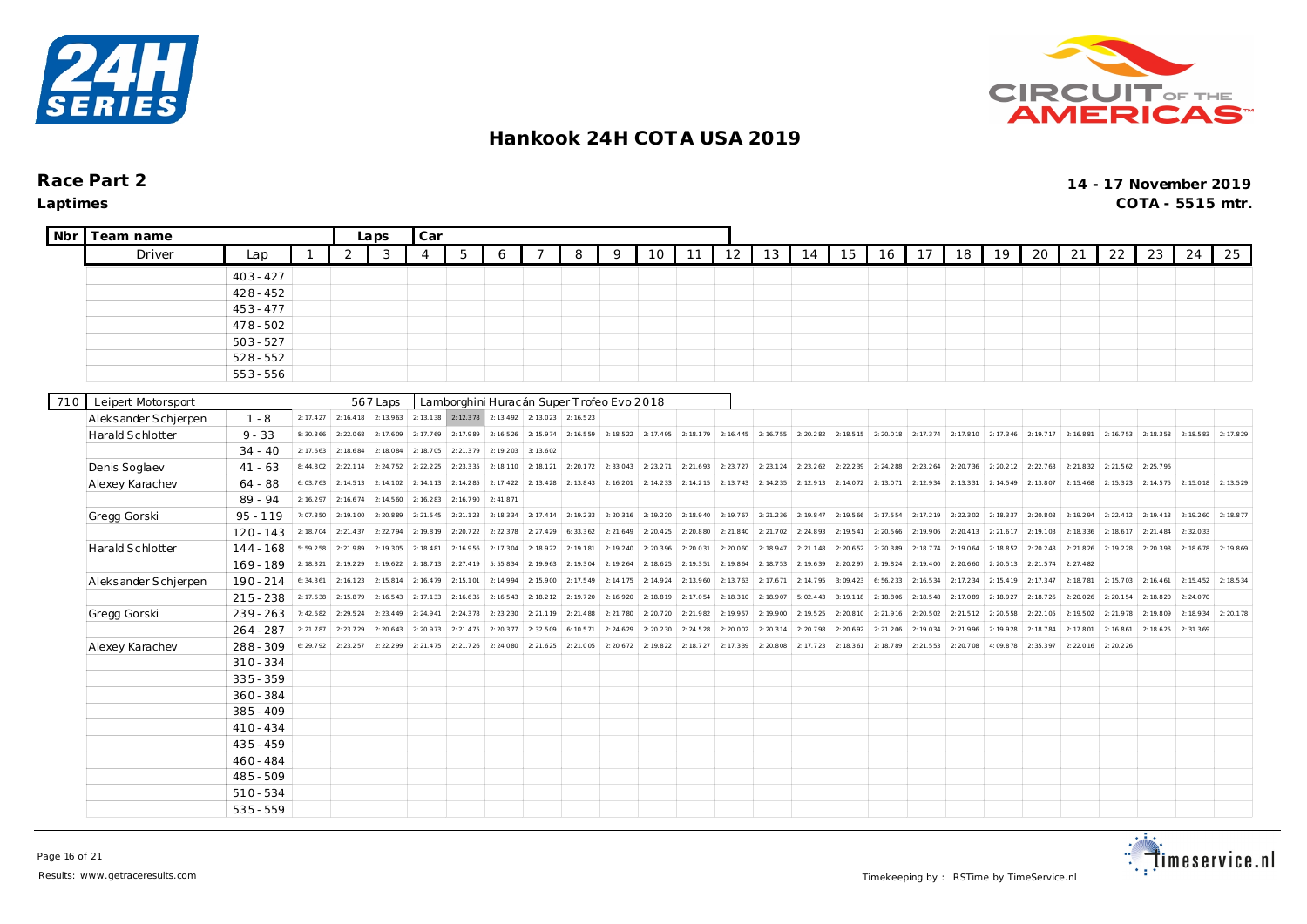# Hankook 24H COTA USA 2019

## Race Part 2

**Laptimes**

14 - 17 November 2019

COTA - 5515 mtr.

| Nbr | Team name | | | Laps | Car | | | | | | | | | | | | | | | | | | | | | | | |
|---|---|---|---|---|---|---|---|---|---|---|---|---|---|---|---|---|---|---|---|---|---|---|---|---|---|---|---|---|
| | Driver | Lap | 1 | 2 | 3 | 4 | 5 | 6 | 7 | 8 | 9 | 10 | 11 | 12 | 13 | 14 | 15 | 16 | 17 | 18 | 19 | 20 | 21 | 22 | 23 | 24 | 25 |
| | | 403 - 427 | | | | | | | | | | | | | | | | | | | | | | | | | |
| | | 428 - 452 | | | | | | | | | | | | | | | | | | | | | | | | | |
| | | 453 - 477 | | | | | | | | | | | | | | | | | | | | | | | | | |
| | | 478 - 502 | | | | | | | | | | | | | | | | | | | | | | | | | |
| | | 503 - 527 | | | | | | | | | | | | | | | | | | | | | | | | | |
| | | 528 - 552 | | | | | | | | | | | | | | | | | | | | | | | | | |
| | | 553 - 556 | | | | | | | | | | | | | | | | | | | | | | | | | |
| 710 | Leipert Motorsport | | | 567 Laps | Lamborghini Huracán Super Trofeo Evo 2018 | | | | | | | | | | | | | | | | | | | | | | |
| | Aleksander Schjerpen | 1 - 8 | 2:17.427 | 2:16.418 | 2:13.963 | 2:13.138 | 2:12.378 | 2:13.492 | 2:13.023 | 2:16.523 | | | | | | | | | | | | | | | | | |
| | Harald Schlotter | 9 - 33 | 8:30.366 | 2:22.068 | 2:17.609 | 2:17.769 | 2:17.989 | 2:16.526 | 2:15.974 | 2:16.559 | 2:18.522 | 2:17.495 | 2:18.179 | 2:16.445 | 2:16.755 | 2:20.282 | 2:18.515 | 2:20.018 | 2:17.374 | 2:17.810 | 2:17.346 | 2:19.717 | 2:16.881 | 2:16.753 | 2:18.358 | 2:18.583 | 2:17.829 |
| | | 34 - 40 | 2:17.663 | 2:18.684 | 2:18.084 | 2:18.705 | 2:21.379 | 2:19.203 | 3:13.602 | | | | | | | | | | | | | | | | | | |
| | Denis Soglaev | 41 - 63 | 8:44.802 | 2:22.114 | 2:24.752 | 2:22.225 | 2:23.335 | 2:18.110 | 2:18.121 | 2:20.172 | 2:33.043 | 2:23.271 | 2:21.693 | 2:23.727 | 2:23.124 | 2:23.262 | 2:22.239 | 2:24.288 | 2:23.264 | 2:20.736 | 2:20.212 | 2:22.763 | 2:21.832 | 2:21.562 | 2:25.796 | | |
| | Alexey Karachev | 64 - 88 | 6:03.763 | 2:14.513 | 2:14.102 | 2:14.113 | 2:14.285 | 2:17.422 | 2:13.428 | 2:13.843 | 2:16.201 | 2:14.233 | 2:14.215 | 2:13.743 | 2:14.235 | 2:12.913 | 2:14.072 | 2:13.071 | 2:12.934 | 2:13.331 | 2:14.549 | 2:13.807 | 2:15.468 | 2:15.323 | 2:14.575 | 2:15.018 | 2:13.529 |
| | | 89 - 94 | 2:16.297 | 2:16.674 | 2:14.560 | 2:16.283 | 2:16.790 | 2:41.871 | | | | | | | | | | | | | | | | | | | |
| | Gregg Gorski | 95 - 119 | 7:07.350 | 2:19.100 | 2:20.889 | 2:21.545 | 2:21.123 | 2:18.334 | 2:17.414 | 2:19.233 | 2:20.316 | 2:19.220 | 2:18.940 | 2:19.767 | 2:21.236 | 2:19.847 | 2:19.566 | 2:17.554 | 2:17.219 | 2:22.302 | 2:18.337 | 2:20.803 | 2:19.294 | 2:22.412 | 2:19.413 | 2:19.260 | 2:18.877 |
| | | 120 - 143 | 2:18.704 | 2:21.437 | 2:22.794 | 2:19.819 | 2:20.722 | 2:22.378 | 2:27.429 | 6:33.362 | 2:21.649 | 2:20.425 | 2:20.880 | 2:21.840 | 2:21.702 | 2:24.893 | 2:19.541 | 2:20.566 | 2:19.906 | 2:20.413 | 2:21.617 | 2:19.103 | 2:18.336 | 2:18.617 | 2:21.484 | 2:32.033 | |
| | Harald Schlotter | 144 - 168 | 5:59.258 | 2:21.989 | 2:19.305 | 2:18.481 | 2:16.956 | 2:17.304 | 2:18.922 | 2:19.181 | 2:19.240 | 2:20.396 | 2:20.031 | 2:20.060 | 2:18.947 | 2:21.148 | 2:20.652 | 2:20.389 | 2:18.774 | 2:19.064 | 2:18.852 | 2:20.248 | 2:21.826 | 2:19.228 | 2:20.398 | 2:18.678 | 2:19.869 |
| | | 169 - 189 | 2:18.321 | 2:19.229 | 2:19.622 | 2:18.713 | 2:27.419 | 5:55.834 | 2:19.963 | 2:19.304 | 2:19.264 | 2:18.625 | 2:19.351 | 2:19.864 | 2:18.753 | 2:19.639 | 2:20.297 | 2:19.824 | 2:19.400 | 2:20.660 | 2:20.513 | 2:21.574 | 2:27.482 | | | | |
| | Aleksander Schjerpen | 190 - 214 | 6:34.361 | 2:16.123 | 2:15.814 | 2:16.479 | 2:15.101 | 2:14.994 | 2:15.900 | 2:17.549 | 2:14.175 | 2:14.924 | 2:13.960 | 2:13.763 | 2:17.671 | 2:14.795 | 3:09.423 | 6:56.233 | 2:16.534 | 2:17.234 | 2:15.419 | 2:17.347 | 2:18.781 | 2:15.703 | 2:16.461 | 2:15.452 | 2:18.534 |
| | | 215 - 238 | 2:17.638 | 2:15.879 | 2:16.543 | 2:17.133 | 2:16.635 | 2:16.543 | 2:18.212 | 2:19.720 | 2:16.920 | 2:18.819 | 2:17.054 | 2:18.310 | 2:18.907 | 5:02.443 | 3:19.118 | 2:18.806 | 2:18.548 | 2:17.089 | 2:18.927 | 2:18.726 | 2:20.026 | 2:20.154 | 2:18.820 | 2:24.070 | |
| | Gregg Gorski | 239 - 263 | 7:42.682 | 2:29.524 | 2:23.449 | 2:24.941 | 2:24.378 | 2:23.230 | 2:21.119 | 2:21.488 | 2:21.780 | 2:20.720 | 2:21.982 | 2:19.957 | 2:19.900 | 2:19.525 | 2:20.810 | 2:21.916 | 2:20.502 | 2:21.512 | 2:20.558 | 2:22.105 | 2:19.502 | 2:21.978 | 2:19.809 | 2:18.934 | 2:20.178 |
| | | 264 - 287 | 2:21.787 | 2:23.729 | 2:20.643 | 2:20.973 | 2:21.475 | 2:20.377 | 2:32.509 | 6:10.571 | 2:24.629 | 2:20.230 | 2:24.528 | 2:20.002 | 2:20.314 | 2:20.798 | 2:20.692 | 2:21.206 | 2:19.034 | 2:21.996 | 2:19.928 | 2:18.784 | 2:17.801 | 2:16.861 | 2:18.625 | 2:31.369 | |
| | Alexey Karachev | 288 - 309 | 6:29.792 | 2:23.257 | 2:22.299 | 2:21.475 | 2:21.726 | 2:24.080 | 2:21.625 | 2:21.005 | 2:20.672 | 2:19.822 | 2:18.727 | 2:17.339 | 2:20.808 | 2:17.723 | 2:18.361 | 2:18.789 | 2:21.553 | 2:20.708 | 4:09.878 | 2:35.397 | 2:22.016 | 2:20.226 | | | |
| | | 310 - 334 | | | | | | | | | | | | | | | | | | | | | | | | | |
| | | 335 - 359 | | | | | | | | | | | | | | | | | | | | | | | | | |
| | | 360 - 384 | | | | | | | | | | | | | | | | | | | | | | | | | |
| | | 385 - 409 | | | | | | | | | | | | | | | | | | | | | | | | | |
| | | 410 - 434 | | | | | | | | | | | | | | | | | | | | | | | | | |
| | | 435 - 459 | | | | | | | | | | | | | | | | | | | | | | | | | |
| | | 460 - 484 | | | | | | | | | | | | | | | | | | | | | | | | | |
| | | 485 - 509 | | | | | | | | | | | | | | | | | | | | | | | | | |
| | | 510 - 534 | | | | | | | | | | | | | | | | | | | | | | | | | |
| | | 535 - 559 | | | | | | | | | | | | | | | | | | | | | | | | | |

Results: www.getraceresults.com

Timekeeping by : RSTime by TimeService.nl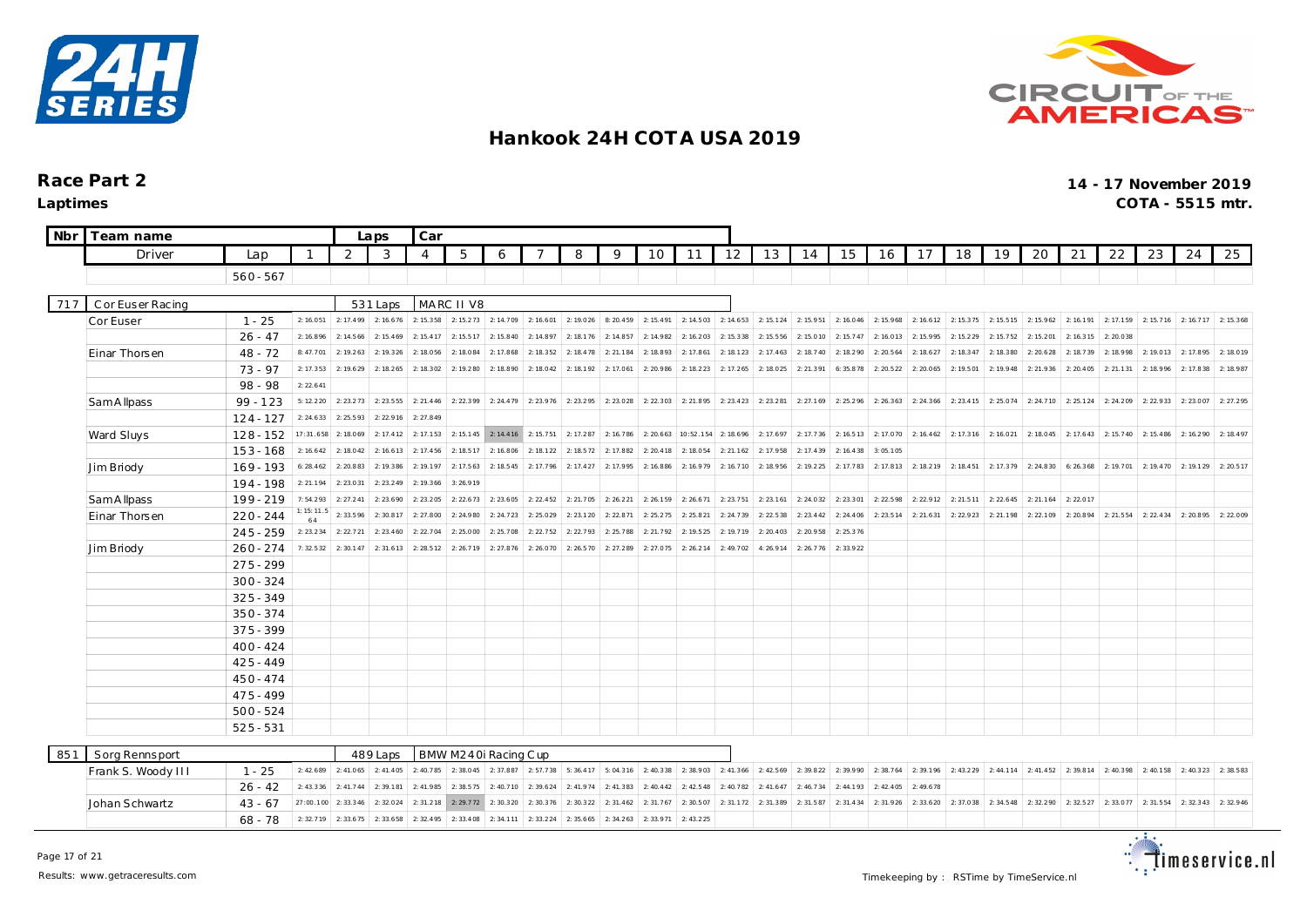# Hankook 24H COTA USA 2019

## Race Part 2

**Laptimes**

**14 - 17 November 2019**

**COTA - 5515 mtr.**

| Nbr | Team name | | Laps | | Car | | | | | | | | | | | | | | | | | | | | | | |
|---|---|---|---|---|---|---|---|---|---|---|---|---|---|---|---|---|---|---|---|---|---|---|---|---|---|---|---|
| | Driver | Lap | 1 | 2 | 3 | 4 | 5 | 6 | 7 | 8 | 9 | 10 | 11 | 12 | 13 | 14 | 15 | 16 | 17 | 18 | 19 | 20 | 21 | 22 | 23 | 24 | 25 |
| | | 560 - 567 | | | | | | | | | | | | | | | | | | | | | | | | | |
| 717 | Cor Euser Racing | | | 531 Laps | | MARC II V8 | | | | | | | | | | | | | | | | | | | | | |
| | Cor Euser | 1 - 25 | 2:16.051 | 2:17.499 | 2:16.676 | 2:15.358 | 2:15.273 | 2:14.709 | 2:16.601 | 2:19.026 | 8:20.459 | 2:15.491 | 2:14.503 | 2:14.653 | 2:15.124 | 2:15.951 | 2:16.046 | 2:15.968 | 2:16.612 | 2:15.375 | 2:15.515 | 2:15.962 | 2:16.191 | 2:17.159 | 2:15.716 | 2:16.717 | 2:15.368 |
| | | 26 - 47 | 2:16.896 | 2:14.566 | 2:15.469 | 2:15.417 | 2:15.517 | 2:15.840 | 2:14.897 | 2:18.176 | 2:14.857 | 2:14.982 | 2:16.203 | 2:15.338 | 2:15.556 | 2:15.010 | 2:15.747 | 2:16.013 | 2:15.995 | 2:15.229 | 2:15.752 | 2:15.201 | 2:16.315 | 2:20.038 | | | |
| | Einar Thorsen | 48 - 72 | 8:47.701 | 2:19.263 | 2:19.326 | 2:18.056 | 2:18.084 | 2:17.868 | 2:18.352 | 2:18.478 | 2:21.184 | 2:18.893 | 2:17.861 | 2:18.123 | 2:17.463 | 2:18.740 | 2:18.290 | 2:20.564 | 2:18.627 | 2:18.347 | 2:18.380 | 2:20.628 | 2:18.739 | 2:18.998 | 2:19.013 | 2:17.895 | 2:18.019 |
| | | 73 - 97 | 2:17.353 | 2:19.629 | 2:18.265 | 2:18.302 | 2:19.280 | 2:18.890 | 2:18.042 | 2:18.192 | 2:17.061 | 2:20.986 | 2:18.223 | 2:17.265 | 2:18.025 | 2:21.391 | 6:35.878 | 2:20.522 | 2:20.065 | 2:19.501 | 2:19.948 | 2:21.936 | 2:20.405 | 2:21.131 | 2:18.996 | 2:17.838 | 2:18.987 |
| | | 98 - 98 | 2:22.641 | | | | | | | | | | | | | | | | | | | | | | | | |
| | Sam Allpass | 99 - 123 | 5:12.220 | 2:23.273 | 2:23.555 | 2:21.446 | 2:22.399 | 2:24.479 | 2:23.976 | 2:23.295 | 2:23.028 | 2:22.303 | 2:21.895 | 2:23.423 | 2:23.281 | 2:27.169 | 2:25.296 | 2:26.363 | 2:24.366 | 2:23.415 | 2:25.074 | 2:24.710 | 2:25.124 | 2:24.209 | 2:22.933 | 2:23.007 | 2:27.295 |
| | | 124 - 127 | 2:24.633 | 2:25.593 | 2:22.916 | 2:27.849 | | | | | | | | | | | | | | | | | | | | | |
| | Ward Sluys | 128 - 152 | 17:31.658 | 2:18.069 | 2:17.412 | 2:17.153 | 2:15.145 | 2:14.416 | 2:15.751 | 2:17.287 | 2:16.786 | 2:20.663 | 10:52.154 | 2:18.696 | 2:17.697 | 2:17.736 | 2:16.513 | 2:17.070 | 2:16.462 | 2:17.316 | 2:16.021 | 2:18.045 | 2:17.643 | 2:15.740 | 2:15.486 | 2:16.290 | 2:18.497 |
| | | 153 - 168 | 2:16.642 | 2:18.042 | 2:16.613 | 2:17.456 | 2:18.517 | 2:16.806 | 2:18.122 | 2:18.572 | 2:17.882 | 2:20.418 | 2:18.054 | 2:21.162 | 2:17.958 | 2:17.439 | 2:16.438 | 3:05.105 | | | | | | | | | |
| | Jim Briody | 169 - 193 | 6:28.462 | 2:20.883 | 2:19.386 | 2:19.197 | 2:17.563 | 2:18.545 | 2:17.796 | 2:17.427 | 2:17.995 | 2:16.886 | 2:16.979 | 2:16.710 | 2:18.956 | 2:19.225 | 2:17.783 | 2:17.813 | 2:18.219 | 2:18.451 | 2:17.379 | 2:24.830 | 6:26.368 | 2:19.701 | 2:19.470 | 2:19.129 | 2:20.517 |
| | | 194 - 198 | 2:21.194 | 2:23.031 | 2:23.249 | 2:19.366 | 3:26.919 | | | | | | | | | | | | | | | | | | | | |
| | Sam Allpass | 199 - 219 | 7:54.293 | 2:27.241 | 2:23.690 | 2:23.205 | 2:22.673 | 2:23.605 | 2:22.452 | 2:21.705 | 2:26.221 | 2:26.159 | 2:26.671 | 2:23.751 | 2:23.161 | 2:24.032 | 2:23.301 | 2:22.598 | 2:22.912 | 2:21.511 | 2:22.645 | 2:21.164 | 2:22.017 | | | | |
| | Einar Thorsen | 220 - 244 | 1:15:11.564 | 2:33.596 | 2:30.817 | 2:27.800 | 2:24.980 | 2:24.723 | 2:25.029 | 2:23.120 | 2:22.871 | 2:25.275 | 2:25.821 | 2:24.739 | 2:22.538 | 2:23.442 | 2:24.406 | 2:23.514 | 2:21.631 | 2:22.923 | 2:21.198 | 2:22.109 | 2:20.894 | 2:21.554 | 2:22.434 | 2:20.895 | 2:22.009 |
| | | 245 - 259 | 2:23.234 | 2:22.721 | 2:23.460 | 2:22.704 | 2:25.000 | 2:25.708 | 2:22.752 | 2:22.793 | 2:25.788 | 2:21.792 | 2:19.525 | 2:19.719 | 2:20.403 | 2:20.958 | 2:25.376 | | | | | | | | | | |
| | Jim Briody | 260 - 274 | 7:32.532 | 2:30.147 | 2:31.613 | 2:28.512 | 2:26.719 | 2:27.876 | 2:26.070 | 2:26.570 | 2:27.289 | 2:27.075 | 2:26.214 | 2:49.702 | 4:26.914 | 2:26.776 | 2:33.922 | | | | | | | | | | |
| | | 275 - 299 | | | | | | | | | | | | | | | | | | | | | | | | | |
| | | 300 - 324 | | | | | | | | | | | | | | | | | | | | | | | | | |
| | | 325 - 349 | | | | | | | | | | | | | | | | | | | | | | | | | |
| | | 350 - 374 | | | | | | | | | | | | | | | | | | | | | | | | | |
| | | 375 - 399 | | | | | | | | | | | | | | | | | | | | | | | | | |
| | | 400 - 424 | | | | | | | | | | | | | | | | | | | | | | | | | |
| | | 425 - 449 | | | | | | | | | | | | | | | | | | | | | | | | | |
| | | 450 - 474 | | | | | | | | | | | | | | | | | | | | | | | | | |
| | | 475 - 499 | | | | | | | | | | | | | | | | | | | | | | | | | |
| | | 500 - 524 | | | | | | | | | | | | | | | | | | | | | | | | | |
| | | 525 - 531 | | | | | | | | | | | | | | | | | | | | | | | | | |
| 851 | Sorg Rennsport | | | 489 Laps | | BMW M240i Racing Cup | | | | | | | | | | | | | | | | | | | | | |
| | Frank S. Woody III | 1 - 25 | 2:42.689 | 2:41.065 | 2:41.405 | 2:40.785 | 2:38.045 | 2:37.887 | 2:57.738 | 5:36.417 | 5:04.316 | 2:40.338 | 2:38.903 | 2:41.366 | 2:42.569 | 2:39.822 | 2:39.990 | 2:38.764 | 2:39.196 | 2:43.229 | 2:44.114 | 2:41.452 | 2:39.814 | 2:40.398 | 2:40.158 | 2:40.323 | 2:38.583 |
| | | 26 - 42 | 2:43.336 | 2:41.744 | 2:39.181 | 2:41.985 | 2:38.575 | 2:40.710 | 2:39.624 | 2:41.974 | 2:41.383 | 2:40.442 | 2:42.548 | 2:40.782 | 2:41.647 | 2:46.734 | 2:44.193 | 2:42.405 | 2:49.678 | | | | | | | | |
| | Johan Schwartz | 43 - 67 | 27:00.100 | 2:33.346 | 2:32.024 | 2:31.218 | 2:29.772 | 2:30.320 | 2:30.376 | 2:30.322 | 2:31.462 | 2:31.767 | 2:30.507 | 2:31.172 | 2:31.389 | 2:31.587 | 2:31.434 | 2:31.926 | 2:33.620 | 2:37.038 | 2:34.548 | 2:32.290 | 2:32.527 | 2:33.077 | 2:31.554 | 2:32.343 | 2:32.946 |
| | | 68 - 78 | 2:32.719 | 2:33.675 | 2:33.658 | 2:32.495 | 2:33.408 | 2:34.111 | 2:33.224 | 2:35.665 | 2:34.263 | 2:33.971 | 2:43.225 | | | | | | | | | | | | | | |

Results: www.getraceresults.com

Timekeeping by : RSTime by TimeService.nl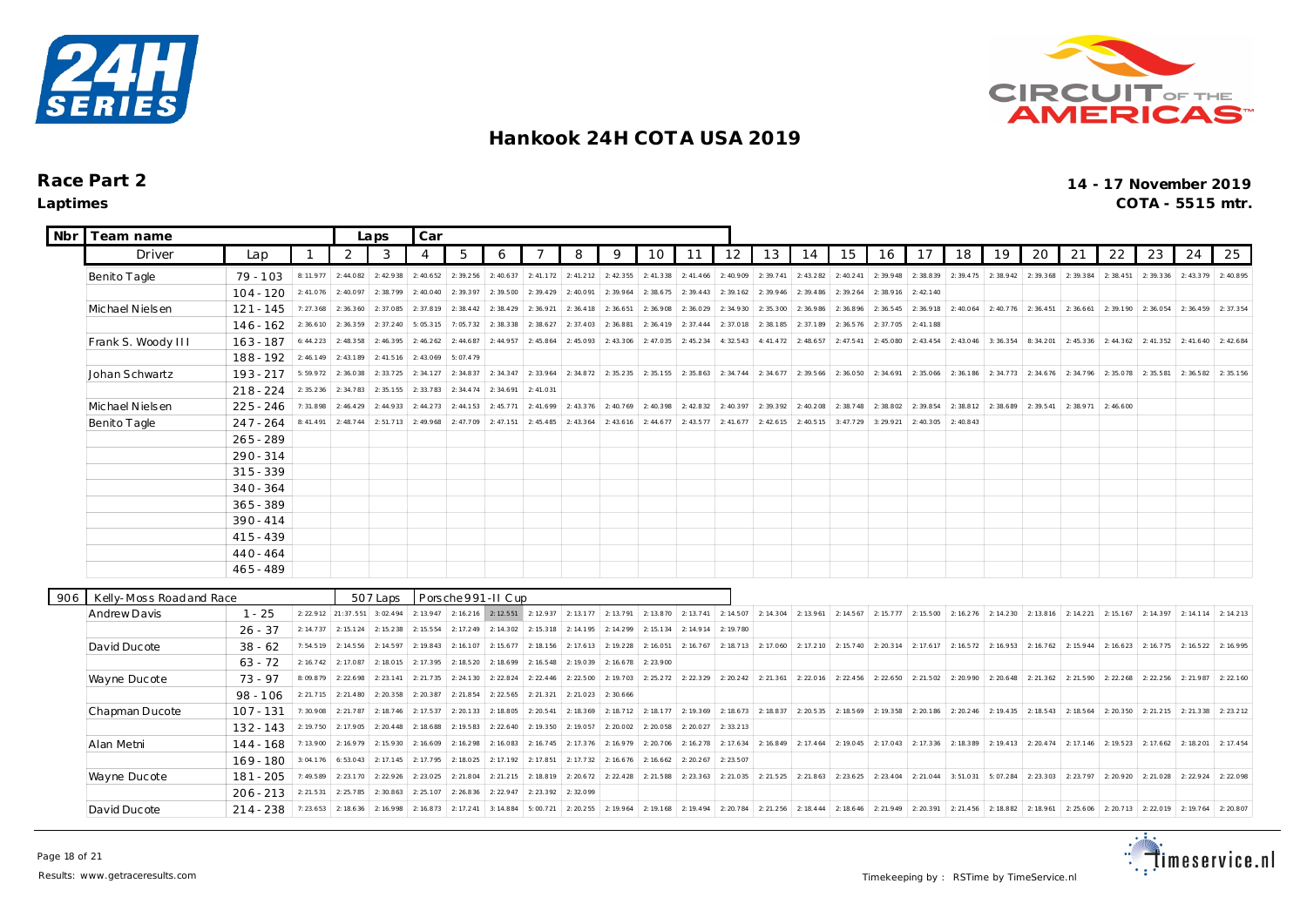# Hankook 24H COTA USA 2019

## Race Part 2

**Laptimes**

**14 - 17 November 2019**

**COTA - 5515 mtr.**

| Nbr | Team name | | Laps | Car | | | | | | | | | | | | | | | | | | | | | | |
|---|---|---|---|---|---|---|---|---|---|---|---|---|---|---|---|---|---|---|---|---|---|---|---|---|---|---|
| | Driver | Lap | 1 | 2 | 3 | 4 | 5 | 6 | 7 | 8 | 9 | 10 | 11 | 12 | 13 | 14 | 15 | 16 | 17 | 18 | 19 | 20 | 21 | 22 | 23 | 24 | 25 |
| | Benito Tagle | 79 - 103 | 8:11.977 | 2:44.082 | 2:42.938 | 2:40.652 | 2:39.256 | 2:40.637 | 2:41.172 | 2:41.212 | 2:42.355 | 2:41.338 | 2:41.466 | 2:40.909 | 2:39.741 | 2:43.282 | 2:40.241 | 2:39.948 | 2:38.839 | 2:39.475 | 2:38.942 | 2:39.368 | 2:39.384 | 2:38.451 | 2:39.336 | 2:43.379 | 2:40.895 |
| | | 104 - 120 | 2:41.076 | 2:40.097 | 2:38.799 | 2:40.040 | 2:39.397 | 2:39.500 | 2:39.429 | 2:40.091 | 2:39.964 | 2:38.675 | 2:39.443 | 2:39.162 | 2:39.946 | 2:39.486 | 2:39.264 | 2:38.916 | 2:42.140 | | | | | | | | |
| | Michael Nielsen | 121 - 145 | 7:27.368 | 2:36.360 | 2:37.085 | 2:37.819 | 2:38.442 | 2:38.429 | 2:36.921 | 2:36.418 | 2:36.651 | 2:36.908 | 2:36.029 | 2:34.930 | 2:35.300 | 2:36.986 | 2:36.896 | 2:36.545 | 2:36.918 | 2:40.064 | 2:40.776 | 2:36.451 | 2:36.661 | 2:39.190 | 2:36.054 | 2:36.459 | 2:37.354 |
| | | 146 - 162 | 2:36.610 | 2:36.359 | 2:37.240 | 5:05.315 | 7:05.732 | 2:38.338 | 2:38.627 | 2:37.403 | 2:36.881 | 2:36.419 | 2:37.444 | 2:37.018 | 2:38.185 | 2:37.189 | 2:36.576 | 2:37.705 | 2:41.188 | | | | | | | | |
| | Frank S. Woody III | 163 - 187 | 6:44.223 | 2:48.358 | 2:46.395 | 2:46.262 | 2:44.687 | 2:44.957 | 2:45.864 | 2:45.093 | 2:43.306 | 2:47.035 | 2:45.234 | 4:32.543 | 4:41.472 | 2:48.657 | 2:47.541 | 2:45.080 | 2:43.454 | 2:43.046 | 3:36.354 | 8:34.201 | 2:45.336 | 2:44.362 | 2:41.352 | 2:41.640 | 2:42.684 |
| | | 188 - 192 | 2:46.149 | 2:43.189 | 2:41.516 | 2:43.069 | 5:07.479 | | | | | | | | | | | | | | | | | | | | |
| | Johan Schwartz | 193 - 217 | 5:59.972 | 2:36.038 | 2:33.725 | 2:34.127 | 2:34.837 | 2:34.347 | 2:33.964 | 2:34.872 | 2:35.235 | 2:35.155 | 2:35.863 | 2:34.744 | 2:34.677 | 2:39.566 | 2:36.050 | 2:34.691 | 2:35.066 | 2:36.186 | 2:34.773 | 2:34.676 | 2:34.796 | 2:35.078 | 2:35.581 | 2:36.582 | 2:35.156 |
| | | 218 - 224 | 2:35.236 | 2:34.783 | 2:35.155 | 2:33.783 | 2:34.474 | 2:34.691 | 2:41.031 | | | | | | | | | | | | | | | | | | |
| | Michael Nielsen | 225 - 246 | 7:31.898 | 2:46.429 | 2:44.933 | 2:44.273 | 2:44.153 | 2:45.771 | 2:41.699 | 2:43.376 | 2:40.769 | 2:40.398 | 2:42.832 | 2:40.397 | 2:39.392 | 2:40.208 | 2:38.748 | 2:38.802 | 2:39.854 | 2:38.812 | 2:38.689 | 2:39.541 | 2:38.971 | 2:46.600 | | | |
| | Benito Tagle | 247 - 264 | 8:41.491 | 2:48.744 | 2:51.713 | 2:49.968 | 2:47.709 | 2:47.151 | 2:45.485 | 2:43.364 | 2:43.616 | 2:44.677 | 2:43.577 | 2:41.677 | 2:42.615 | 2:40.515 | 3:47.729 | 3:29.921 | 2:40.305 | 2:40.843 | | | | | | | |
| | | 265 - 289 | | | | | | | | | | | | | | | | | | | | | | | | | |
| | | 290 - 314 | | | | | | | | | | | | | | | | | | | | | | | | | |
| | | 315 - 339 | | | | | | | | | | | | | | | | | | | | | | | | | |
| | | 340 - 364 | | | | | | | | | | | | | | | | | | | | | | | | | |
| | | 365 - 389 | | | | | | | | | | | | | | | | | | | | | | | | | |
| | | 390 - 414 | | | | | | | | | | | | | | | | | | | | | | | | | |
| | | 415 - 439 | | | | | | | | | | | | | | | | | | | | | | | | | |
| | | 440 - 464 | | | | | | | | | | | | | | | | | | | | | | | | | |
| | | 465 - 489 | | | | | | | | | | | | | | | | | | | | | | | | | |
| 906 | Kelly-Moss Road and Race | | 507 Laps | Porsche 991-II Cup | | | | | | | | | | | | | | | | | | | | | | |
| | Andrew Davis | 1 - 25 | 2:22.912 | 21:37.551 | 3:02.494 | 2:13.947 | 2:16.216 | 2:12.551 | 2:12.937 | 2:13.177 | 2:13.791 | 2:13.870 | 2:13.741 | 2:14.507 | 2:14.304 | 2:13.961 | 2:14.567 | 2:15.777 | 2:15.500 | 2:16.276 | 2:14.230 | 2:13.816 | 2:14.221 | 2:15.167 | 2:14.397 | 2:14.114 | 2:14.213 |
| | | 26 - 37 | 2:14.737 | 2:15.124 | 2:15.238 | 2:15.554 | 2:17.249 | 2:14.302 | 2:15.318 | 2:14.195 | 2:14.299 | 2:15.134 | 2:14.914 | 2:19.780 | | | | | | | | | | | | | |
| | David Ducote | 38 - 62 | 7:54.519 | 2:14.556 | 2:14.597 | 2:19.843 | 2:16.107 | 2:15.677 | 2:18.156 | 2:17.613 | 2:19.228 | 2:16.051 | 2:16.767 | 2:18.713 | 2:17.060 | 2:17.210 | 2:15.740 | 2:20.314 | 2:17.617 | 2:16.572 | 2:16.953 | 2:16.762 | 2:15.944 | 2:16.623 | 2:16.775 | 2:16.522 | 2:16.995 |
| | | 63 - 72 | 2:16.742 | 2:17.087 | 2:18.015 | 2:17.395 | 2:18.520 | 2:18.699 | 2:16.548 | 2:19.039 | 2:16.678 | 2:23.900 | | | | | | | | | | | | | | | |
| | Wayne Ducote | 73 - 97 | 8:09.879 | 2:22.698 | 2:23.141 | 2:21.735 | 2:24.130 | 2:22.824 | 2:22.446 | 2:22.500 | 2:19.703 | 2:25.272 | 2:22.329 | 2:20.242 | 2:21.361 | 2:22.016 | 2:22.456 | 2:22.650 | 2:21.502 | 2:20.990 | 2:20.648 | 2:21.362 | 2:21.590 | 2:22.268 | 2:22.256 | 2:21.987 | 2:22.160 |
| | | 98 - 106 | 2:21.715 | 2:21.480 | 2:20.358 | 2:20.387 | 2:21.854 | 2:22.565 | 2:21.321 | 2:21.023 | 2:30.666 | | | | | | | | | | | | | | | | |
| | Chapman Ducote | 107 - 131 | 7:30.908 | 2:21.787 | 2:18.746 | 2:17.537 | 2:20.133 | 2:18.805 | 2:20.541 | 2:18.369 | 2:18.712 | 2:18.177 | 2:19.369 | 2:18.673 | 2:18.837 | 2:20.535 | 2:18.569 | 2:19.358 | 2:20.186 | 2:20.246 | 2:19.435 | 2:18.543 | 2:18.564 | 2:20.350 | 2:21.215 | 2:21.338 | 2:23.212 |
| | | 132 - 143 | 2:19.750 | 2:17.905 | 2:20.448 | 2:18.688 | 2:19.583 | 2:22.640 | 2:19.350 | 2:19.057 | 2:20.002 | 2:20.058 | 2:20.027 | 2:33.213 | | | | | | | | | | | | | |
| | Alan Metni | 144 - 168 | 7:13.900 | 2:16.979 | 2:15.930 | 2:16.609 | 2:16.298 | 2:16.083 | 2:16.745 | 2:17.376 | 2:16.979 | 2:20.706 | 2:16.278 | 2:17.634 | 2:16.849 | 2:17.464 | 2:19.045 | 2:17.043 | 2:17.336 | 2:18.389 | 2:19.413 | 2:20.474 | 2:17.146 | 2:19.523 | 2:17.662 | 2:18.201 | 2:17.454 |
| | | 169 - 180 | 3:04.176 | 6:53.043 | 2:17.145 | 2:17.795 | 2:18.025 | 2:17.192 | 2:17.851 | 2:17.732 | 2:16.676 | 2:16.662 | 2:20.267 | 2:23.507 | | | | | | | | | | | | | |
| | Wayne Ducote | 181 - 205 | 7:49.589 | 2:23.170 | 2:22.926 | 2:23.025 | 2:21.804 | 2:21.215 | 2:18.819 | 2:20.672 | 2:22.428 | 2:21.588 | 2:23.363 | 2:21.035 | 2:21.525 | 2:21.863 | 2:23.625 | 2:23.404 | 2:21.044 | 3:51.031 | 5:07.284 | 2:23.303 | 2:23.797 | 2:20.920 | 2:21.028 | 2:22.924 | 2:22.098 |
| | | 206 - 213 | 2:21.531 | 2:25.785 | 2:30.863 | 2:25.107 | 2:26.836 | 2:22.947 | 2:23.392 | 2:32.099 | | | | | | | | | | | | | | | | | |
| | David Ducote | 214 - 238 | 7:23.653 | 2:18.636 | 2:16.998 | 2:16.873 | 2:17.241 | 3:14.884 | 5:00.721 | 2:20.255 | 2:19.964 | 2:19.168 | 2:19.494 | 2:20.784 | 2:21.256 | 2:18.444 | 2:18.646 | 2:21.949 | 2:20.391 | 2:21.456 | 2:18.882 | 2:18.961 | 2:25.606 | 2:20.713 | 2:22.019 | 2:19.764 | 2:20.807 |

Results: www.getraceresults.com

Timekeeping by : RSTime by TimeService.nl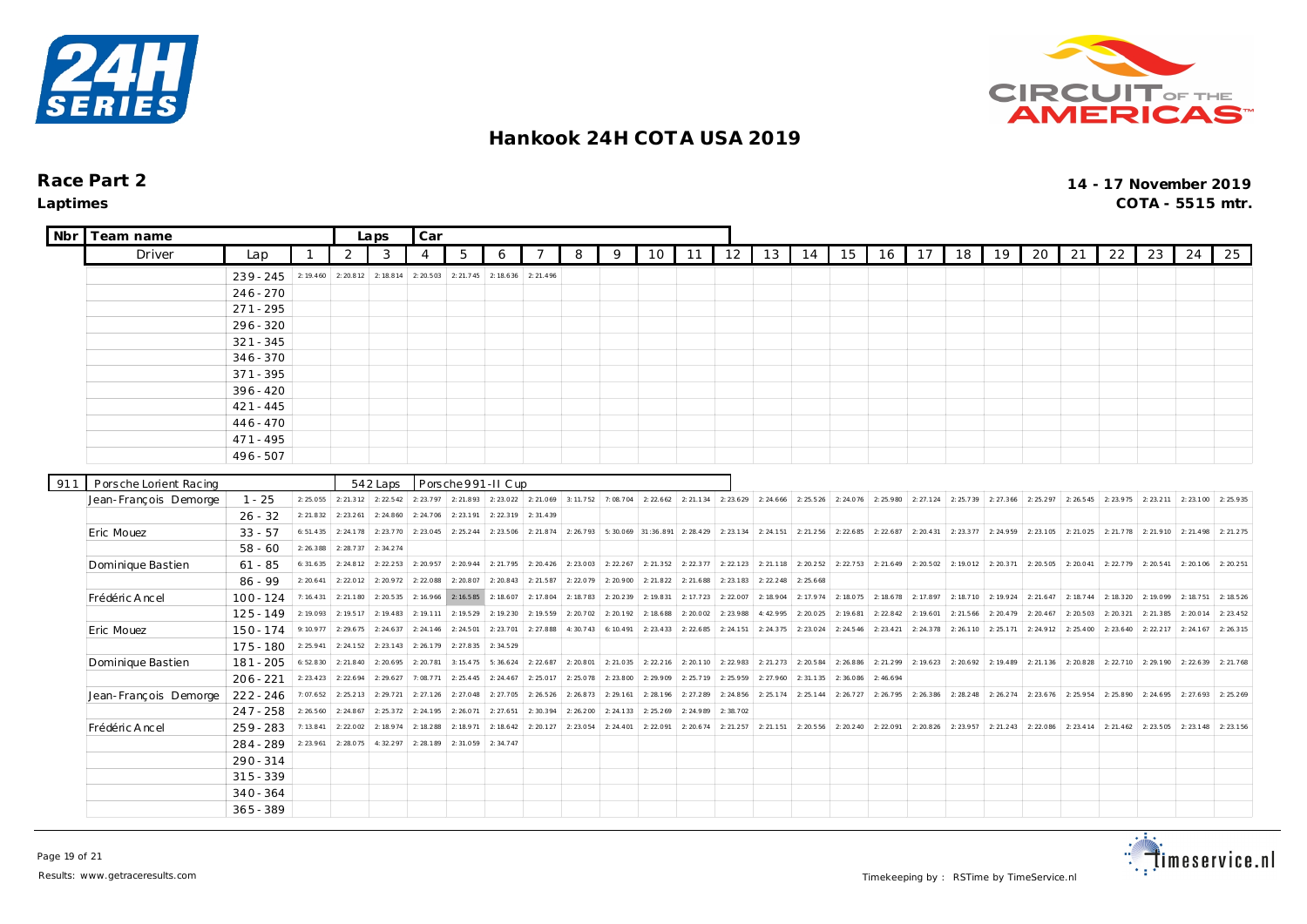# Hankook 24H COTA USA 2019

**Race Part 2**

**Laptimes**

**14 - 17 November 2019**

**COTA - 5515 mtr.**

| Nbr | Team name | | | Laps | Car | | | | | | | | | | | | | | | | | | | | | | |
|---|---|---|---|---|---|---|---|---|---|---|---|---|---|---|---|---|---|---|---|---|---|---|---|---|---|---|---|
| | Driver | Lap | 1 | 2 | 3 | 4 | 5 | 6 | 7 | 8 | 9 | 10 | 11 | 12 | 13 | 14 | 15 | 16 | 17 | 18 | 19 | 20 | 21 | 22 | 23 | 24 | 25 |
| | | 239 - 245 | 2:19.460 | 2:20.812 | 2:18.814 | 2:20.503 | 2:21.745 | 2:18.636 | 2:21.496 | | | | | | | | | | | | | | | | | | |
| | | 246 - 270 | | | | | | | | | | | | | | | | | | | | | | | | | |
| | | 271 - 295 | | | | | | | | | | | | | | | | | | | | | | | | | |
| | | 296 - 320 | | | | | | | | | | | | | | | | | | | | | | | | | |
| | | 321 - 345 | | | | | | | | | | | | | | | | | | | | | | | | | |
| | | 346 - 370 | | | | | | | | | | | | | | | | | | | | | | | | | |
| | | 371 - 395 | | | | | | | | | | | | | | | | | | | | | | | | | |
| | | 396 - 420 | | | | | | | | | | | | | | | | | | | | | | | | | |
| | | 421 - 445 | | | | | | | | | | | | | | | | | | | | | | | | | |
| | | 446 - 470 | | | | | | | | | | | | | | | | | | | | | | | | | |
| | | 471 - 495 | | | | | | | | | | | | | | | | | | | | | | | | | |
| | | 496 - 507 | | | | | | | | | | | | | | | | | | | | | | | | | |
| 911 | Porsche Lorient Racing | | | | 542 Laps | Porsche 991-II Cup | | | | | | | | | | | | | | | | | | | | | |
| | Jean-François Demorge | 1 - 25 | 2:25.055 | 2:21.312 | 2:22.542 | 2:23.797 | 2:21.893 | 2:23.022 | 2:21.069 | 3:11.752 | 7:08.704 | 2:22.662 | 2:21.134 | 2:23.629 | 2:24.666 | 2:25.526 | 2:24.076 | 2:25.980 | 2:27.124 | 2:25.739 | 2:27.366 | 2:25.297 | 2:26.545 | 2:23.975 | 2:23.211 | 2:23.100 | 2:25.935 |
| | | 26 - 32 | 2:21.832 | 2:23.261 | 2:24.860 | 2:24.706 | 2:23.191 | 2:22.319 | 2:31.439 | | | | | | | | | | | | | | | | | | |
| | Eric Mouez | 33 - 57 | 6:51.435 | 2:24.178 | 2:23.770 | 2:23.045 | 2:25.244 | 2:23.506 | 2:21.874 | 2:26.793 | 5:30.069 | 31:36.891 | 2:28.429 | 2:23.134 | 2:24.151 | 2:21.256 | 2:22.685 | 2:22.687 | 2:20.431 | 2:23.377 | 2:24.959 | 2:23.105 | 2:21.025 | 2:21.778 | 2:21.910 | 2:21.498 | 2:21.275 |
| | | 58 - 60 | 2:26.388 | 2:28.737 | 2:34.274 | | | | | | | | | | | | | | | | | | | | | | |
| | Dominique Bastien | 61 - 85 | 6:31.635 | 2:24.812 | 2:22.253 | 2:20.957 | 2:20.944 | 2:21.795 | 2:20.426 | 2:23.003 | 2:22.267 | 2:21.352 | 2:22.377 | 2:22.123 | 2:21.118 | 2:20.252 | 2:22.753 | 2:21.649 | 2:20.502 | 2:19.012 | 2:20.371 | 2:20.505 | 2:20.041 | 2:22.779 | 2:20.541 | 2:20.106 | 2:20.251 |
| | | 86 - 99 | 2:20.641 | 2:22.012 | 2:20.972 | 2:22.088 | 2:20.807 | 2:20.843 | 2:21.587 | 2:22.079 | 2:20.900 | 2:21.822 | 2:21.688 | 2:23.183 | 2:22.248 | 2:25.668 | | | | | | | | | | | |
| | Frédéric Ancel | 100 - 124 | 7:16.431 | 2:21.180 | 2:20.535 | 2:16.966 | 2:16.585 | 2:18.607 | 2:17.804 | 2:18.783 | 2:20.239 | 2:19.831 | 2:17.723 | 2:22.007 | 2:18.904 | 2:17.974 | 2:18.075 | 2:18.678 | 2:17.897 | 2:18.710 | 2:19.924 | 2:21.647 | 2:18.744 | 2:18.320 | 2:19.099 | 2:18.751 | 2:18.526 |
| | | 125 - 149 | 2:19.093 | 2:19.517 | 2:19.483 | 2:19.111 | 2:19.529 | 2:19.230 | 2:19.559 | 2:20.702 | 2:20.192 | 2:18.688 | 2:20.002 | 2:23.988 | 4:42.995 | 2:20.025 | 2:19.681 | 2:22.842 | 2:19.601 | 2:21.566 | 2:20.479 | 2:20.467 | 2:20.503 | 2:20.321 | 2:21.385 | 2:20.014 | 2:23.452 |
| | Eric Mouez | 150 - 174 | 9:10.977 | 2:29.675 | 2:24.637 | 2:24.146 | 2:24.501 | 2:23.701 | 2:27.888 | 4:30.743 | 6:10.491 | 2:23.433 | 2:22.685 | 2:24.151 | 2:24.375 | 2:23.024 | 2:24.546 | 2:23.421 | 2:24.378 | 2:26.110 | 2:25.171 | 2:24.912 | 2:25.400 | 2:23.640 | 2:22.217 | 2:24.167 | 2:26.315 |
| | | 175 - 180 | 2:25.941 | 2:24.152 | 2:23.143 | 2:26.179 | 2:27.835 | 2:34.529 | | | | | | | | | | | | | | | | | | | |
| | Dominique Bastien | 181 - 205 | 6:52.830 | 2:21.840 | 2:20.695 | 2:20.781 | 3:15.475 | 5:36.624 | 2:22.687 | 2:20.801 | 2:21.035 | 2:22.216 | 2:20.110 | 2:22.983 | 2:21.273 | 2:20.584 | 2:26.886 | 2:21.299 | 2:19.623 | 2:20.692 | 2:19.489 | 2:21.136 | 2:20.828 | 2:22.710 | 2:29.190 | 2:22.639 | 2:21.768 |
| | | 206 - 221 | 2:23.423 | 2:22.694 | 2:29.627 | 7:08.771 | 2:25.445 | 2:24.467 | 2:25.017 | 2:25.078 | 2:23.800 | 2:29.909 | 2:25.719 | 2:25.959 | 2:27.960 | 2:31.135 | 2:36.086 | 2:46.694 | | | | | | | | | |
| | Jean-François Demorge | 222 - 246 | 7:07.652 | 2:25.213 | 2:29.721 | 2:27.126 | 2:27.048 | 2:27.705 | 2:26.526 | 2:26.873 | 2:29.161 | 2:28.196 | 2:27.289 | 2:24.856 | 2:25.174 | 2:25.144 | 2:26.727 | 2:26.795 | 2:26.386 | 2:28.248 | 2:26.274 | 2:23.676 | 2:25.954 | 2:25.890 | 2:24.695 | 2:27.693 | 2:25.269 |
| | | 247 - 258 | 2:26.560 | 2:24.867 | 2:25.372 | 2:24.195 | 2:26.071 | 2:27.651 | 2:30.394 | 2:26.200 | 2:24.133 | 2:25.269 | 2:24.989 | 2:38.702 | | | | | | | | | | | | | |
| | Frédéric Ancel | 259 - 283 | 7:13.841 | 2:22.002 | 2:18.974 | 2:18.288 | 2:18.971 | 2:18.642 | 2:20.127 | 2:23.054 | 2:24.401 | 2:22.091 | 2:20.674 | 2:21.257 | 2:21.151 | 2:20.556 | 2:20.240 | 2:22.091 | 2:20.826 | 2:23.957 | 2:21.243 | 2:22.086 | 2:23.414 | 2:21.462 | 2:23.505 | 2:23.148 | 2:23.156 |
| | | 284 - 289 | 2:23.961 | 2:28.075 | 4:32.297 | 2:28.189 | 2:31.059 | 2:34.747 | | | | | | | | | | | | | | | | | | | |
| | | 290 - 314 | | | | | | | | | | | | | | | | | | | | | | | | | |
| | | 315 - 339 | | | | | | | | | | | | | | | | | | | | | | | | | |
| | | 340 - 364 | | | | | | | | | | | | | | | | | | | | | | | | | |
| | | 365 - 389 | | | | | | | | | | | | | | | | | | | | | | | | | |

Results: www.getraceresults.com

Timekeeping by : RSTime by TimeService.nl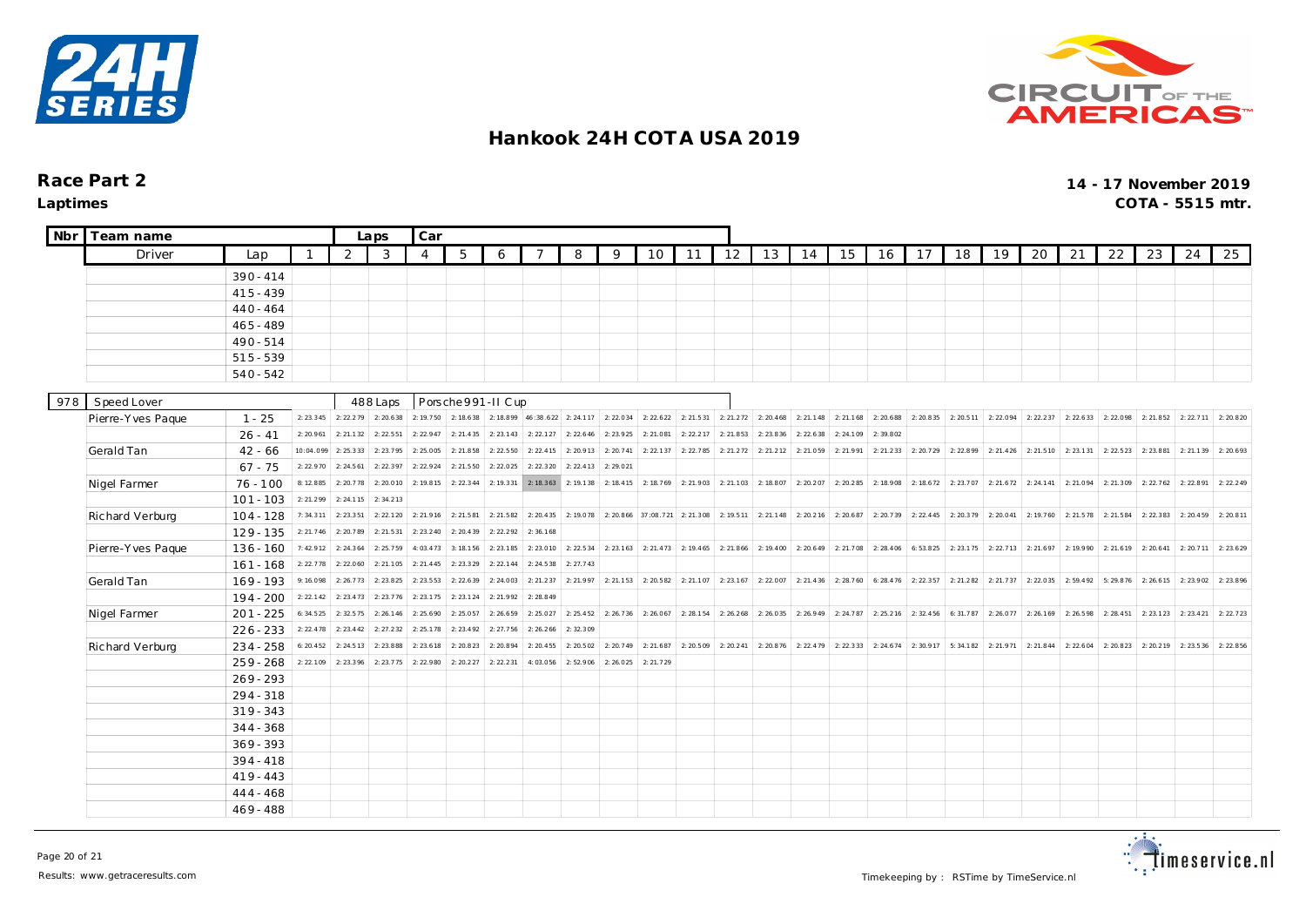# Hankook 24H COTA USA 2019

**Race Part 2** — **14 - 17 November 2019**

**Laptimes** — **COTA - 5515 mtr.**

| Nbr | Team name | | | Laps | Car | | | | | | | | | | | | | | | | | | | | | | |
|---|---|---|---|---|---|---|---|---|---|---|---|---|---|---|---|---|---|---|---|---|---|---|---|---|---|---|---|
| | Driver | Lap | 1 | 2 | 3 | 4 | 5 | 6 | 7 | 8 | 9 | 10 | 11 | 12 | 13 | 14 | 15 | 16 | 17 | 18 | 19 | 20 | 21 | 22 | 23 | 24 | 25 |
| | | 390 - 414 | | | | | | | | | | | | | | | | | | | | | | | | | |
| | | 415 - 439 | | | | | | | | | | | | | | | | | | | | | | | | | |
| | | 440 - 464 | | | | | | | | | | | | | | | | | | | | | | | | | |
| | | 465 - 489 | | | | | | | | | | | | | | | | | | | | | | | | | |
| | | 490 - 514 | | | | | | | | | | | | | | | | | | | | | | | | | |
| | | 515 - 539 | | | | | | | | | | | | | | | | | | | | | | | | | |
| | | 540 - 542 | | | | | | | | | | | | | | | | | | | | | | | | | |
| 978 | Speed Lover | | | 488 Laps | | Porsche 991-II Cup | | | | | | | | | | | | | | | | | | | | | |
| | Pierre-Yves Paque | 1 - 25 | 2:23.345 | 2:22.279 | 2:20.638 | 2:19.750 | 2:18.638 | 2:18.899 | 46:38.622 | 2:24.117 | 2:22.034 | 2:22.622 | 2:21.531 | 2:21.272 | 2:20.468 | 2:21.148 | 2:21.168 | 2:20.688 | 2:20.835 | 2:20.511 | 2:22.094 | 2:22.237 | 2:22.633 | 2:22.098 | 2:21.852 | 2:22.711 | 2:20.820 |
| | | 26 - 41 | 2:20.961 | 2:21.132 | 2:22.551 | 2:22.947 | 2:21.435 | 2:23.143 | 2:22.127 | 2:22.646 | 2:23.925 | 2:21.081 | 2:22.217 | 2:21.853 | 2:23.836 | 2:22.638 | 2:24.109 | 2:39.802 | | | | | | | | | |
| | Gerald Tan | 42 - 66 | 10:04.099 | 2:25.333 | 2:23.795 | 2:25.005 | 2:21.858 | 2:22.550 | 2:22.415 | 2:20.913 | 2:20.741 | 2:22.137 | 2:22.785 | 2:21.272 | 2:21.212 | 2:21.059 | 2:21.991 | 2:21.233 | 2:20.729 | 2:22.899 | 2:21.426 | 2:21.510 | 2:23.131 | 2:22.523 | 2:23.881 | 2:21.139 | 2:20.693 |
| | | 67 - 75 | 2:22.970 | 2:24.561 | 2:22.397 | 2:22.924 | 2:21.550 | 2:22.025 | 2:22.320 | 2:22.413 | 2:29.021 | | | | | | | | | | | | | | | | |
| | Nigel Farmer | 76 - 100 | 8:12.885 | 2:20.778 | 2:20.010 | 2:19.815 | 2:22.344 | 2:19.331 | 2:18.363 | 2:19.138 | 2:18.415 | 2:18.769 | 2:21.903 | 2:21.103 | 2:18.807 | 2:20.207 | 2:20.285 | 2:18.908 | 2:18.672 | 2:23.707 | 2:21.672 | 2:24.141 | 2:21.094 | 2:21.309 | 2:22.762 | 2:22.891 | 2:22.249 |
| | | 101 - 103 | 2:21.299 | 2:24.115 | 2:34.213 | | | | | | | | | | | | | | | | | | | | | | |
| | Richard Verburg | 104 - 128 | 7:34.311 | 2:23.351 | 2:22.120 | 2:21.916 | 2:21.581 | 2:21.582 | 2:20.435 | 2:19.078 | 2:20.866 | 37:08.721 | 2:21.308 | 2:19.511 | 2:21.148 | 2:20.216 | 2:20.687 | 2:20.739 | 2:22.445 | 2:20.379 | 2:20.041 | 2:19.760 | 2:21.578 | 2:21.584 | 2:22.383 | 2:20.459 | 2:20.811 |
| | | 129 - 135 | 2:21.746 | 2:20.789 | 2:21.531 | 2:23.240 | 2:20.439 | 2:22.292 | 2:36.168 | | | | | | | | | | | | | | | | | | |
| | Pierre-Yves Paque | 136 - 160 | 7:42.912 | 2:24.364 | 2:25.759 | 4:03.473 | 3:18.156 | 2:23.185 | 2:23.010 | 2:22.534 | 2:23.163 | 2:21.473 | 2:19.465 | 2:21.866 | 2:19.400 | 2:20.649 | 2:21.708 | 2:28.406 | 6:53.825 | 2:23.175 | 2:22.713 | 2:21.697 | 2:19.990 | 2:21.619 | 2:20.641 | 2:20.711 | 2:23.629 |
| | | 161 - 168 | 2:22.778 | 2:22.060 | 2:21.105 | 2:21.445 | 2:23.329 | 2:22.144 | 2:24.538 | 2:27.743 | | | | | | | | | | | | | | | | | |
| | Gerald Tan | 169 - 193 | 9:16.098 | 2:26.773 | 2:23.825 | 2:23.553 | 2:22.639 | 2:24.003 | 2:21.237 | 2:21.997 | 2:21.153 | 2:20.582 | 2:21.107 | 2:23.167 | 2:22.007 | 2:21.436 | 2:28.760 | 6:28.476 | 2:22.357 | 2:21.282 | 2:21.737 | 2:22.035 | 2:59.492 | 5:29.876 | 2:26.615 | 2:23.902 | 2:23.896 |
| | | 194 - 200 | 2:22.142 | 2:23.473 | 2:23.776 | 2:23.175 | 2:23.124 | 2:21.992 | 2:28.849 | | | | | | | | | | | | | | | | | | |
| | Nigel Farmer | 201 - 225 | 6:34.525 | 2:32.575 | 2:26.146 | 2:25.690 | 2:25.057 | 2:26.659 | 2:25.027 | 2:25.452 | 2:26.736 | 2:26.067 | 2:28.154 | 2:26.268 | 2:26.035 | 2:26.949 | 2:24.787 | 2:25.216 | 2:32.456 | 6:31.787 | 2:26.077 | 2:26.169 | 2:26.598 | 2:28.451 | 2:23.123 | 2:23.421 | 2:22.723 |
| | | 226 - 233 | 2:22.478 | 2:23.442 | 2:27.232 | 2:25.178 | 2:23.492 | 2:27.756 | 2:26.266 | 2:32.309 | | | | | | | | | | | | | | | | | |
| | Richard Verburg | 234 - 258 | 6:20.452 | 2:24.513 | 2:23.888 | 2:23.618 | 2:20.823 | 2:20.894 | 2:20.455 | 2:20.502 | 2:20.749 | 2:21.687 | 2:20.509 | 2:20.241 | 2:20.876 | 2:22.479 | 2:22.333 | 2:24.674 | 2:30.917 | 5:34.182 | 2:21.971 | 2:21.844 | 2:22.604 | 2:20.823 | 2:20.219 | 2:23.536 | 2:22.856 |
| | | 259 - 268 | 2:22.109 | 2:23.396 | 2:23.775 | 2:22.980 | 2:20.227 | 2:22.231 | 4:03.056 | 2:52.906 | 2:26.025 | 2:21.729 | | | | | | | | | | | | | | | |
| | | 269 - 293 | | | | | | | | | | | | | | | | | | | | | | | | | |
| | | 294 - 318 | | | | | | | | | | | | | | | | | | | | | | | | | |
| | | 319 - 343 | | | | | | | | | | | | | | | | | | | | | | | | | |
| | | 344 - 368 | | | | | | | | | | | | | | | | | | | | | | | | | |
| | | 369 - 393 | | | | | | | | | | | | | | | | | | | | | | | | | |
| | | 394 - 418 | | | | | | | | | | | | | | | | | | | | | | | | | |
| | | 419 - 443 | | | | | | | | | | | | | | | | | | | | | | | | | |
| | | 444 - 468 | | | | | | | | | | | | | | | | | | | | | | | | | |
| | | 469 - 488 | | | | | | | | | | | | | | | | | | | | | | | | | |

Results: www.getraceresults.com

Timekeeping by : RSTime by TimeService.nl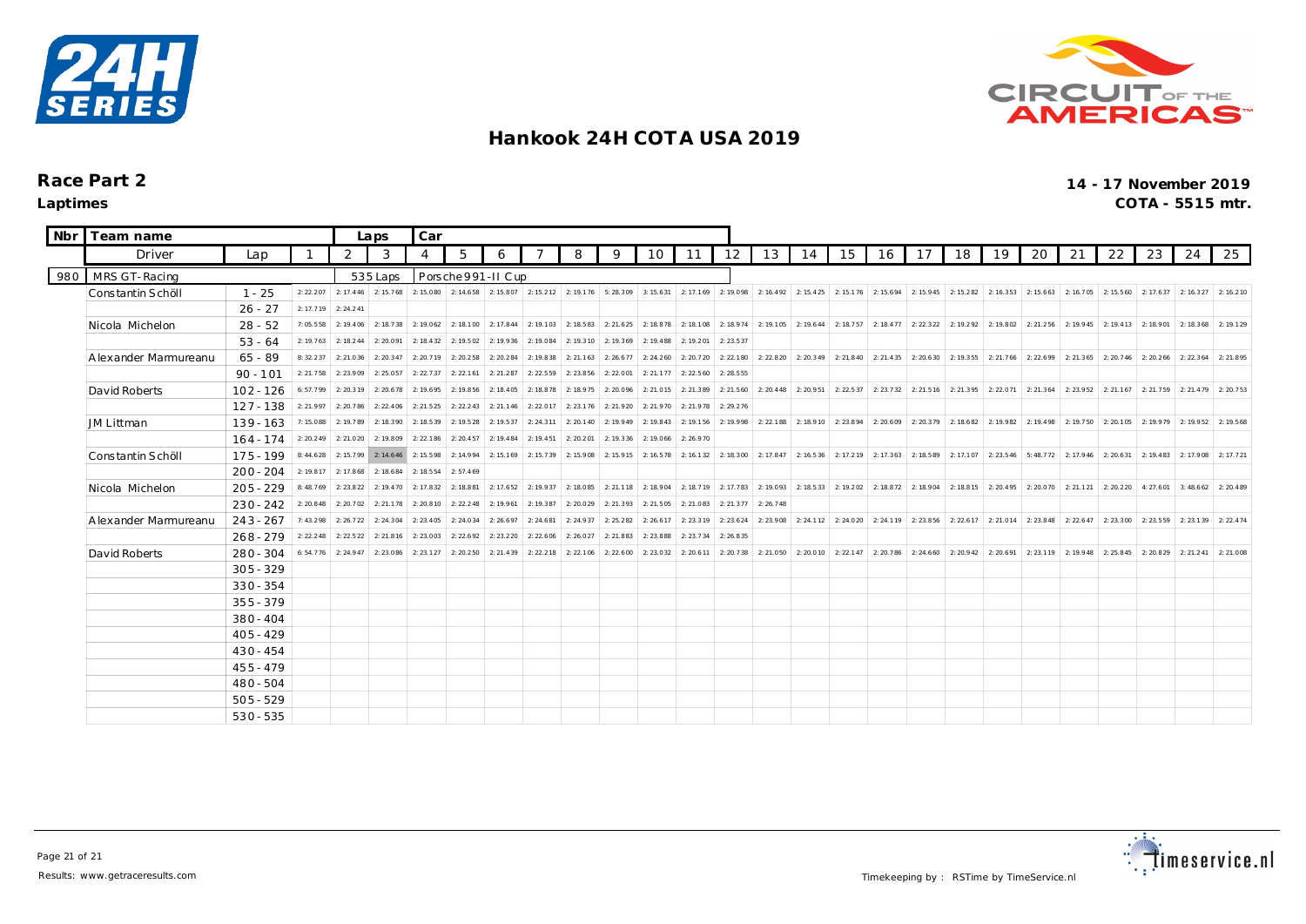# Hankook 24H COTA USA 2019

## Race Part 2

**Laptimes**

**14 - 17 November 2019**

**COTA - 5515 mtr.**

| Nbr | Team name | | Laps | Car | | | | | | | | | | | | | | | | | | | | | | | | |
|---|---|---|---|---|---|---|---|---|---|---|---|---|---|---|---|---|---|---|---|---|---|---|---|---|---|---|---|---|
| | Driver | Lap | 1 | 2 | 3 | 4 | 5 | 6 | 7 | 8 | 9 | 10 | 11 | 12 | 13 | 14 | 15 | 16 | 17 | 18 | 19 | 20 | 21 | 22 | 23 | 24 | 25 |
| 980 | MRS GT-Racing | | | | 535 Laps | Porsche 991-II Cup | | | | | | | | | | | | | | | | | | | | | |
| | Constantin Schöll | 1 - 25 | 2:22.207 | 2:17.446 | 2:15.768 | 2:15.080 | 2:14.658 | 2:15.807 | 2:15.212 | 2:19.176 | 5:28.309 | 3:15.631 | 2:17.169 | 2:19.098 | 2:16.492 | 2:15.425 | 2:15.176 | 2:15.694 | 2:15.945 | 2:15.282 | 2:16.353 | 2:15.663 | 2:16.705 | 2:15.560 | 2:17.637 | 2:16.327 | 2:16.210 |
| | | 26 - 27 | 2:17.719 | 2:24.241 | | | | | | | | | | | | | | | | | | | | | | | |
| | Nicola Michelon | 28 - 52 | 7:05.558 | 2:19.406 | 2:18.738 | 2:19.062 | 2:18.100 | 2:17.844 | 2:19.103 | 2:18.583 | 2:21.625 | 2:18.878 | 2:18.108 | 2:18.974 | 2:19.105 | 2:19.644 | 2:18.757 | 2:18.477 | 2:22.322 | 2:19.292 | 2:19.802 | 2:21.256 | 2:19.945 | 2:19.413 | 2:18.901 | 2:18.368 | 2:19.129 |
| | | 53 - 64 | 2:19.763 | 2:18.244 | 2:20.091 | 2:18.432 | 2:19.502 | 2:19.936 | 2:19.084 | 2:19.310 | 2:19.369 | 2:19.488 | 2:19.201 | 2:23.537 | | | | | | | | | | | | | |
| | Alexander Marmureanu | 65 - 89 | 8:32.237 | 2:21.036 | 2:20.347 | 2:20.719 | 2:20.258 | 2:20.284 | 2:19.838 | 2:21.163 | 2:26.677 | 2:24.260 | 2:20.720 | 2:22.180 | 2:22.820 | 2:20.349 | 2:21.840 | 2:21.435 | 2:20.630 | 2:19.355 | 2:21.766 | 2:22.699 | 2:21.365 | 2:20.746 | 2:20.266 | 2:22.364 | 2:21.895 |
| | | 90 - 101 | 2:21.758 | 2:23.909 | 2:25.057 | 2:22.737 | 2:22.161 | 2:21.287 | 2:22.559 | 2:23.856 | 2:22.001 | 2:21.177 | 2:22.560 | 2:28.555 | | | | | | | | | | | | | |
| | David Roberts | 102 - 126 | 6:57.799 | 2:20.319 | 2:20.678 | 2:19.695 | 2:19.856 | 2:18.405 | 2:18.878 | 2:18.975 | 2:20.096 | 2:21.015 | 2:21.389 | 2:21.560 | 2:20.448 | 2:20.951 | 2:22.537 | 2:23.732 | 2:21.516 | 2:21.395 | 2:22.071 | 2:21.364 | 2:23.952 | 2:21.167 | 2:21.759 | 2:21.479 | 2:20.753 |
| | | 127 - 138 | 2:21.997 | 2:20.786 | 2:22.406 | 2:21.525 | 2:22.243 | 2:21.146 | 2:22.017 | 2:23.176 | 2:21.920 | 2:21.970 | 2:21.978 | 2:29.276 | | | | | | | | | | | | | |
| | JM Littman | 139 - 163 | 7:15.088 | 2:19.789 | 2:18.390 | 2:18.539 | 2:19.528 | 2:19.537 | 2:24.311 | 2:20.140 | 2:19.949 | 2:19.843 | 2:19.156 | 2:19.998 | 2:22.188 | 2:18.910 | 2:23.894 | 2:20.609 | 2:20.379 | 2:18.682 | 2:19.982 | 2:19.498 | 2:19.750 | 2:20.105 | 2:19.979 | 2:19.952 | 2:19.568 |
| | | 164 - 174 | 2:20.249 | 2:21.020 | 2:19.809 | 2:22.186 | 2:20.457 | 2:19.484 | 2:19.451 | 2:20.201 | 2:19.336 | 2:19.066 | 2:26.970 | | | | | | | | | | | | | | |
| | Constantin Schöll | 175 - 199 | 8:44.628 | 2:15.799 | 2:14.646 | 2:15.598 | 2:14.994 | 2:15.169 | 2:15.739 | 2:15.908 | 2:15.915 | 2:16.578 | 2:16.132 | 2:18.300 | 2:17.847 | 2:16.536 | 2:17.219 | 2:17.363 | 2:18.589 | 2:17.107 | 2:23.546 | 5:48.772 | 2:17.946 | 2:20.631 | 2:19.483 | 2:17.908 | 2:17.721 |
| | | 200 - 204 | 2:19.817 | 2:17.868 | 2:18.684 | 2:18.554 | 2:57.469 | | | | | | | | | | | | | | | | | | | | |
| | Nicola Michelon | 205 - 229 | 8:48.769 | 2:23.822 | 2:19.470 | 2:17.832 | 2:18.881 | 2:17.652 | 2:19.937 | 2:18.085 | 2:21.118 | 2:18.904 | 2:18.719 | 2:17.783 | 2:19.093 | 2:18.533 | 2:19.202 | 2:18.872 | 2:18.904 | 2:18.815 | 2:20.495 | 2:20.070 | 2:21.121 | 2:20.220 | 4:27.601 | 3:48.662 | 2:20.489 |
| | | 230 - 242 | 2:20.848 | 2:20.702 | 2:21.178 | 2:20.810 | 2:22.248 | 2:19.961 | 2:19.387 | 2:20.029 | 2:21.393 | 2:21.505 | 2:21.083 | 2:21.377 | 2:26.748 | | | | | | | | | | | | |
| | Alexander Marmureanu | 243 - 267 | 7:43.298 | 2:26.722 | 2:24.304 | 2:23.405 | 2:24.034 | 2:26.697 | 2:24.681 | 2:24.937 | 2:25.282 | 2:26.617 | 2:23.319 | 2:23.624 | 2:23.908 | 2:24.112 | 2:24.020 | 2:24.119 | 2:23.856 | 2:22.617 | 2:21.014 | 2:23.848 | 2:22.647 | 2:23.300 | 2:23.559 | 2:23.139 | 2:22.474 |
| | | 268 - 279 | 2:22.248 | 2:22.522 | 2:21.816 | 2:23.003 | 2:22.692 | 2:23.220 | 2:22.606 | 2:26.027 | 2:21.883 | 2:23.888 | 2:23.734 | 2:26.835 | | | | | | | | | | | | | |
| | David Roberts | 280 - 304 | 6:54.776 | 2:24.947 | 2:23.086 | 2:23.127 | 2:20.250 | 2:21.439 | 2:22.218 | 2:22.106 | 2:22.600 | 2:23.032 | 2:20.611 | 2:20.738 | 2:21.050 | 2:20.010 | 2:22.147 | 2:20.786 | 2:24.660 | 2:20.942 | 2:20.691 | 2:23.119 | 2:19.948 | 2:25.845 | 2:20.829 | 2:21.241 | 2:21.008 |
| | | 305 - 329 | | | | | | | | | | | | | | | | | | | | | | | | | |
| | | 330 - 354 | | | | | | | | | | | | | | | | | | | | | | | | | |
| | | 355 - 379 | | | | | | | | | | | | | | | | | | | | | | | | | |
| | | 380 - 404 | | | | | | | | | | | | | | | | | | | | | | | | | |
| | | 405 - 429 | | | | | | | | | | | | | | | | | | | | | | | | | |
| | | 430 - 454 | | | | | | | | | | | | | | | | | | | | | | | | | |
| | | 455 - 479 | | | | | | | | | | | | | | | | | | | | | | | | | |
| | | 480 - 504 | | | | | | | | | | | | | | | | | | | | | | | | | |
| | | 505 - 529 | | | | | | | | | | | | | | | | | | | | | | | | | |
| | | 530 - 535 | | | | | | | | | | | | | | | | | | | | | | | | | |

Results: www.getraceresults.com

Timekeeping by : RSTime by TimeService.nl